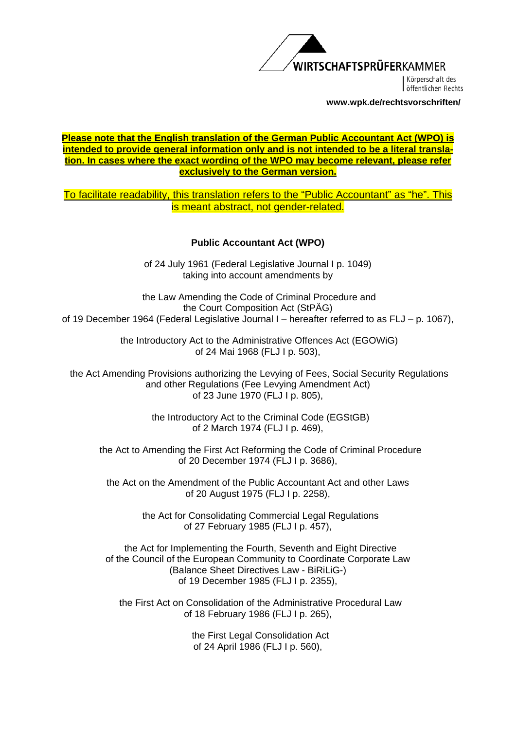WIRTSCHAFTSPRÜFERKAMMER

Körperschaft des öffentlichen Rechts

**www.wpk.de/rechtsvorschriften/**

**Please note that the English translation of the German Public Accountant Act (WPO) is intended to provide general information only and is not intended to be a literal translation. In cases where the exact wording of the WPO may become relevant, please refer exclusively to the German version.**

To facilitate readability, this translation refers to the "Public Accountant" as "he". This is meant abstract, not gender-related.

# Public Accountant Act (WPO)

of 24 July 1961 (Federal Legislative Journal I p. 1049)
taking into account amendments by

the Law Amending the Code of Criminal Procedure and
the Court Composition Act (StPÄG)
of 19 December 1964 (Federal Legislative Journal I – hereafter referred to as FLJ – p. 1067),

the Introductory Act to the Administrative Offences Act (EGOWiG)
of 24 Mai 1968 (FLJ I p. 503),

the Act Amending Provisions authorizing the Levying of Fees, Social Security Regulations
and other Regulations (Fee Levying Amendment Act)
of 23 June 1970 (FLJ I p. 805),

the Introductory Act to the Criminal Code (EGStGB)
of 2 March 1974 (FLJ I p. 469),

the Act to Amending the First Act Reforming the Code of Criminal Procedure
of 20 December 1974 (FLJ I p. 3686),

the Act on the Amendment of the Public Accountant Act and other Laws
of 20 August 1975 (FLJ I p. 2258),

the Act for Consolidating Commercial Legal Regulations
of 27 February 1985 (FLJ I p. 457),

the Act for Implementing the Fourth, Seventh and Eight Directive
of the Council of the European Community to Coordinate Corporate Law
(Balance Sheet Directives Law - BiRiLiG-)
of 19 December 1985 (FLJ I p. 2355),

the First Act on Consolidation of the Administrative Procedural Law
of 18 February 1986 (FLJ I p. 265),

the First Legal Consolidation Act
of 24 April 1986 (FLJ I p. 560),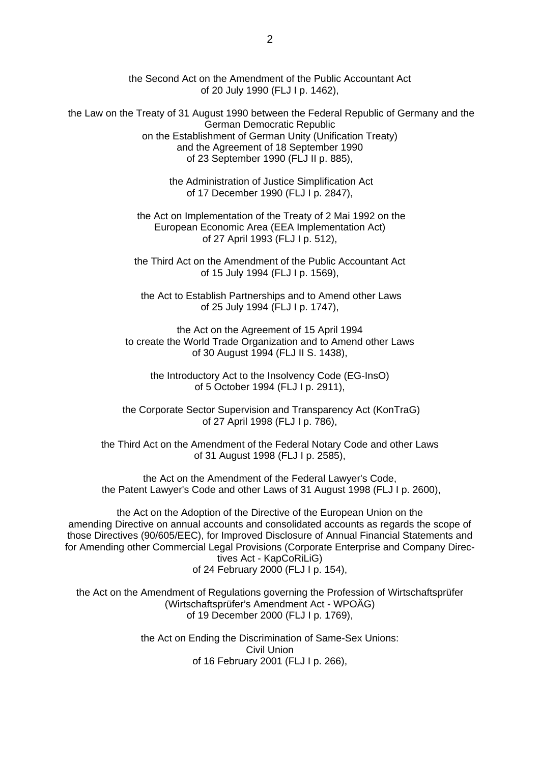the Second Act on the Amendment of the Public Accountant Act
of 20 July 1990 (FLJ I p. 1462),

the Law on the Treaty of 31 August 1990 between the Federal Republic of Germany and the German Democratic Republic
on the Establishment of German Unity (Unification Treaty)
and the Agreement of 18 September 1990
of 23 September 1990 (FLJ II p. 885),

the Administration of Justice Simplification Act
of 17 December 1990 (FLJ I p. 2847),

the Act on Implementation of the Treaty of 2 Mai 1992 on the
European Economic Area (EEA Implementation Act)
of 27 April 1993 (FLJ I p. 512),

the Third Act on the Amendment of the Public Accountant Act
of 15 July 1994 (FLJ I p. 1569),

the Act to Establish Partnerships and to Amend other Laws
of 25 July 1994 (FLJ I p. 1747),

the Act on the Agreement of 15 April 1994
to create the World Trade Organization and to Amend other Laws
of 30 August 1994 (FLJ II S. 1438),

the Introductory Act to the Insolvency Code (EG-InsO)
of 5 October 1994 (FLJ I p. 2911),

the Corporate Sector Supervision and Transparency Act (KonTraG)
of 27 April 1998 (FLJ I p. 786),

the Third Act on the Amendment of the Federal Notary Code and other Laws
of 31 August 1998 (FLJ I p. 2585),

the Act on the Amendment of the Federal Lawyer's Code,
the Patent Lawyer's Code and other Laws of 31 August 1998 (FLJ I p. 2600),

the Act on the Adoption of the Directive of the European Union on the
amending Directive on annual accounts and consolidated accounts as regards the scope of those Directives (90/605/EEC), for Improved Disclosure of Annual Financial Statements and for Amending other Commercial Legal Provisions (Corporate Enterprise and Company Directives Act - KapCoRiLiG)
of 24 February 2000 (FLJ I p. 154),

the Act on the Amendment of Regulations governing the Profession of Wirtschaftsprüfer
(Wirtschaftsprüfer's Amendment Act - WPOÄG)
of 19 December 2000 (FLJ I p. 1769),

the Act on Ending the Discrimination of Same-Sex Unions:
Civil Union
of 16 February 2001 (FLJ I p. 266),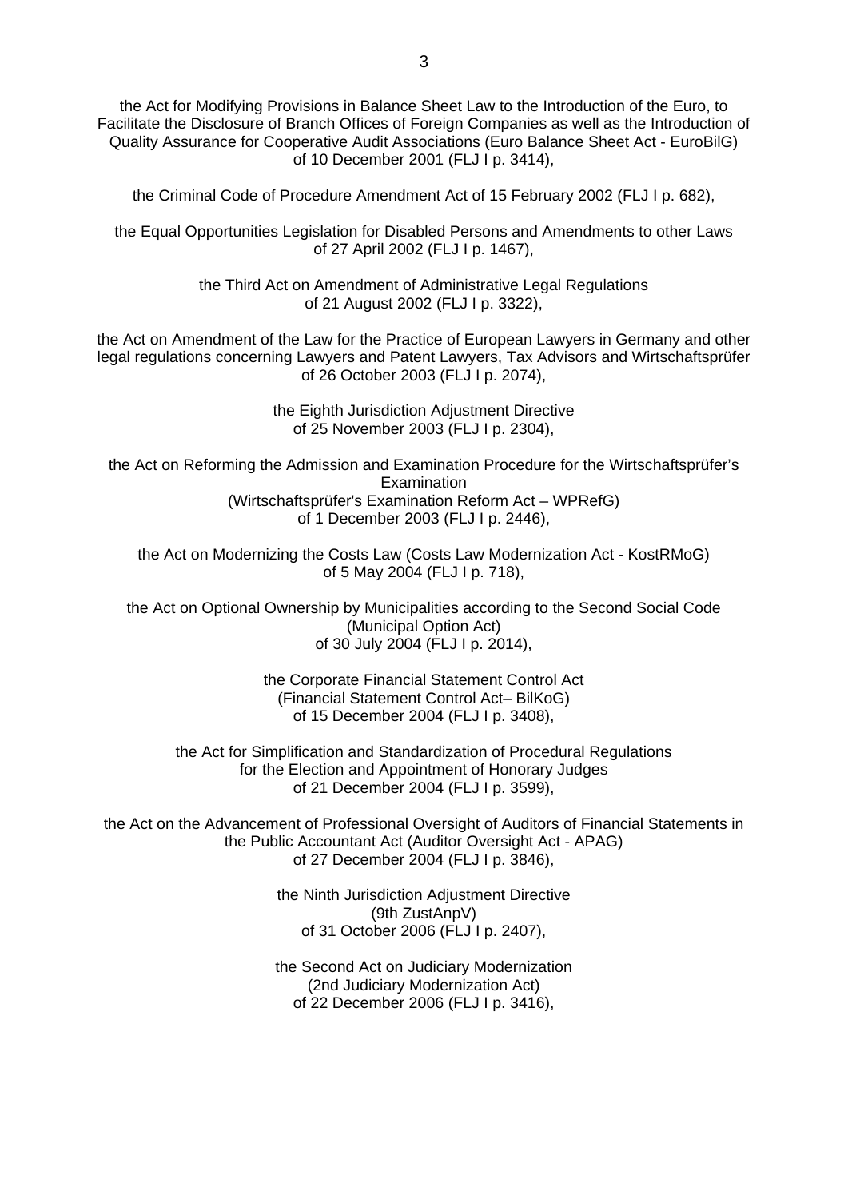the Act for Modifying Provisions in Balance Sheet Law to the Introduction of the Euro, to Facilitate the Disclosure of Branch Offices of Foreign Companies as well as the Introduction of Quality Assurance for Cooperative Audit Associations (Euro Balance Sheet Act - EuroBilG) of 10 December 2001 (FLJ I p. 3414),

the Criminal Code of Procedure Amendment Act of 15 February 2002 (FLJ I p. 682),

the Equal Opportunities Legislation for Disabled Persons and Amendments to other Laws of 27 April 2002 (FLJ I p. 1467),

the Third Act on Amendment of Administrative Legal Regulations of 21 August 2002 (FLJ I p. 3322),

the Act on Amendment of the Law for the Practice of European Lawyers in Germany and other legal regulations concerning Lawyers and Patent Lawyers, Tax Advisors and Wirtschaftsprüfer of 26 October 2003 (FLJ I p. 2074),

the Eighth Jurisdiction Adjustment Directive of 25 November 2003 (FLJ I p. 2304),

the Act on Reforming the Admission and Examination Procedure for the Wirtschaftsprüfer's Examination (Wirtschaftsprüfer's Examination Reform Act – WPRefG) of 1 December 2003 (FLJ I p. 2446),

the Act on Modernizing the Costs Law (Costs Law Modernization Act - KostRMoG) of 5 May 2004 (FLJ I p. 718),

the Act on Optional Ownership by Municipalities according to the Second Social Code (Municipal Option Act) of 30 July 2004 (FLJ I p. 2014),

the Corporate Financial Statement Control Act (Financial Statement Control Act– BilKoG) of 15 December 2004 (FLJ I p. 3408),

the Act for Simplification and Standardization of Procedural Regulations for the Election and Appointment of Honorary Judges of 21 December 2004 (FLJ I p. 3599),

the Act on the Advancement of Professional Oversight of Auditors of Financial Statements in the Public Accountant Act (Auditor Oversight Act - APAG) of 27 December 2004 (FLJ I p. 3846),

the Ninth Jurisdiction Adjustment Directive (9th ZustAnpV) of 31 October 2006 (FLJ I p. 2407),

the Second Act on Judiciary Modernization (2nd Judiciary Modernization Act) of 22 December 2006 (FLJ I p. 3416),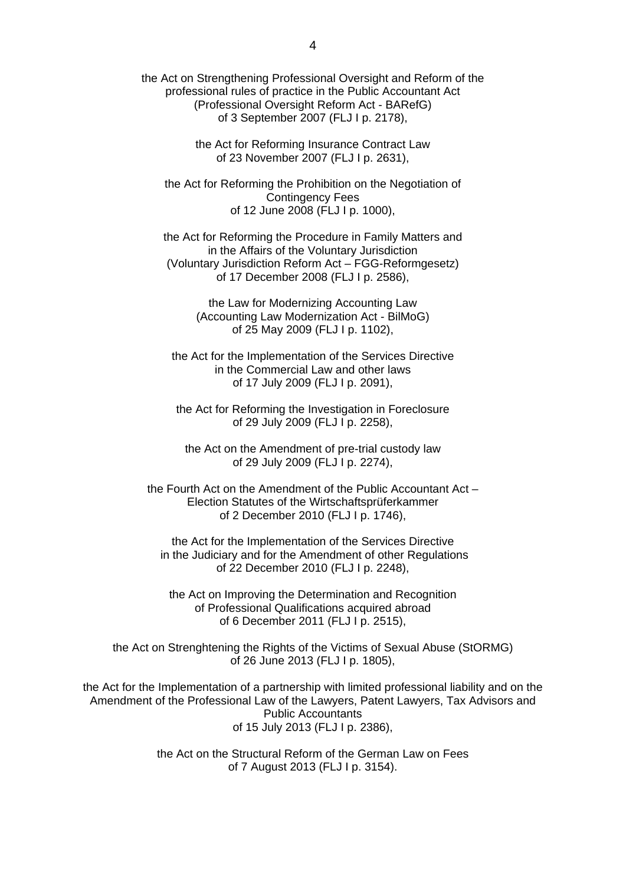the Act on Strengthening Professional Oversight and Reform of the professional rules of practice in the Public Accountant Act (Professional Oversight Reform Act - BARefG) of 3 September 2007 (FLJ I p. 2178),

the Act for Reforming Insurance Contract Law of 23 November 2007 (FLJ I p. 2631),

the Act for Reforming the Prohibition on the Negotiation of Contingency Fees of 12 June 2008 (FLJ I p. 1000),

the Act for Reforming the Procedure in Family Matters and in the Affairs of the Voluntary Jurisdiction (Voluntary Jurisdiction Reform Act – FGG-Reformgesetz) of 17 December 2008 (FLJ I p. 2586),

the Law for Modernizing Accounting Law (Accounting Law Modernization Act - BilMoG) of 25 May 2009 (FLJ I p. 1102),

the Act for the Implementation of the Services Directive in the Commercial Law and other laws of 17 July 2009 (FLJ I p. 2091),

the Act for Reforming the Investigation in Foreclosure of 29 July 2009 (FLJ I p. 2258),

the Act on the Amendment of pre-trial custody law of 29 July 2009 (FLJ I p. 2274),

the Fourth Act on the Amendment of the Public Accountant Act – Election Statutes of the Wirtschaftsprüferkammer of 2 December 2010 (FLJ I p. 1746),

the Act for the Implementation of the Services Directive in the Judiciary and for the Amendment of other Regulations of 22 December 2010 (FLJ I p. 2248),

the Act on Improving the Determination and Recognition of Professional Qualifications acquired abroad of 6 December 2011 (FLJ I p. 2515),

the Act on Strenghtening the Rights of the Victims of Sexual Abuse (StORMG) of 26 June 2013 (FLJ I p. 1805),

the Act for the Implementation of a partnership with limited professional liability and on the Amendment of the Professional Law of the Lawyers, Patent Lawyers, Tax Advisors and Public Accountants of 15 July 2013 (FLJ I p. 2386),

the Act on the Structural Reform of the German Law on Fees of 7 August 2013 (FLJ I p. 3154).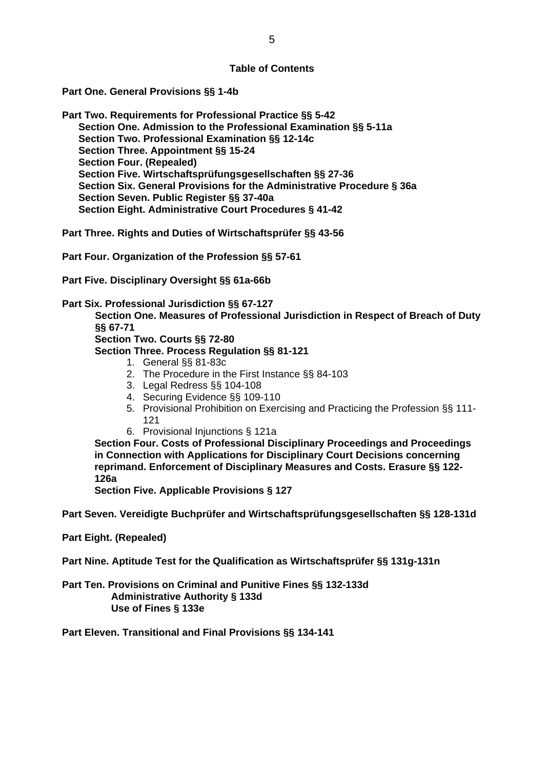## Table of Contents

**Part One. General Provisions §§ 1-4b**

**Part Two. Requirements for Professional Practice §§ 5-42**
- **Section One. Admission to the Professional Examination §§ 5-11a**
- **Section Two. Professional Examination §§ 12-14c**
- **Section Three. Appointment §§ 15-24**
- **Section Four. (Repealed)**
- **Section Five. Wirtschaftsprüfungsgesellschaften §§ 27-36**
- **Section Six. General Provisions for the Administrative Procedure § 36a**
- **Section Seven. Public Register §§ 37-40a**
- **Section Eight. Administrative Court Procedures § 41-42**

**Part Three. Rights and Duties of Wirtschaftsprüfer §§ 43-56**

**Part Four. Organization of the Profession §§ 57-61**

**Part Five. Disciplinary Oversight §§ 61a-66b**

**Part Six. Professional Jurisdiction §§ 67-127**
- **Section One. Measures of Professional Jurisdiction in Respect of Breach of Duty §§ 67-71**
- **Section Two. Courts §§ 72-80**
- **Section Three. Process Regulation §§ 81-121**
  1. General §§ 81-83c
  2. The Procedure in the First Instance §§ 84-103
  3. Legal Redress §§ 104-108
  4. Securing Evidence §§ 109-110
  5. Provisional Prohibition on Exercising and Practicing the Profession §§ 111-121
  6. Provisional Injunctions § 121a
- **Section Four. Costs of Professional Disciplinary Proceedings and Proceedings in Connection with Applications for Disciplinary Court Decisions concerning reprimand. Enforcement of Disciplinary Measures and Costs. Erasure §§ 122-126a**
- **Section Five. Applicable Provisions § 127**

**Part Seven. Vereidigte Buchprüfer and Wirtschaftsprüfungsgesellschaften §§ 128-131d**

**Part Eight. (Repealed)**

**Part Nine. Aptitude Test for the Qualification as Wirtschaftsprüfer §§ 131g-131n**

**Part Ten. Provisions on Criminal and Punitive Fines §§ 132-133d**
- **Administrative Authority § 133d**
- **Use of Fines § 133e**

**Part Eleven. Transitional and Final Provisions §§ 134-141**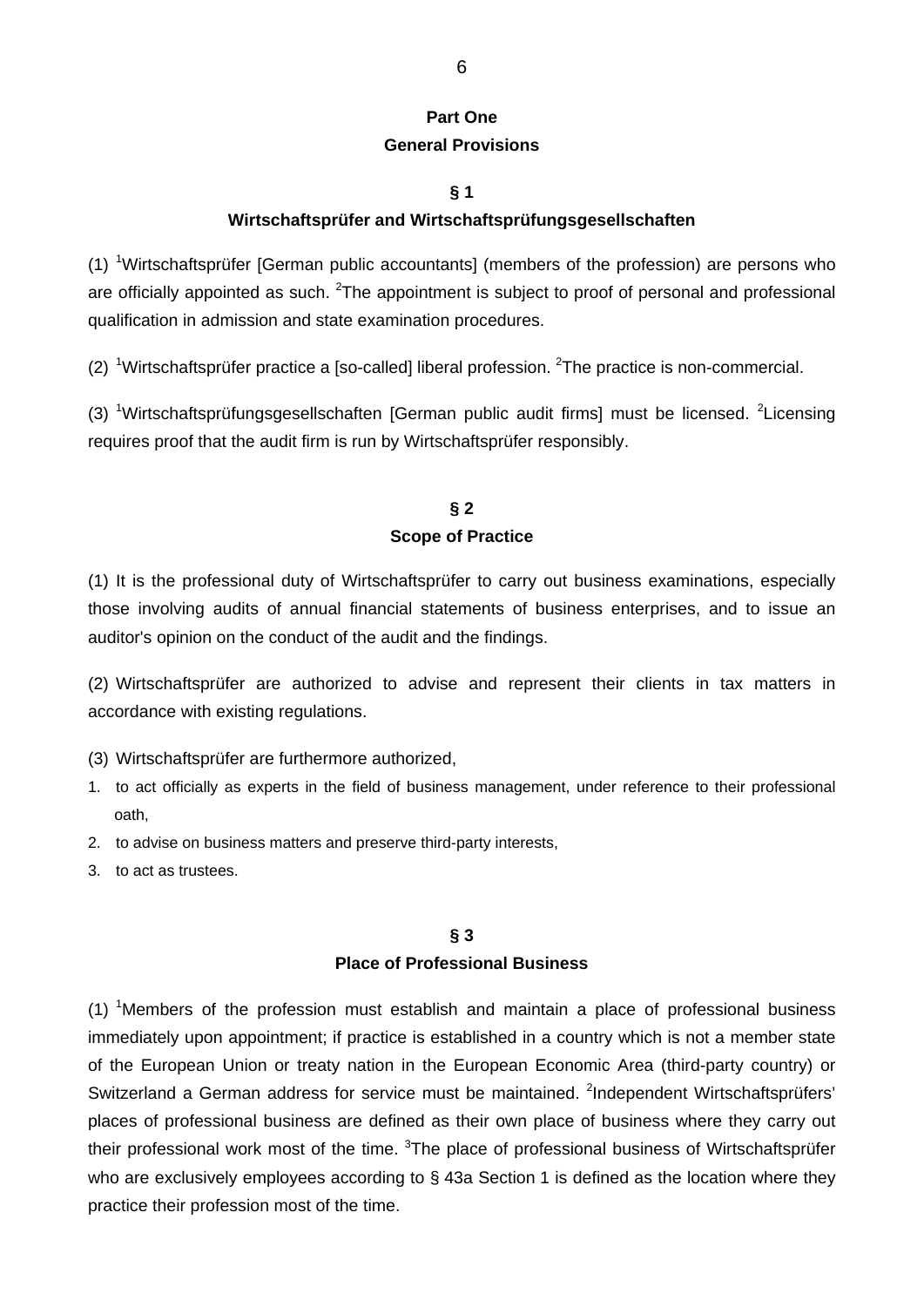# Part One
# General Provisions

## § 1
## Wirtschaftsprüfer and Wirtschaftsprüfungsgesellschaften

(1) [1]Wirtschaftsprüfer [German public accountants] (members of the profession) are persons who are officially appointed as such. [2]The appointment is subject to proof of personal and professional qualification in admission and state examination procedures.

(2) [1]Wirtschaftsprüfer practice a [so-called] liberal profession. [2]The practice is non-commercial.

(3) [1]Wirtschaftsprüfungsgesellschaften [German public audit firms] must be licensed. [2]Licensing requires proof that the audit firm is run by Wirtschaftsprüfer responsibly.

## § 2
## Scope of Practice

(1) It is the professional duty of Wirtschaftsprüfer to carry out business examinations, especially those involving audits of annual financial statements of business enterprises, and to issue an auditor's opinion on the conduct of the audit and the findings.

(2) Wirtschaftsprüfer are authorized to advise and represent their clients in tax matters in accordance with existing regulations.

(3) Wirtschaftsprüfer are furthermore authorized,

1. to act officially as experts in the field of business management, under reference to their professional oath,
2. to advise on business matters and preserve third-party interests,
3. to act as trustees.

## § 3
## Place of Professional Business

(1) [1]Members of the profession must establish and maintain a place of professional business immediately upon appointment; if practice is established in a country which is not a member state of the European Union or treaty nation in the European Economic Area (third-party country) or Switzerland a German address for service must be maintained. [2]Independent Wirtschaftsprüfers' places of professional business are defined as their own place of business where they carry out their professional work most of the time. [3]The place of professional business of Wirtschaftsprüfer who are exclusively employees according to § 43a Section 1 is defined as the location where they practice their profession most of the time.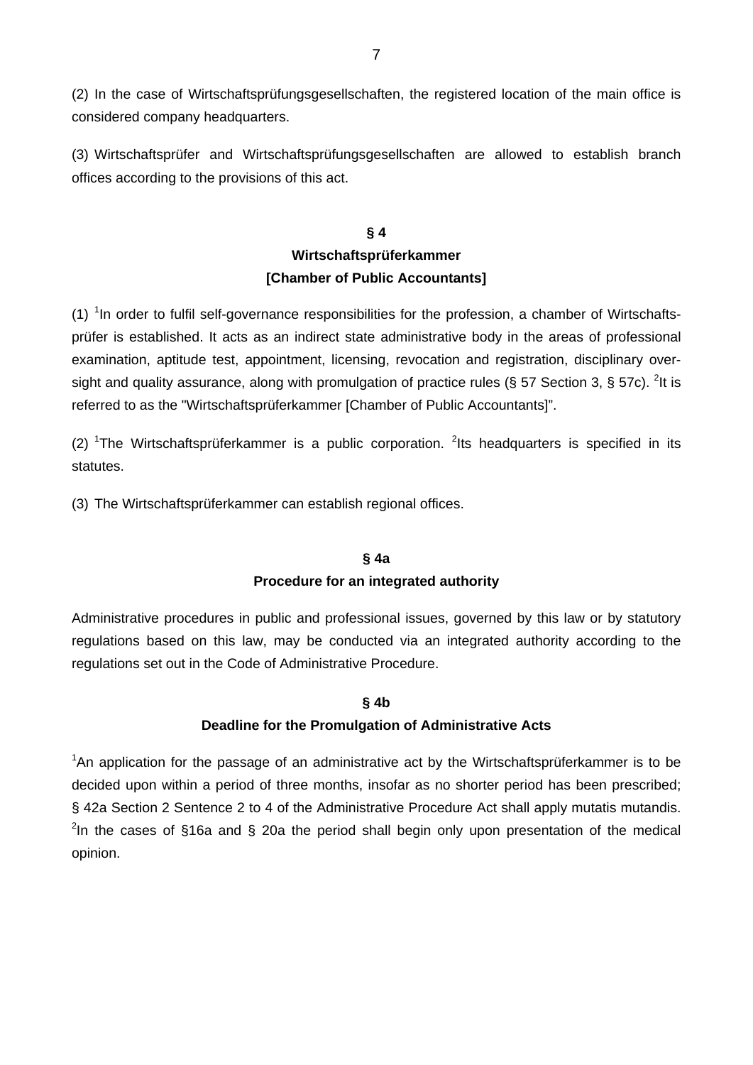(2) In the case of Wirtschaftsprüfungsgesellschaften, the registered location of the main office is considered company headquarters.

(3) Wirtschaftsprüfer and Wirtschaftsprüfungsgesellschaften are allowed to establish branch offices according to the provisions of this act.

## § 4
## Wirtschaftsprüferkammer
## [Chamber of Public Accountants]

(1) [1]In order to fulfil self-governance responsibilities for the profession, a chamber of Wirtschafts­prüfer is established. It acts as an indirect state administrative body in the areas of professional examination, aptitude test, appointment, licensing, revocation and registration, disciplinary over­sight and quality assurance, along with promulgation of practice rules (§ 57 Section 3, § 57c). [2]It is referred to as the "Wirtschaftsprüferkammer [Chamber of Public Accountants]".

(2) [1]The Wirtschaftsprüferkammer is a public corporation. [2]Its headquarters is specified in its statutes.

(3) The Wirtschaftsprüferkammer can establish regional offices.

## § 4a
## Procedure for an integrated authority

Administrative procedures in public and professional issues, governed by this law or by statutory regulations based on this law, may be conducted via an integrated authority according to the regulations set out in the Code of Administrative Procedure.

## § 4b
## Deadline for the Promulgation of Administrative Acts

[1]An application for the passage of an administrative act by the Wirtschaftsprüferkammer is to be decided upon within a period of three months, insofar as no shorter period has been prescribed; § 42a Section 2 Sentence 2 to 4 of the Administrative Procedure Act shall apply mutatis mutandis. [2]In the cases of §16a and § 20a the period shall begin only upon presentation of the medical opinion.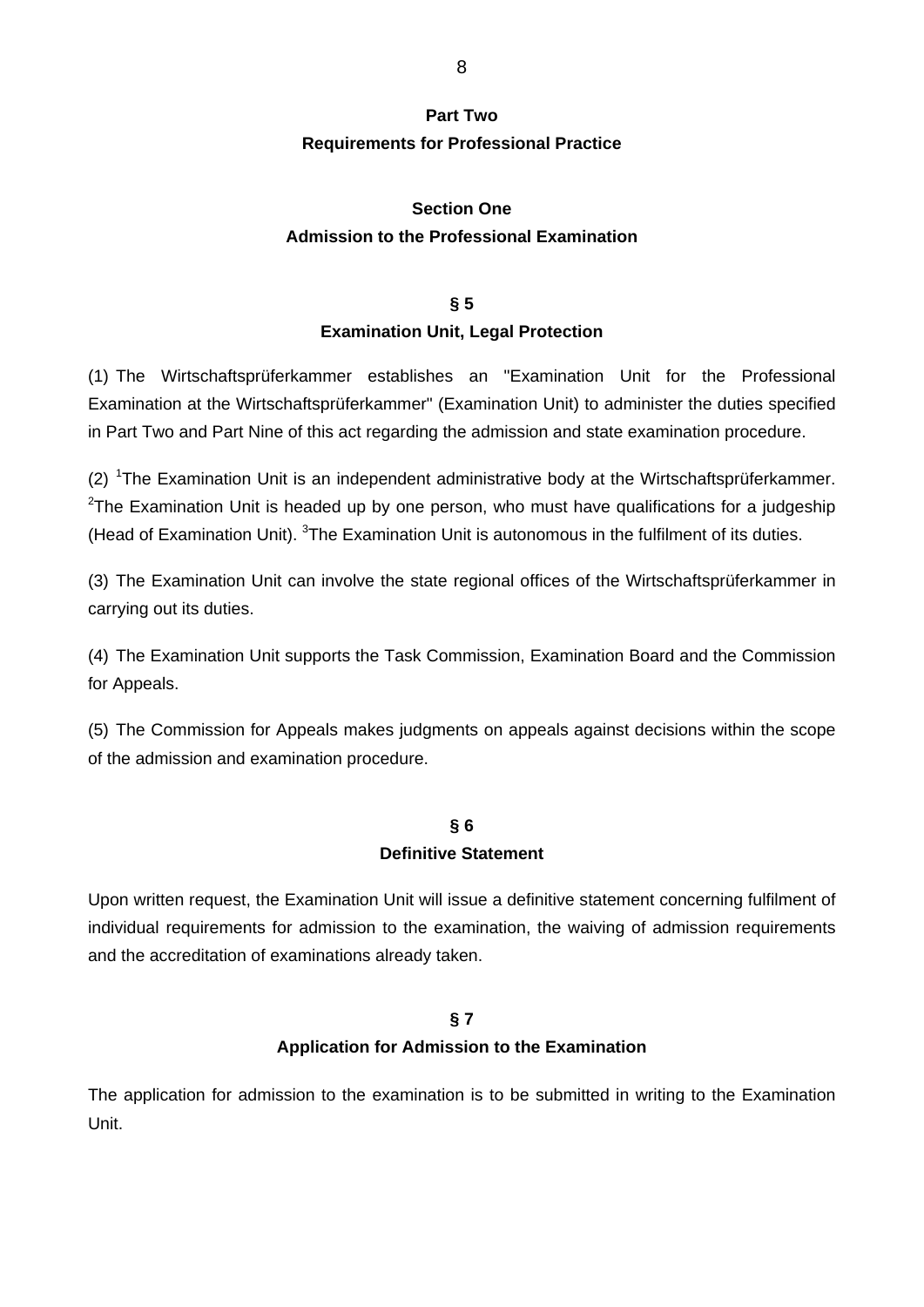# Part Two
# Requirements for Professional Practice

## Section One
## Admission to the Professional Examination

### § 5
### Examination Unit, Legal Protection

(1) The Wirtschaftsprüferkammer establishes an "Examination Unit for the Professional Examination at the Wirtschaftsprüferkammer" (Examination Unit) to administer the duties specified in Part Two and Part Nine of this act regarding the admission and state examination procedure.

(2) [1]The Examination Unit is an independent administrative body at the Wirtschaftsprüferkammer. [2]The Examination Unit is headed up by one person, who must have qualifications for a judgeship (Head of Examination Unit). [3]The Examination Unit is autonomous in the fulfilment of its duties.

(3) The Examination Unit can involve the state regional offices of the Wirtschaftsprüferkammer in carrying out its duties.

(4) The Examination Unit supports the Task Commission, Examination Board and the Commission for Appeals.

(5) The Commission for Appeals makes judgments on appeals against decisions within the scope of the admission and examination procedure.

### § 6
### Definitive Statement

Upon written request, the Examination Unit will issue a definitive statement concerning fulfilment of individual requirements for admission to the examination, the waiving of admission requirements and the accreditation of examinations already taken.

### § 7
### Application for Admission to the Examination

The application for admission to the examination is to be submitted in writing to the Examination Unit.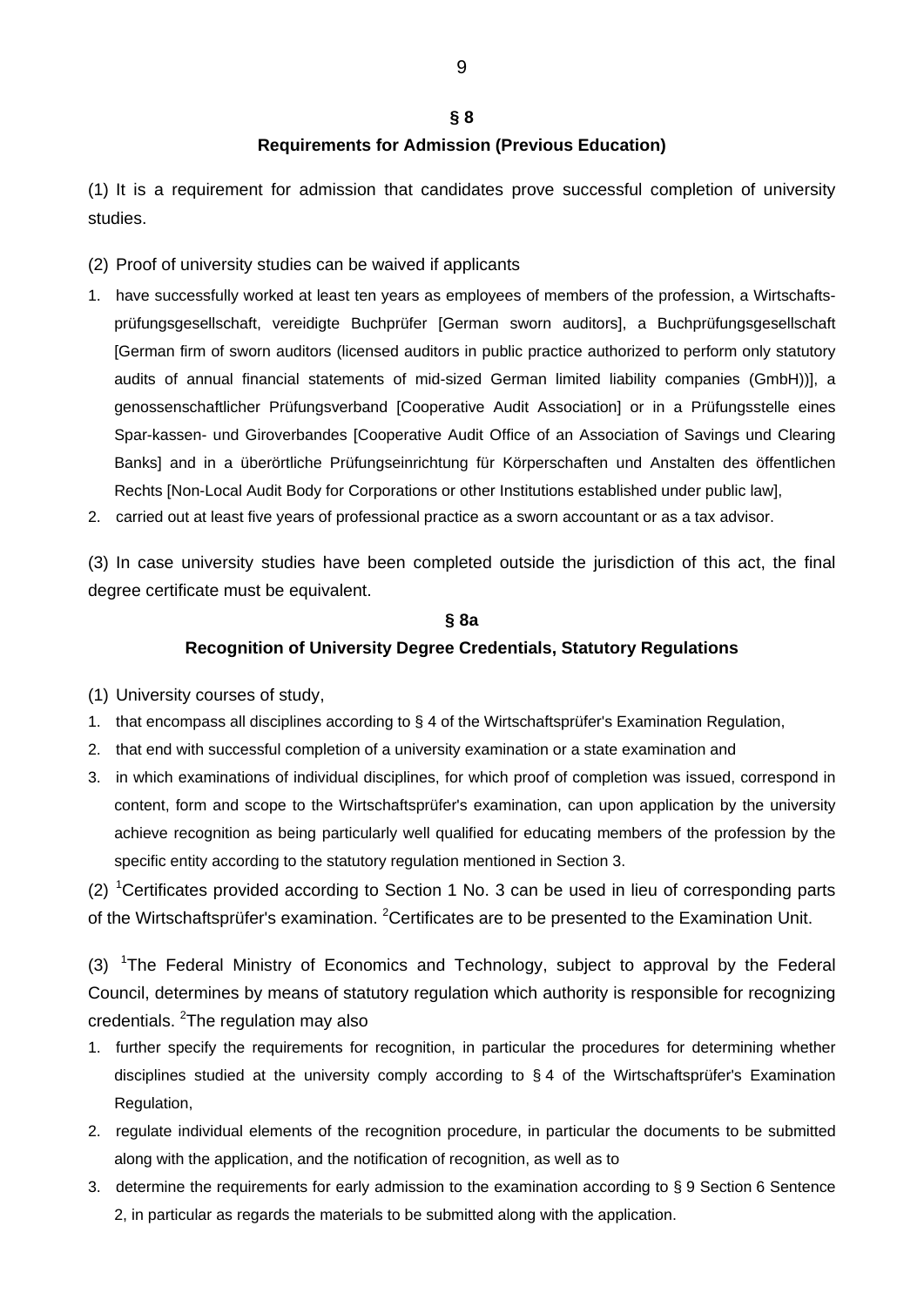## § 8

## Requirements for Admission (Previous Education)

(1) It is a requirement for admission that candidates prove successful completion of university studies.

(2) Proof of university studies can be waived if applicants

1. have successfully worked at least ten years as employees of members of the profession, a Wirtschaftsprüfungsgesellschaft, vereidigte Buchprüfer [German sworn auditors], a Buchprüfungsgesellschaft [German firm of sworn auditors (licensed auditors in public practice authorized to perform only statutory audits of annual financial statements of mid-sized German limited liability companies (GmbH))], a genossenschaftlicher Prüfungsverband [Cooperative Audit Association] or in a Prüfungsstelle eines Spar-kassen- und Giroverbandes [Cooperative Audit Office of an Association of Savings und Clearing Banks] and in a überörtliche Prüfungseinrichtung für Körperschaften und Anstalten des öffentlichen Rechts [Non-Local Audit Body for Corporations or other Institutions established under public law],
2. carried out at least five years of professional practice as a sworn accountant or as a tax advisor.

(3) In case university studies have been completed outside the jurisdiction of this act, the final degree certificate must be equivalent.

## § 8a

## Recognition of University Degree Credentials, Statutory Regulations

(1) University courses of study,

1. that encompass all disciplines according to § 4 of the Wirtschaftsprüfer's Examination Regulation,
2. that end with successful completion of a university examination or a state examination and
3. in which examinations of individual disciplines, for which proof of completion was issued, correspond in content, form and scope to the Wirtschaftsprüfer's examination, can upon application by the university achieve recognition as being particularly well qualified for educating members of the profession by the specific entity according to the statutory regulation mentioned in Section 3.

(2) [1]Certificates provided according to Section 1 No. 3 can be used in lieu of corresponding parts of the Wirtschaftsprüfer's examination. [2]Certificates are to be presented to the Examination Unit.

(3) [1]The Federal Ministry of Economics and Technology, subject to approval by the Federal Council, determines by means of statutory regulation which authority is responsible for recognizing credentials. [2]The regulation may also

1. further specify the requirements for recognition, in particular the procedures for determining whether disciplines studied at the university comply according to § 4 of the Wirtschaftsprüfer's Examination Regulation,
2. regulate individual elements of the recognition procedure, in particular the documents to be submitted along with the application, and the notification of recognition, as well as to
3. determine the requirements for early admission to the examination according to § 9 Section 6 Sentence 2, in particular as regards the materials to be submitted along with the application.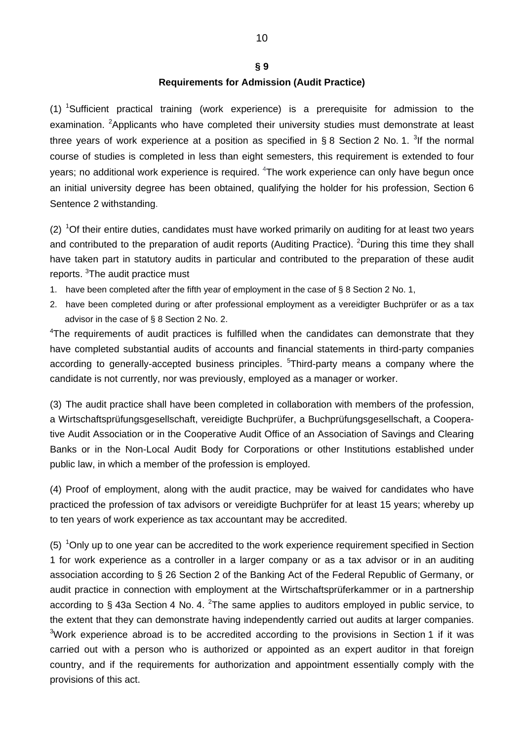## § 9

### Requirements for Admission (Audit Practice)

(1) [1]Sufficient practical training (work experience) is a prerequisite for admission to the examination. [2]Applicants who have completed their university studies must demonstrate at least three years of work experience at a position as specified in § 8 Section 2 No. 1. [3]If the normal course of studies is completed in less than eight semesters, this requirement is extended to four years; no additional work experience is required. [4]The work experience can only have begun once an initial university degree has been obtained, qualifying the holder for his profession, Section 6 Sentence 2 withstanding.

(2) [1]Of their entire duties, candidates must have worked primarily on auditing for at least two years and contributed to the preparation of audit reports (Auditing Practice). [2]During this time they shall have taken part in statutory audits in particular and contributed to the preparation of these audit reports. [3]The audit practice must

1. have been completed after the fifth year of employment in the case of § 8 Section 2 No. 1,
2. have been completed during or after professional employment as a vereidigter Buchprüfer or as a tax advisor in the case of § 8 Section 2 No. 2.

[4]The requirements of audit practices is fulfilled when the candidates can demonstrate that they have completed substantial audits of accounts and financial statements in third-party companies according to generally-accepted business principles. [5]Third-party means a company where the candidate is not currently, nor was previously, employed as a manager or worker.

(3) The audit practice shall have been completed in collaboration with members of the profession, a Wirtschaftsprüfungsgesellschaft, vereidigte Buchprüfer, a Buchprüfungsgesellschaft, a Cooperative Audit Association or in the Cooperative Audit Office of an Association of Savings and Clearing Banks or in the Non-Local Audit Body for Corporations or other Institutions established under public law, in which a member of the profession is employed.

(4) Proof of employment, along with the audit practice, may be waived for candidates who have practiced the profession of tax advisors or vereidigte Buchprüfer for at least 15 years; whereby up to ten years of work experience as tax accountant may be accredited.

(5) [1]Only up to one year can be accredited to the work experience requirement specified in Section 1 for work experience as a controller in a larger company or as a tax advisor or in an auditing association according to § 26 Section 2 of the Banking Act of the Federal Republic of Germany, or audit practice in connection with employment at the Wirtschaftsprüferkammer or in a partnership according to § 43a Section 4 No. 4. [2]The same applies to auditors employed in public service, to the extent that they can demonstrate having independently carried out audits at larger companies. [3]Work experience abroad is to be accredited according to the provisions in Section 1 if it was carried out with a person who is authorized or appointed as an expert auditor in that foreign country, and if the requirements for authorization and appointment essentially comply with the provisions of this act.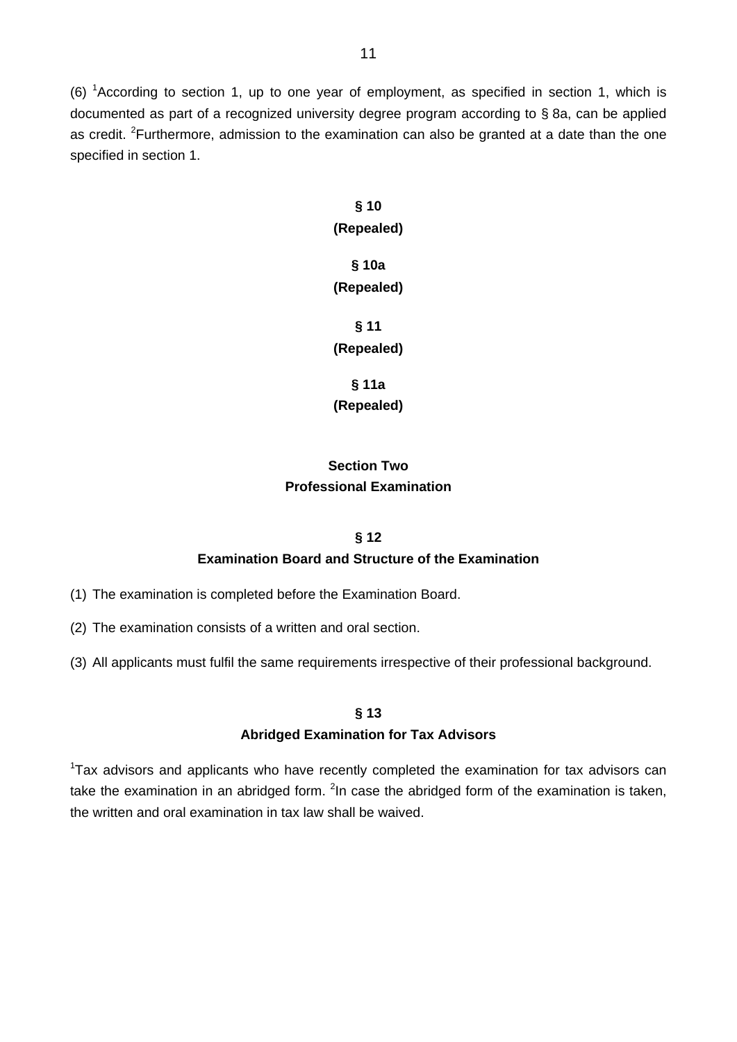(6) [1]According to section 1, up to one year of employment, as specified in section 1, which is documented as part of a recognized university degree program according to § 8a, can be applied as credit. [2]Furthermore, admission to the examination can also be granted at a date than the one specified in section 1.

**§ 10**
**(Repealed)**

**§ 10a**
**(Repealed)**

**§ 11**
**(Repealed)**

**§ 11a**
**(Repealed)**

## Section Two
## Professional Examination

### § 12
### Examination Board and Structure of the Examination

(1) The examination is completed before the Examination Board.

(2) The examination consists of a written and oral section.

(3) All applicants must fulfil the same requirements irrespective of their professional background.

### § 13
### Abridged Examination for Tax Advisors

[1]Tax advisors and applicants who have recently completed the examination for tax advisors can take the examination in an abridged form. [2]In case the abridged form of the examination is taken, the written and oral examination in tax law shall be waived.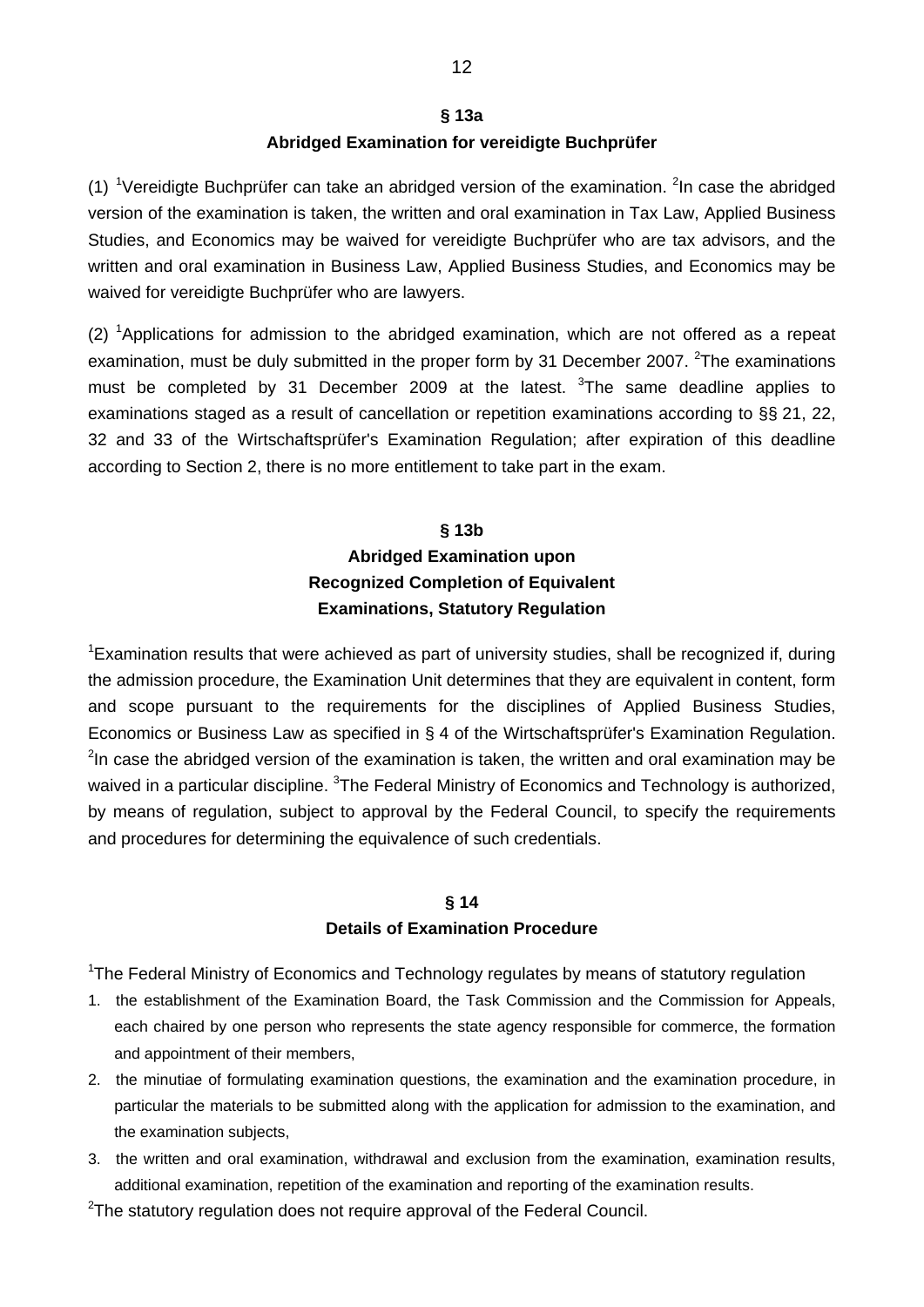## § 13a
## Abridged Examination for vereidigte Buchprüfer

(1) [1]Vereidigte Buchprüfer can take an abridged version of the examination. [2]In case the abridged version of the examination is taken, the written and oral examination in Tax Law, Applied Business Studies, and Economics may be waived for vereidigte Buchprüfer who are tax advisors, and the written and oral examination in Business Law, Applied Business Studies, and Economics may be waived for vereidigte Buchprüfer who are lawyers.

(2) [1]Applications for admission to the abridged examination, which are not offered as a repeat examination, must be duly submitted in the proper form by 31 December 2007. [2]The examinations must be completed by 31 December 2009 at the latest. [3]The same deadline applies to examinations staged as a result of cancellation or repetition examinations according to §§ 21, 22, 32 and 33 of the Wirtschaftsprüfer's Examination Regulation; after expiration of this deadline according to Section 2, there is no more entitlement to take part in the exam.

## § 13b
## Abridged Examination upon Recognized Completion of Equivalent Examinations, Statutory Regulation

[1]Examination results that were achieved as part of university studies, shall be recognized if, during the admission procedure, the Examination Unit determines that they are equivalent in content, form and scope pursuant to the requirements for the disciplines of Applied Business Studies, Economics or Business Law as specified in § 4 of the Wirtschaftsprüfer's Examination Regulation. [2]In case the abridged version of the examination is taken, the written and oral examination may be waived in a particular discipline. [3]The Federal Ministry of Economics and Technology is authorized, by means of regulation, subject to approval by the Federal Council, to specify the requirements and procedures for determining the equivalence of such credentials.

## § 14
## Details of Examination Procedure

[1]The Federal Ministry of Economics and Technology regulates by means of statutory regulation

1. the establishment of the Examination Board, the Task Commission and the Commission for Appeals, each chaired by one person who represents the state agency responsible for commerce, the formation and appointment of their members,
2. the minutiae of formulating examination questions, the examination and the examination procedure, in particular the materials to be submitted along with the application for admission to the examination, and the examination subjects,
3. the written and oral examination, withdrawal and exclusion from the examination, examination results, additional examination, repetition of the examination and reporting of the examination results.

[2]The statutory regulation does not require approval of the Federal Council.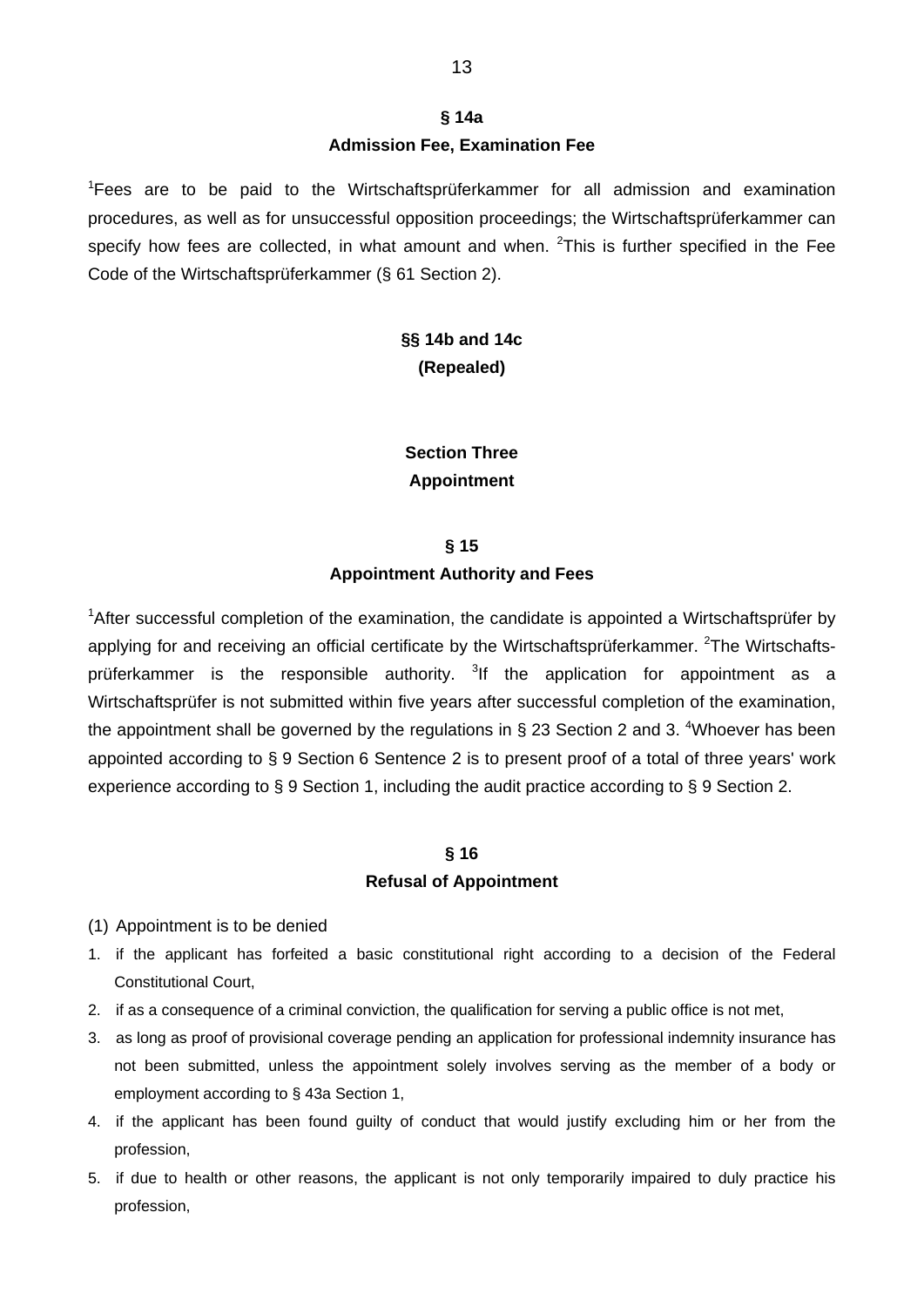## § 14a
## Admission Fee, Examination Fee

[1]Fees are to be paid to the Wirtschaftsprüferkammer for all admission and examination procedures, as well as for unsuccessful opposition proceedings; the Wirtschaftsprüferkammer can specify how fees are collected, in what amount and when. [2]This is further specified in the Fee Code of the Wirtschaftsprüferkammer (§ 61 Section 2).

## §§ 14b and 14c
## (Repealed)

# Section Three
# Appointment

## § 15
## Appointment Authority and Fees

[1]After successful completion of the examination, the candidate is appointed a Wirtschaftsprüfer by applying for and receiving an official certificate by the Wirtschaftsprüferkammer. [2]The Wirtschaftsprüferkammer is the responsible authority. [3]If the application for appointment as a Wirtschaftsprüfer is not submitted within five years after successful completion of the examination, the appointment shall be governed by the regulations in § 23 Section 2 and 3. [4]Whoever has been appointed according to § 9 Section 6 Sentence 2 is to present proof of a total of three years' work experience according to § 9 Section 1, including the audit practice according to § 9 Section 2.

## § 16
## Refusal of Appointment

(1) Appointment is to be denied

1. if the applicant has forfeited a basic constitutional right according to a decision of the Federal Constitutional Court,
2. if as a consequence of a criminal conviction, the qualification for serving a public office is not met,
3. as long as proof of provisional coverage pending an application for professional indemnity insurance has not been submitted, unless the appointment solely involves serving as the member of a body or employment according to § 43a Section 1,
4. if the applicant has been found guilty of conduct that would justify excluding him or her from the profession,
5. if due to health or other reasons, the applicant is not only temporarily impaired to duly practice his profession,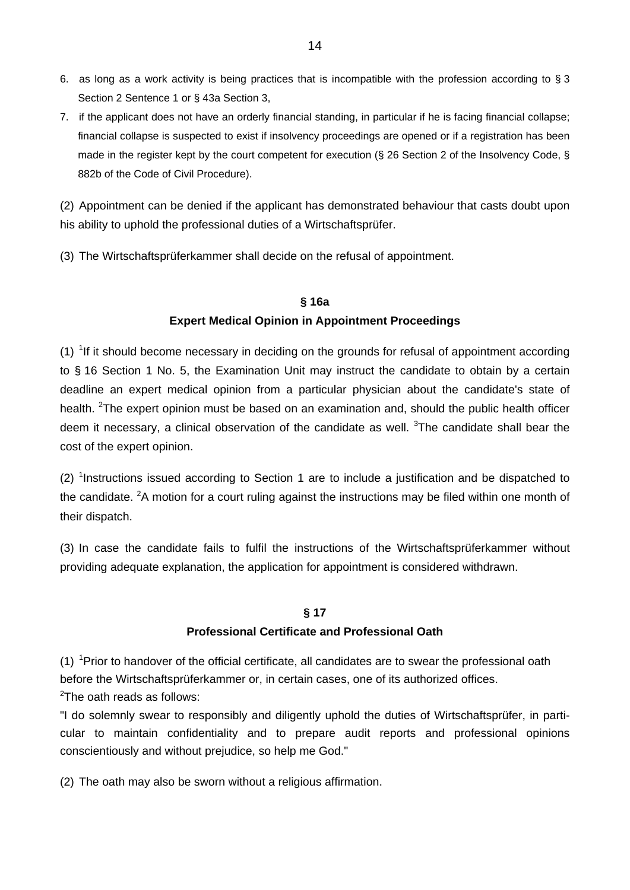6. as long as a work activity is being practices that is incompatible with the profession according to § 3 Section 2 Sentence 1 or § 43a Section 3,
7. if the applicant does not have an orderly financial standing, in particular if he is facing financial collapse; financial collapse is suspected to exist if insolvency proceedings are opened or if a registration has been made in the register kept by the court competent for execution (§ 26 Section 2 of the Insolvency Code, § 882b of the Code of Civil Procedure).

(2) Appointment can be denied if the applicant has demonstrated behaviour that casts doubt upon his ability to uphold the professional duties of a Wirtschaftsprüfer.

(3) The Wirtschaftsprüferkammer shall decide on the refusal of appointment.

**§ 16a**

**Expert Medical Opinion in Appointment Proceedings**

(1) [1]If it should become necessary in deciding on the grounds for refusal of appointment according to § 16 Section 1 No. 5, the Examination Unit may instruct the candidate to obtain by a certain deadline an expert medical opinion from a particular physician about the candidate's state of health. [2]The expert opinion must be based on an examination and, should the public health officer deem it necessary, a clinical observation of the candidate as well. [3]The candidate shall bear the cost of the expert opinion.

(2) [1]Instructions issued according to Section 1 are to include a justification and be dispatched to the candidate. [2]A motion for a court ruling against the instructions may be filed within one month of their dispatch.

(3) In case the candidate fails to fulfil the instructions of the Wirtschaftsprüferkammer without providing adequate explanation, the application for appointment is considered withdrawn.

**§ 17**

**Professional Certificate and Professional Oath**

(1) [1]Prior to handover of the official certificate, all candidates are to swear the professional oath before the Wirtschaftsprüferkammer or, in certain cases, one of its authorized offices.
[2]The oath reads as follows:
"I do solemnly swear to responsibly and diligently uphold the duties of Wirtschaftsprüfer, in particular to maintain confidentiality and to prepare audit reports and professional opinions conscientiously and without prejudice, so help me God."

(2) The oath may also be sworn without a religious affirmation.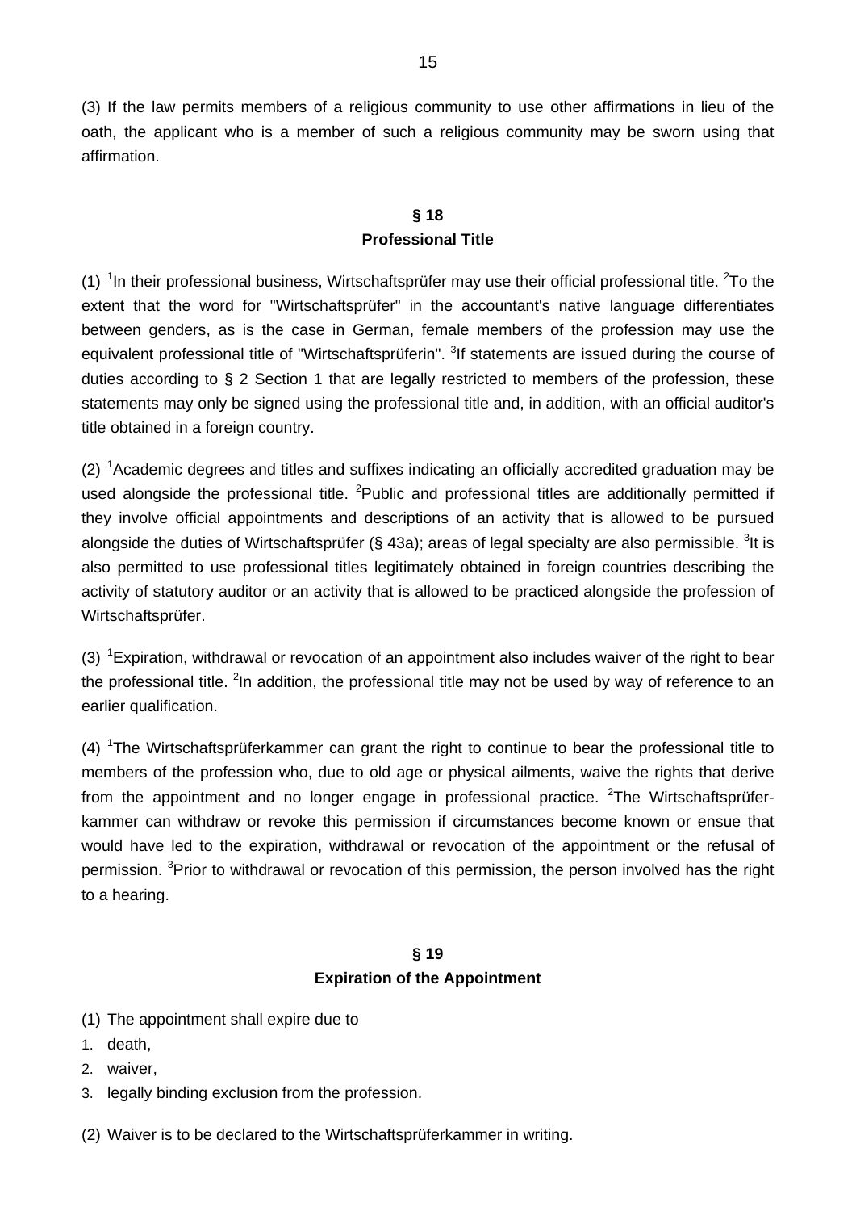(3) If the law permits members of a religious community to use other affirmations in lieu of the oath, the applicant who is a member of such a religious community may be sworn using that affirmation.

## § 18
## Professional Title

(1) [1]In their professional business, Wirtschaftsprüfer may use their official professional title. [2]To the extent that the word for "Wirtschaftsprüfer" in the accountant's native language differentiates between genders, as is the case in German, female members of the profession may use the equivalent professional title of "Wirtschaftsprüferin". [3]If statements are issued during the course of duties according to § 2 Section 1 that are legally restricted to members of the profession, these statements may only be signed using the professional title and, in addition, with an official auditor's title obtained in a foreign country.

(2) [1]Academic degrees and titles and suffixes indicating an officially accredited graduation may be used alongside the professional title. [2]Public and professional titles are additionally permitted if they involve official appointments and descriptions of an activity that is allowed to be pursued alongside the duties of Wirtschaftsprüfer (§ 43a); areas of legal specialty are also permissible. [3]It is also permitted to use professional titles legitimately obtained in foreign countries describing the activity of statutory auditor or an activity that is allowed to be practiced alongside the profession of Wirtschaftsprüfer.

(3) [1]Expiration, withdrawal or revocation of an appointment also includes waiver of the right to bear the professional title. [2]In addition, the professional title may not be used by way of reference to an earlier qualification.

(4) [1]The Wirtschaftsprüferkammer can grant the right to continue to bear the professional title to members of the profession who, due to old age or physical ailments, waive the rights that derive from the appointment and no longer engage in professional practice. [2]The Wirtschaftsprüferkammer can withdraw or revoke this permission if circumstances become known or ensue that would have led to the expiration, withdrawal or revocation of the appointment or the refusal of permission. [3]Prior to withdrawal or revocation of this permission, the person involved has the right to a hearing.

## § 19
## Expiration of the Appointment

(1) The appointment shall expire due to

1. death,
2. waiver,
3. legally binding exclusion from the profession.

(2) Waiver is to be declared to the Wirtschaftsprüferkammer in writing.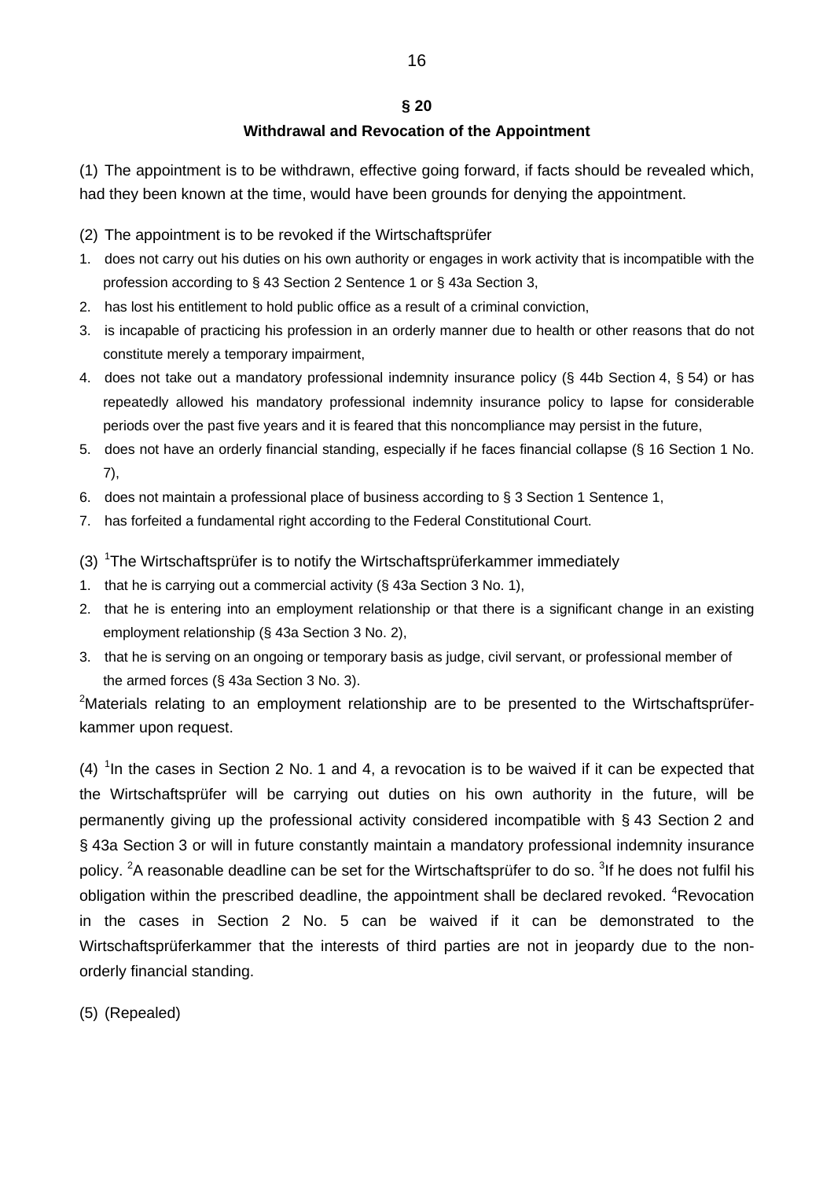## § 20

## Withdrawal and Revocation of the Appointment

(1) The appointment is to be withdrawn, effective going forward, if facts should be revealed which, had they been known at the time, would have been grounds for denying the appointment.

(2) The appointment is to be revoked if the Wirtschaftsprüfer

1. does not carry out his duties on his own authority or engages in work activity that is incompatible with the profession according to § 43 Section 2 Sentence 1 or § 43a Section 3,
2. has lost his entitlement to hold public office as a result of a criminal conviction,
3. is incapable of practicing his profession in an orderly manner due to health or other reasons that do not constitute merely a temporary impairment,
4. does not take out a mandatory professional indemnity insurance policy (§ 44b Section 4, § 54) or has repeatedly allowed his mandatory professional indemnity insurance policy to lapse for considerable periods over the past five years and it is feared that this noncompliance may persist in the future,
5. does not have an orderly financial standing, especially if he faces financial collapse (§ 16 Section 1 No. 7),
6. does not maintain a professional place of business according to § 3 Section 1 Sentence 1,
7. has forfeited a fundamental right according to the Federal Constitutional Court.

(3) [1]The Wirtschaftsprüfer is to notify the Wirtschaftsprüferkammer immediately

1. that he is carrying out a commercial activity (§ 43a Section 3 No. 1),
2. that he is entering into an employment relationship or that there is a significant change in an existing employment relationship (§ 43a Section 3 No. 2),
3. that he is serving on an ongoing or temporary basis as judge, civil servant, or professional member of the armed forces (§ 43a Section 3 No. 3).

[2]Materials relating to an employment relationship are to be presented to the Wirtschaftsprüferkammer upon request.

(4) [1]In the cases in Section 2 No. 1 and 4, a revocation is to be waived if it can be expected that the Wirtschaftsprüfer will be carrying out duties on his own authority in the future, will be permanently giving up the professional activity considered incompatible with § 43 Section 2 and § 43a Section 3 or will in future constantly maintain a mandatory professional indemnity insurance policy. [2]A reasonable deadline can be set for the Wirtschaftsprüfer to do so. [3]If he does not fulfil his obligation within the prescribed deadline, the appointment shall be declared revoked. [4]Revocation in the cases in Section 2 No. 5 can be waived if it can be demonstrated to the Wirtschaftsprüferkammer that the interests of third parties are not in jeopardy due to the non-orderly financial standing.

(5) (Repealed)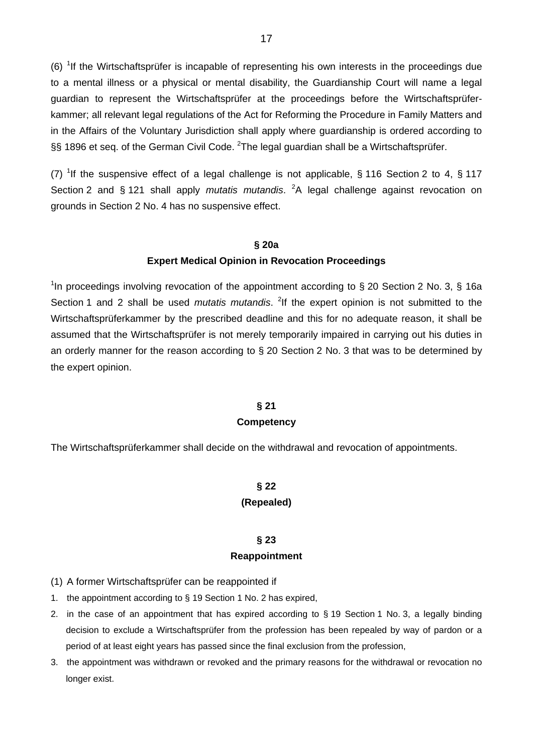(6) [1]If the Wirtschaftsprüfer is incapable of representing his own interests in the proceedings due to a mental illness or a physical or mental disability, the Guardianship Court will name a legal guardian to represent the Wirtschaftsprüfer at the proceedings before the Wirtschaftsprüfer-kammer; all relevant legal regulations of the Act for Reforming the Procedure in Family Matters and in the Affairs of the Voluntary Jurisdiction shall apply where guardianship is ordered according to §§ 1896 et seq. of the German Civil Code. [2]The legal guardian shall be a Wirtschaftsprüfer.

(7) [1]If the suspensive effect of a legal challenge is not applicable, § 116 Section 2 to 4, § 117 Section 2 and § 121 shall apply *mutatis mutandis*. [2]A legal challenge against revocation on grounds in Section 2 No. 4 has no suspensive effect.

## § 20a
## Expert Medical Opinion in Revocation Proceedings

[1]In proceedings involving revocation of the appointment according to § 20 Section 2 No. 3, § 16a Section 1 and 2 shall be used *mutatis mutandis*. [2]If the expert opinion is not submitted to the Wirtschaftsprüferkammer by the prescribed deadline and this for no adequate reason, it shall be assumed that the Wirtschaftsprüfer is not merely temporarily impaired in carrying out his duties in an orderly manner for the reason according to § 20 Section 2 No. 3 that was to be determined by the expert opinion.

## § 21
## Competency

The Wirtschaftsprüferkammer shall decide on the withdrawal and revocation of appointments.

## § 22
## (Repealed)

## § 23
## Reappointment

(1) A former Wirtschaftsprüfer can be reappointed if

1. the appointment according to § 19 Section 1 No. 2 has expired,
2. in the case of an appointment that has expired according to § 19 Section 1 No. 3, a legally binding decision to exclude a Wirtschaftsprüfer from the profession has been repealed by way of pardon or a period of at least eight years has passed since the final exclusion from the profession,
3. the appointment was withdrawn or revoked and the primary reasons for the withdrawal or revocation no longer exist.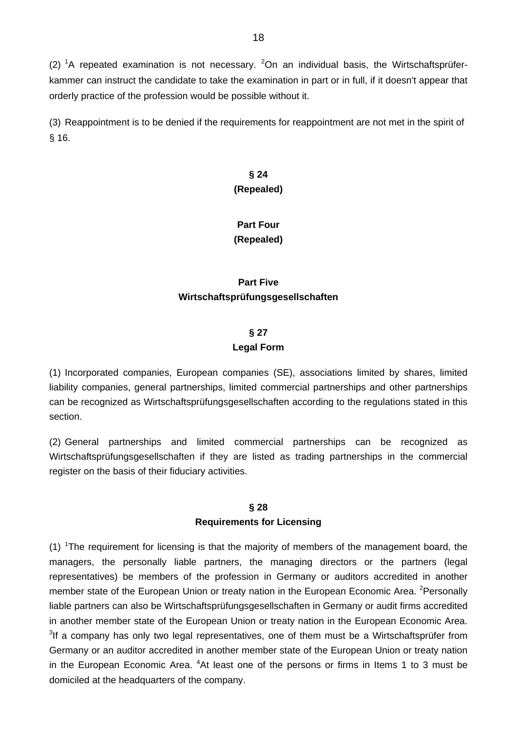(2) [1]A repeated examination is not necessary. [2]On an individual basis, the Wirtschaftsprüferkammer can instruct the candidate to take the examination in part or in full, if it doesn't appear that orderly practice of the profession would be possible without it.

(3) Reappointment is to be denied if the requirements for reappointment are not met in the spirit of § 16.

### § 24
### (Repealed)

## Part Four
## (Repealed)

## Part Five
## Wirtschaftsprüfungsgesellschaften

### § 27
### Legal Form

(1) Incorporated companies, European companies (SE), associations limited by shares, limited liability companies, general partnerships, limited commercial partnerships and other partnerships can be recognized as Wirtschaftsprüfungsgesellschaften according to the regulations stated in this section.

(2) General partnerships and limited commercial partnerships can be recognized as Wirtschaftsprüfungsgesellschaften if they are listed as trading partnerships in the commercial register on the basis of their fiduciary activities.

### § 28
### Requirements for Licensing

(1) [1]The requirement for licensing is that the majority of members of the management board, the managers, the personally liable partners, the managing directors or the partners (legal representatives) be members of the profession in Germany or auditors accredited in another member state of the European Union or treaty nation in the European Economic Area. [2]Personally liable partners can also be Wirtschaftsprüfungsgesellschaften in Germany or audit firms accredited in another member state of the European Union or treaty nation in the European Economic Area. [3]If a company has only two legal representatives, one of them must be a Wirtschaftsprüfer from Germany or an auditor accredited in another member state of the European Union or treaty nation in the European Economic Area. [4]At least one of the persons or firms in Items 1 to 3 must be domiciled at the headquarters of the company.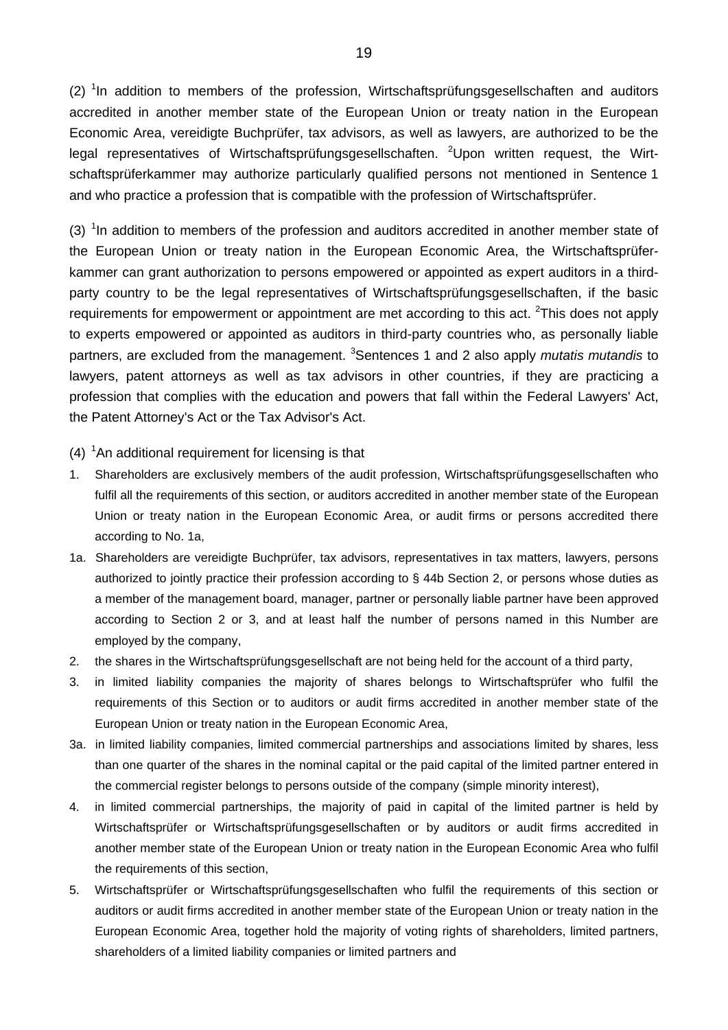(2) [1]In addition to members of the profession, Wirtschaftsprüfungsgesellschaften and auditors accredited in another member state of the European Union or treaty nation in the European Economic Area, vereidigte Buchprüfer, tax advisors, as well as lawyers, are authorized to be the legal representatives of Wirtschaftsprüfungsgesellschaften. [2]Upon written request, the Wirtschaftsprüferkammer may authorize particularly qualified persons not mentioned in Sentence 1 and who practice a profession that is compatible with the profession of Wirtschaftsprüfer.

(3) [1]In addition to members of the profession and auditors accredited in another member state of the European Union or treaty nation in the European Economic Area, the Wirtschaftsprüferkammer can grant authorization to persons empowered or appointed as expert auditors in a third-party country to be the legal representatives of Wirtschaftsprüfungsgesellschaften, if the basic requirements for empowerment or appointment are met according to this act. [2]This does not apply to experts empowered or appointed as auditors in third-party countries who, as personally liable partners, are excluded from the management. [3]Sentences 1 and 2 also apply *mutatis mutandis* to lawyers, patent attorneys as well as tax advisors in other countries, if they are practicing a profession that complies with the education and powers that fall within the Federal Lawyers' Act, the Patent Attorney's Act or the Tax Advisor's Act.

(4) [1]An additional requirement for licensing is that

1. Shareholders are exclusively members of the audit profession, Wirtschaftsprüfungsgesellschaften who fulfil all the requirements of this section, or auditors accredited in another member state of the European Union or treaty nation in the European Economic Area, or audit firms or persons accredited there according to No. 1a,

1a. Shareholders are vereidigte Buchprüfer, tax advisors, representatives in tax matters, lawyers, persons authorized to jointly practice their profession according to § 44b Section 2, or persons whose duties as a member of the management board, manager, partner or personally liable partner have been approved according to Section 2 or 3, and at least half the number of persons named in this Number are employed by the company,

2. the shares in the Wirtschaftsprüfungsgesellschaft are not being held for the account of a third party,

3. in limited liability companies the majority of shares belongs to Wirtschaftsprüfer who fulfil the requirements of this Section or to auditors or audit firms accredited in another member state of the European Union or treaty nation in the European Economic Area,

3a. in limited liability companies, limited commercial partnerships and associations limited by shares, less than one quarter of the shares in the nominal capital or the paid capital of the limited partner entered in the commercial register belongs to persons outside of the company (simple minority interest),

4. in limited commercial partnerships, the majority of paid in capital of the limited partner is held by Wirtschaftsprüfer or Wirtschaftsprüfungsgesellschaften or by auditors or audit firms accredited in another member state of the European Union or treaty nation in the European Economic Area who fulfil the requirements of this section,

5. Wirtschaftsprüfer or Wirtschaftsprüfungsgesellschaften who fulfil the requirements of this section or auditors or audit firms accredited in another member state of the European Union or treaty nation in the European Economic Area, together hold the majority of voting rights of shareholders, limited partners, shareholders of a limited liability companies or limited partners and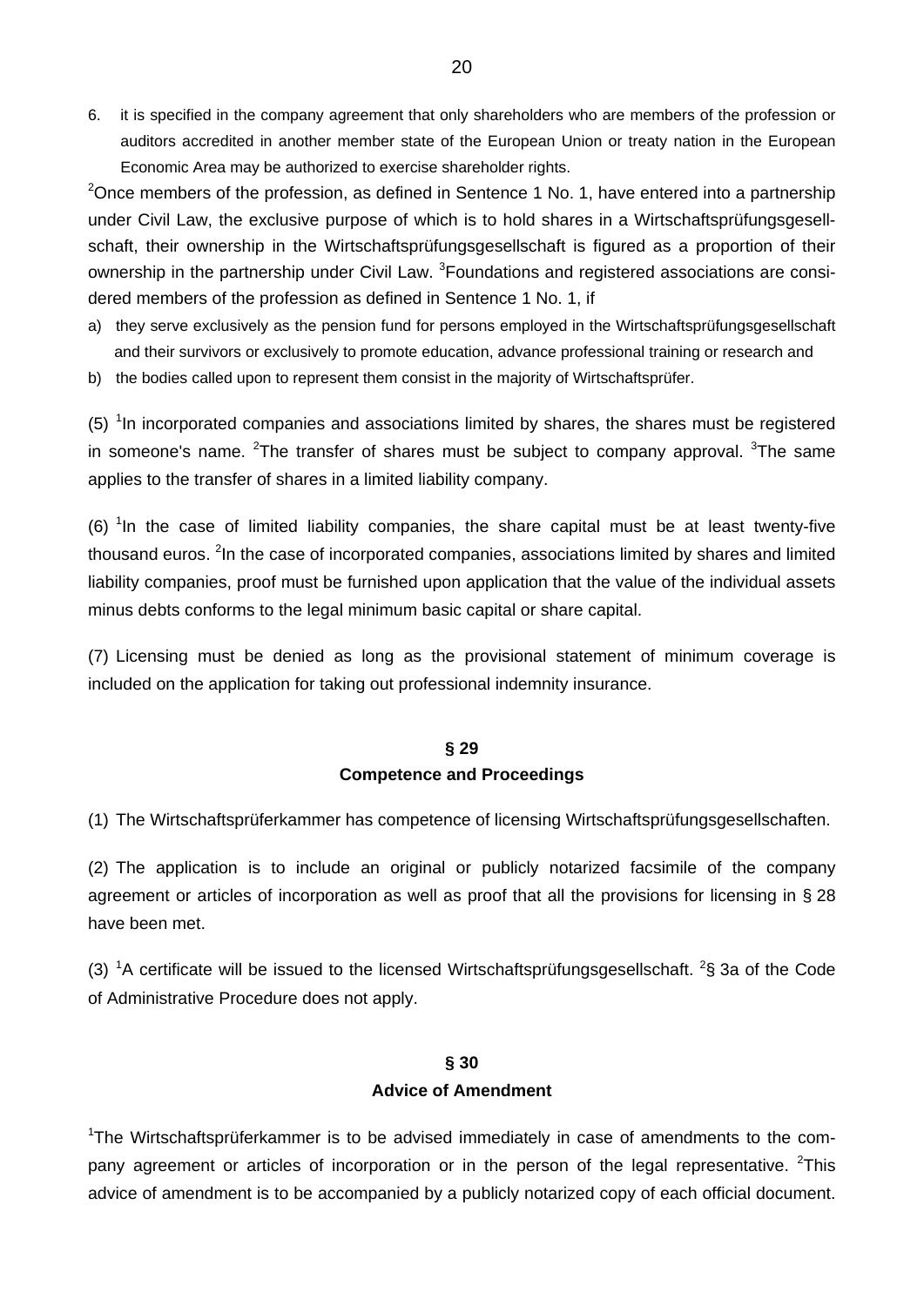6. it is specified in the company agreement that only shareholders who are members of the profession or auditors accredited in another member state of the European Union or treaty nation in the European Economic Area may be authorized to exercise shareholder rights.

[2]Once members of the profession, as defined in Sentence 1 No. 1, have entered into a partnership under Civil Law, the exclusive purpose of which is to hold shares in a Wirtschaftsprüfungsgesellschaft, their ownership in the Wirtschaftsprüfungsgesellschaft is figured as a proportion of their ownership in the partnership under Civil Law. [3]Foundations and registered associations are considered members of the profession as defined in Sentence 1 No. 1, if

a) they serve exclusively as the pension fund for persons employed in the Wirtschaftsprüfungsgesellschaft and their survivors or exclusively to promote education, advance professional training or research and
b) the bodies called upon to represent them consist in the majority of Wirtschaftsprüfer.

(5) [1]In incorporated companies and associations limited by shares, the shares must be registered in someone's name. [2]The transfer of shares must be subject to company approval. [3]The same applies to the transfer of shares in a limited liability company.

(6) [1]In the case of limited liability companies, the share capital must be at least twenty-five thousand euros. [2]In the case of incorporated companies, associations limited by shares and limited liability companies, proof must be furnished upon application that the value of the individual assets minus debts conforms to the legal minimum basic capital or share capital.

(7) Licensing must be denied as long as the provisional statement of minimum coverage is included on the application for taking out professional indemnity insurance.

## § 29
## Competence and Proceedings

(1) The Wirtschaftsprüferkammer has competence of licensing Wirtschaftsprüfungsgesellschaften.

(2) The application is to include an original or publicly notarized facsimile of the company agreement or articles of incorporation as well as proof that all the provisions for licensing in § 28 have been met.

(3) [1]A certificate will be issued to the licensed Wirtschaftsprüfungsgesellschaft. [2]§ 3a of the Code of Administrative Procedure does not apply.

## § 30
## Advice of Amendment

[1]The Wirtschaftsprüferkammer is to be advised immediately in case of amendments to the company agreement or articles of incorporation or in the person of the legal representative. [2]This advice of amendment is to be accompanied by a publicly notarized copy of each official document.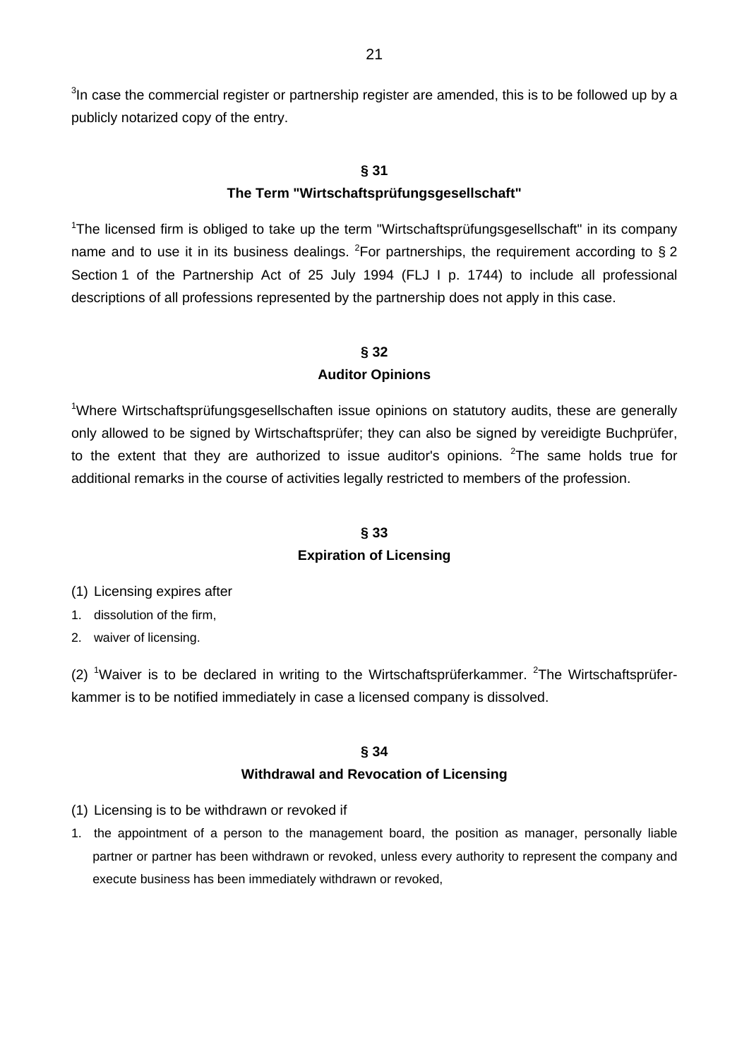[3]In case the commercial register or partnership register are amended, this is to be followed up by a publicly notarized copy of the entry.

## § 31
## The Term "Wirtschaftsprüfungsgesellschaft"

[1]The licensed firm is obliged to take up the term "Wirtschaftsprüfungsgesellschaft" in its company name and to use it in its business dealings. [2]For partnerships, the requirement according to § 2 Section 1 of the Partnership Act of 25 July 1994 (FLJ I p. 1744) to include all professional descriptions of all professions represented by the partnership does not apply in this case.

## § 32
## Auditor Opinions

[1]Where Wirtschaftsprüfungsgesellschaften issue opinions on statutory audits, these are generally only allowed to be signed by Wirtschaftsprüfer; they can also be signed by vereidigte Buchprüfer, to the extent that they are authorized to issue auditor's opinions. [2]The same holds true for additional remarks in the course of activities legally restricted to members of the profession.

## § 33
## Expiration of Licensing

(1) Licensing expires after

1. dissolution of the firm,
2. waiver of licensing.

(2) [1]Waiver is to be declared in writing to the Wirtschaftsprüferkammer. [2]The Wirtschaftsprüferkammer is to be notified immediately in case a licensed company is dissolved.

## § 34
## Withdrawal and Revocation of Licensing

(1) Licensing is to be withdrawn or revoked if

1. the appointment of a person to the management board, the position as manager, personally liable partner or partner has been withdrawn or revoked, unless every authority to represent the company and execute business has been immediately withdrawn or revoked,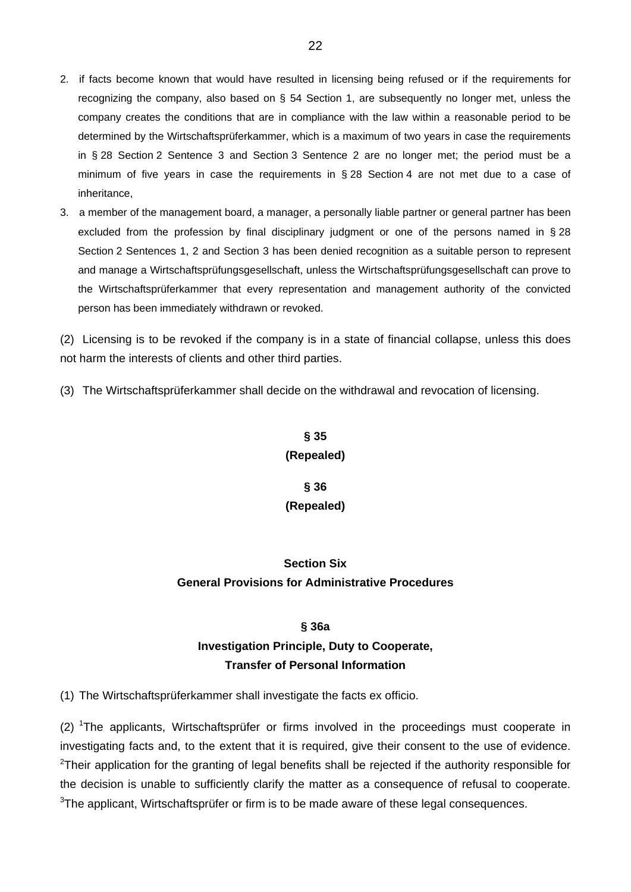2. if facts become known that would have resulted in licensing being refused or if the requirements for recognizing the company, also based on § 54 Section 1, are subsequently no longer met, unless the company creates the conditions that are in compliance with the law within a reasonable period to be determined by the Wirtschaftsprüferkammer, which is a maximum of two years in case the requirements in § 28 Section 2 Sentence 3 and Section 3 Sentence 2 are no longer met; the period must be a minimum of five years in case the requirements in § 28 Section 4 are not met due to a case of inheritance,
3. a member of the management board, a manager, a personally liable partner or general partner has been excluded from the profession by final disciplinary judgment or one of the persons named in § 28 Section 2 Sentences 1, 2 and Section 3 has been denied recognition as a suitable person to represent and manage a Wirtschaftsprüfungsgesellschaft, unless the Wirtschaftsprüfungsgesellschaft can prove to the Wirtschaftsprüferkammer that every representation and management authority of the convicted person has been immediately withdrawn or revoked.

(2) Licensing is to be revoked if the company is in a state of financial collapse, unless this does not harm the interests of clients and other third parties.

(3) The Wirtschaftsprüferkammer shall decide on the withdrawal and revocation of licensing.

### § 35
### (Repealed)

### § 36
### (Repealed)

## Section Six
## General Provisions for Administrative Procedures

### § 36a
### Investigation Principle, Duty to Cooperate, Transfer of Personal Information

(1) The Wirtschaftsprüferkammer shall investigate the facts ex officio.

(2) [1]The applicants, Wirtschaftsprüfer or firms involved in the proceedings must cooperate in investigating facts and, to the extent that it is required, give their consent to the use of evidence. [2]Their application for the granting of legal benefits shall be rejected if the authority responsible for the decision is unable to sufficiently clarify the matter as a consequence of refusal to cooperate. [3]The applicant, Wirtschaftsprüfer or firm is to be made aware of these legal consequences.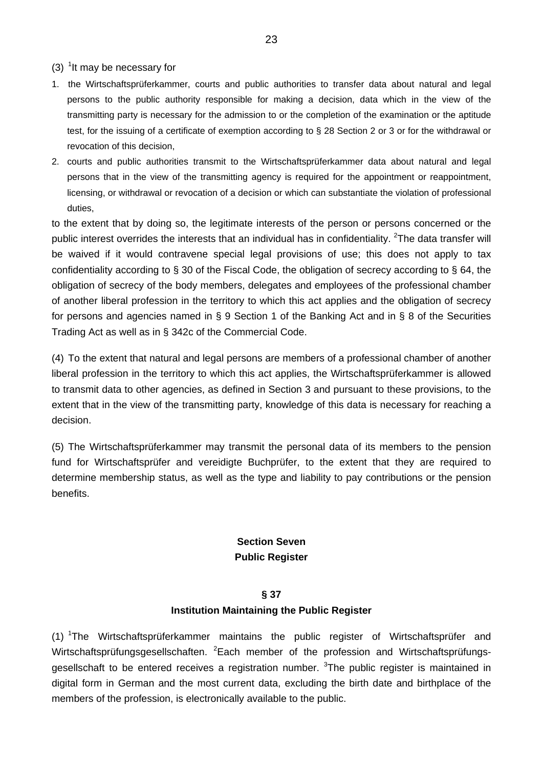(3) [1]It may be necessary for

1. the Wirtschaftsprüferkammer, courts and public authorities to transfer data about natural and legal persons to the public authority responsible for making a decision, data which in the view of the transmitting party is necessary for the admission to or the completion of the examination or the aptitude test, for the issuing of a certificate of exemption according to § 28 Section 2 or 3 or for the withdrawal or revocation of this decision,
2. courts and public authorities transmit to the Wirtschaftsprüferkammer data about natural and legal persons that in the view of the transmitting agency is required for the appointment or reappointment, licensing, or withdrawal or revocation of a decision or which can substantiate the violation of professional duties,

to the extent that by doing so, the legitimate interests of the person or persons concerned or the public interest overrides the interests that an individual has in confidentiality. [2]The data transfer will be waived if it would contravene special legal provisions of use; this does not apply to tax confidentiality according to § 30 of the Fiscal Code, the obligation of secrecy according to § 64, the obligation of secrecy of the body members, delegates and employees of the professional chamber of another liberal profession in the territory to which this act applies and the obligation of secrecy for persons and agencies named in § 9 Section 1 of the Banking Act and in § 8 of the Securities Trading Act as well as in § 342c of the Commercial Code.

(4) To the extent that natural and legal persons are members of a professional chamber of another liberal profession in the territory to which this act applies, the Wirtschaftsprüferkammer is allowed to transmit data to other agencies, as defined in Section 3 and pursuant to these provisions, to the extent that in the view of the transmitting party, knowledge of this data is necessary for reaching a decision.

(5) The Wirtschaftsprüferkammer may transmit the personal data of its members to the pension fund for Wirtschaftsprüfer and vereidigte Buchprüfer, to the extent that they are required to determine membership status, as well as the type and liability to pay contributions or the pension benefits.

## Section Seven
## Public Register

### § 37
### Institution Maintaining the Public Register

(1) [1]The Wirtschaftsprüferkammer maintains the public register of Wirtschaftsprüfer and Wirtschaftsprüfungsgesellschaften. [2]Each member of the profession and Wirtschaftsprüfungsgesellschaft to be entered receives a registration number. [3]The public register is maintained in digital form in German and the most current data, excluding the birth date and birthplace of the members of the profession, is electronically available to the public.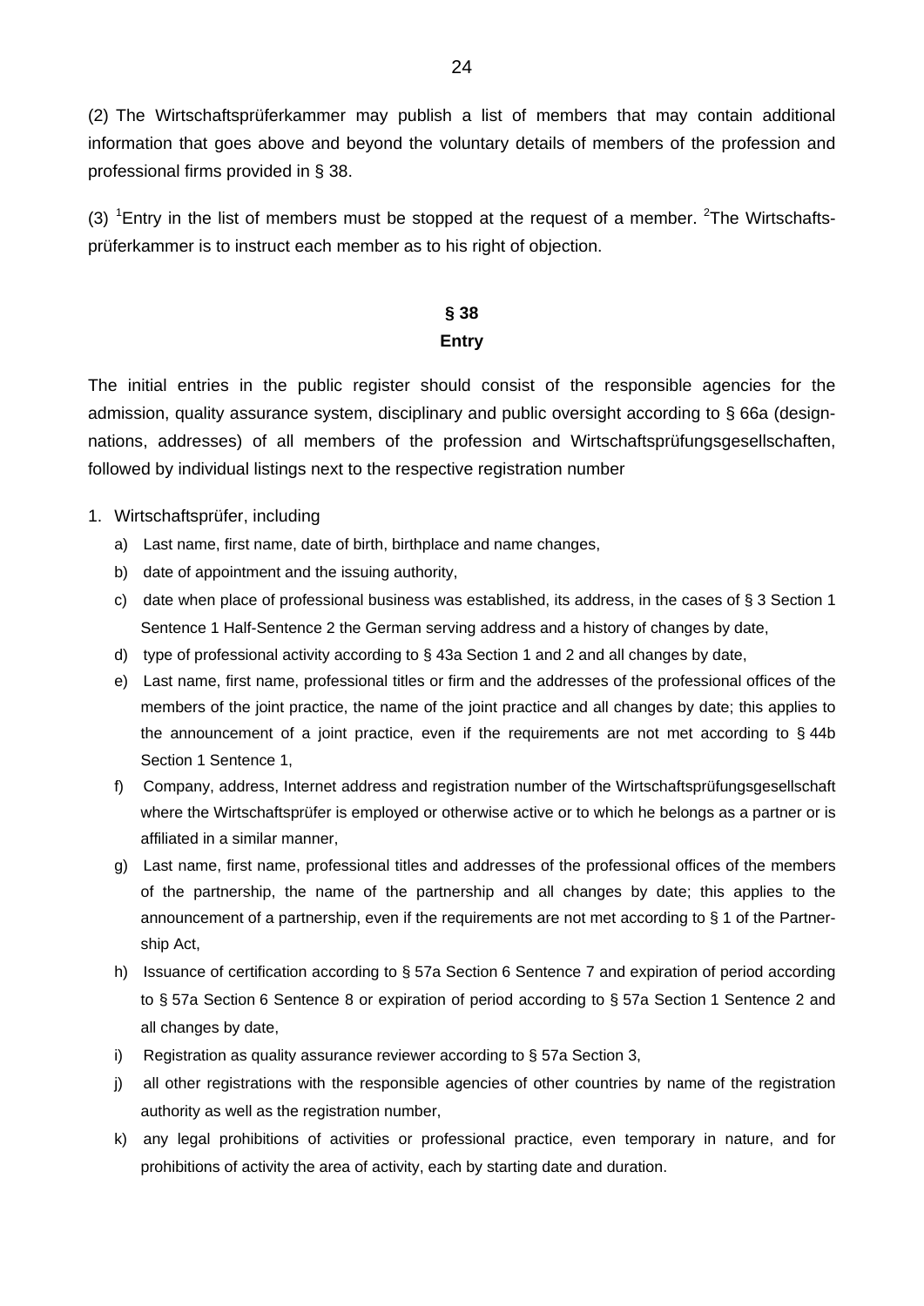(2) The Wirtschaftsprüferkammer may publish a list of members that may contain additional information that goes above and beyond the voluntary details of members of the profession and professional firms provided in § 38.

(3) [1]Entry in the list of members must be stopped at the request of a member. [2]The Wirtschaftsprüferkammer is to instruct each member as to his right of objection.

## § 38
## Entry

The initial entries in the public register should consist of the responsible agencies for the admission, quality assurance system, disciplinary and public oversight according to § 66a (designnations, addresses) of all members of the profession and Wirtschaftsprüfungsgesellschaften, followed by individual listings next to the respective registration number

1. Wirtschaftsprüfer, including
   a) Last name, first name, date of birth, birthplace and name changes,
   b) date of appointment and the issuing authority,
   c) date when place of professional business was established, its address, in the cases of § 3 Section 1 Sentence 1 Half-Sentence 2 the German serving address and a history of changes by date,
   d) type of professional activity according to § 43a Section 1 and 2 and all changes by date,
   e) Last name, first name, professional titles or firm and the addresses of the professional offices of the members of the joint practice, the name of the joint practice and all changes by date; this applies to the announcement of a joint practice, even if the requirements are not met according to § 44b Section 1 Sentence 1,
   f) Company, address, Internet address and registration number of the Wirtschaftsprüfungsgesellschaft where the Wirtschaftsprüfer is employed or otherwise active or to which he belongs as a partner or is affiliated in a similar manner,
   g) Last name, first name, professional titles and addresses of the professional offices of the members of the partnership, the name of the partnership and all changes by date; this applies to the announcement of a partnership, even if the requirements are not met according to § 1 of the Partnership Act,
   h) Issuance of certification according to § 57a Section 6 Sentence 7 and expiration of period according to § 57a Section 6 Sentence 8 or expiration of period according to § 57a Section 1 Sentence 2 and all changes by date,
   i) Registration as quality assurance reviewer according to § 57a Section 3,
   j) all other registrations with the responsible agencies of other countries by name of the registration authority as well as the registration number,
   k) any legal prohibitions of activities or professional practice, even temporary in nature, and for prohibitions of activity the area of activity, each by starting date and duration.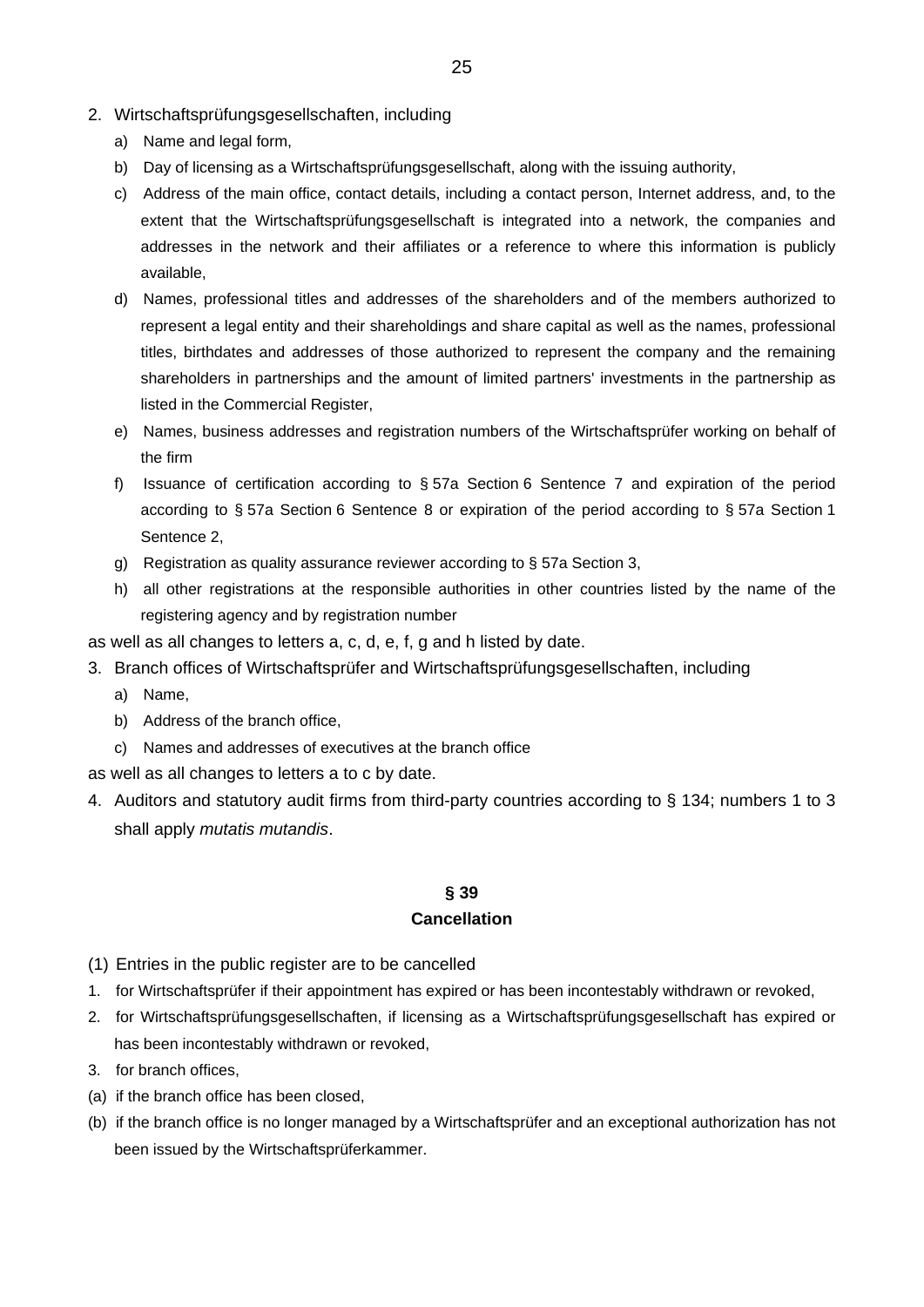2. Wirtschaftsprüfungsgesellschaften, including
   a) Name and legal form,
   b) Day of licensing as a Wirtschaftsprüfungsgesellschaft, along with the issuing authority,
   c) Address of the main office, contact details, including a contact person, Internet address, and, to the extent that the Wirtschaftsprüfungsgesellschaft is integrated into a network, the companies and addresses in the network and their affiliates or a reference to where this information is publicly available,
   d) Names, professional titles and addresses of the shareholders and of the members authorized to represent a legal entity and their shareholdings and share capital as well as the names, professional titles, birthdates and addresses of those authorized to represent the company and the remaining shareholders in partnerships and the amount of limited partners' investments in the partnership as listed in the Commercial Register,
   e) Names, business addresses and registration numbers of the Wirtschaftsprüfer working on behalf of the firm
   f) Issuance of certification according to § 57a Section 6 Sentence 7 and expiration of the period according to § 57a Section 6 Sentence 8 or expiration of the period according to § 57a Section 1 Sentence 2,
   g) Registration as quality assurance reviewer according to § 57a Section 3,
   h) all other registrations at the responsible authorities in other countries listed by the name of the registering agency and by registration number

as well as all changes to letters a, c, d, e, f, g and h listed by date.

3. Branch offices of Wirtschaftsprüfer and Wirtschaftsprüfungsgesellschaften, including
   a) Name,
   b) Address of the branch office,
   c) Names and addresses of executives at the branch office

as well as all changes to letters a to c by date.

4. Auditors and statutory audit firms from third-party countries according to § 134; numbers 1 to 3 shall apply *mutatis mutandis*.

## § 39
## Cancellation

(1) Entries in the public register are to be cancelled

1. for Wirtschaftsprüfer if their appointment has expired or has been incontestably withdrawn or revoked,
2. for Wirtschaftsprüfungsgesellschaften, if licensing as a Wirtschaftsprüfungsgesellschaft has expired or has been incontestably withdrawn or revoked,
3. for branch offices,

(a) if the branch office has been closed,

(b) if the branch office is no longer managed by a Wirtschaftsprüfer and an exceptional authorization has not been issued by the Wirtschaftsprüferkammer.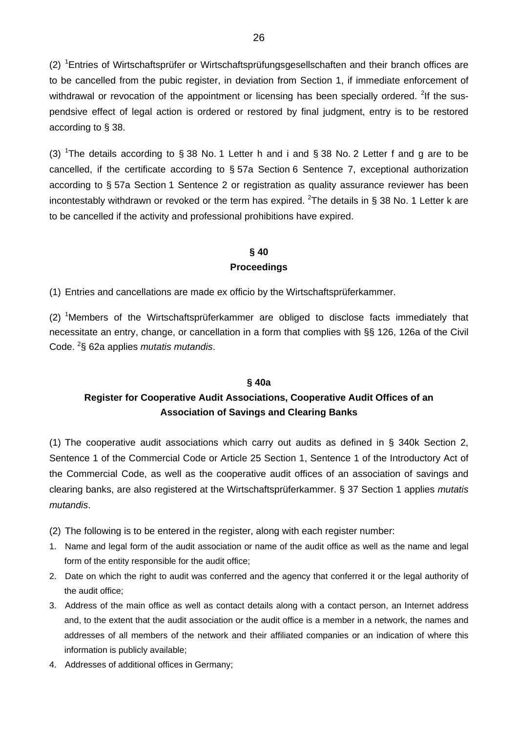(2) [1]Entries of Wirtschaftsprüfer or Wirtschaftsprüfungsgesellschaften and their branch offices are to be cancelled from the pubic register, in deviation from Section 1, if immediate enforcement of withdrawal or revocation of the appointment or licensing has been specially ordered. [2]If the suspendsive effect of legal action is ordered or restored by final judgment, entry is to be restored according to § 38.

(3) [1]The details according to § 38 No. 1 Letter h and i and § 38 No. 2 Letter f and g are to be cancelled, if the certificate according to § 57a Section 6 Sentence 7, exceptional authorization according to § 57a Section 1 Sentence 2 or registration as quality assurance reviewer has been incontestably withdrawn or revoked or the term has expired. [2]The details in § 38 No. 1 Letter k are to be cancelled if the activity and professional prohibitions have expired.

## § 40
## Proceedings

(1) Entries and cancellations are made ex officio by the Wirtschaftsprüferkammer.

(2) [1]Members of the Wirtschaftsprüferkammer are obliged to disclose facts immediately that necessitate an entry, change, or cancellation in a form that complies with §§ 126, 126a of the Civil Code. [2]§ 62a applies *mutatis mutandis*.

## § 40a
## Register for Cooperative Audit Associations, Cooperative Audit Offices of an Association of Savings and Clearing Banks

(1) The cooperative audit associations which carry out audits as defined in § 340k Section 2, Sentence 1 of the Commercial Code or Article 25 Section 1, Sentence 1 of the Introductory Act of the Commercial Code, as well as the cooperative audit offices of an association of savings and clearing banks, are also registered at the Wirtschaftsprüferkammer. § 37 Section 1 applies *mutatis mutandis*.

(2) The following is to be entered in the register, along with each register number:

1. Name and legal form of the audit association or name of the audit office as well as the name and legal form of the entity responsible for the audit office;
2. Date on which the right to audit was conferred and the agency that conferred it or the legal authority of the audit office;
3. Address of the main office as well as contact details along with a contact person, an Internet address and, to the extent that the audit association or the audit office is a member in a network, the names and addresses of all members of the network and their affiliated companies or an indication of where this information is publicly available;
4. Addresses of additional offices in Germany;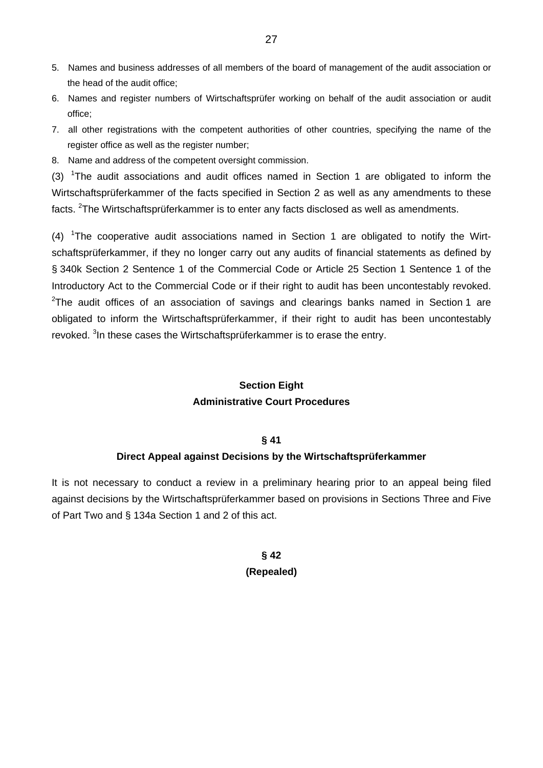5. Names and business addresses of all members of the board of management of the audit association or the head of the audit office;
6. Names and register numbers of Wirtschaftsprüfer working on behalf of the audit association or audit office;
7. all other registrations with the competent authorities of other countries, specifying the name of the register office as well as the register number;
8. Name and address of the competent oversight commission.

(3) [1]The audit associations and audit offices named in Section 1 are obligated to inform the Wirtschaftsprüferkammer of the facts specified in Section 2 as well as any amendments to these facts. [2]The Wirtschaftsprüferkammer is to enter any facts disclosed as well as amendments.

(4) [1]The cooperative audit associations named in Section 1 are obligated to notify the Wirtschaftsprüferkammer, if they no longer carry out any audits of financial statements as defined by § 340k Section 2 Sentence 1 of the Commercial Code or Article 25 Section 1 Sentence 1 of the Introductory Act to the Commercial Code or if their right to audit has been uncontestably revoked. [2]The audit offices of an association of savings and clearings banks named in Section 1 are obligated to inform the Wirtschaftsprüferkammer, if their right to audit has been uncontestably revoked. [3]In these cases the Wirtschaftsprüferkammer is to erase the entry.

## Section Eight
## Administrative Court Procedures

### § 41
### Direct Appeal against Decisions by the Wirtschaftsprüferkammer

It is not necessary to conduct a review in a preliminary hearing prior to an appeal being filed against decisions by the Wirtschaftsprüferkammer based on provisions in Sections Three and Five of Part Two and § 134a Section 1 and 2 of this act.

### § 42
### (Repealed)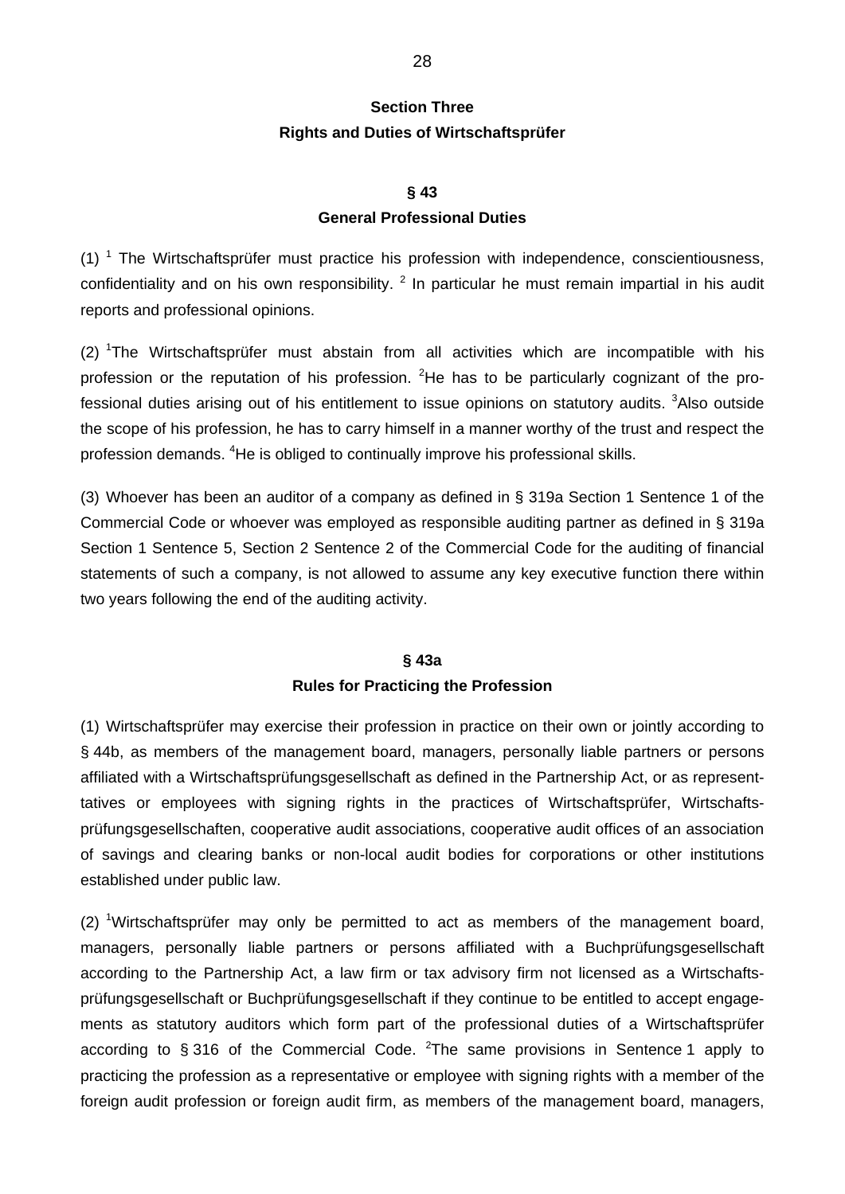## Section Three
## Rights and Duties of Wirtschaftsprüfer

### § 43
### General Professional Duties

(1) [1] The Wirtschaftsprüfer must practice his profession with independence, conscientiousness, confidentiality and on his own responsibility. [2] In particular he must remain impartial in his audit reports and professional opinions.

(2) [1]The Wirtschaftsprüfer must abstain from all activities which are incompatible with his profession or the reputation of his profession. [2]He has to be particularly cognizant of the professional duties arising out of his entitlement to issue opinions on statutory audits. [3]Also outside the scope of his profession, he has to carry himself in a manner worthy of the trust and respect the profession demands. [4]He is obliged to continually improve his professional skills.

(3) Whoever has been an auditor of a company as defined in § 319a Section 1 Sentence 1 of the Commercial Code or whoever was employed as responsible auditing partner as defined in § 319a Section 1 Sentence 5, Section 2 Sentence 2 of the Commercial Code for the auditing of financial statements of such a company, is not allowed to assume any key executive function there within two years following the end of the auditing activity.

### § 43a
### Rules for Practicing the Profession

(1) Wirtschaftsprüfer may exercise their profession in practice on their own or jointly according to § 44b, as members of the management board, managers, personally liable partners or persons affiliated with a Wirtschaftsprüfungsgesellschaft as defined in the Partnership Act, or as representtatives or employees with signing rights in the practices of Wirtschaftsprüfer, Wirtschaftsprüfungsgesellschaften, cooperative audit associations, cooperative audit offices of an association of savings and clearing banks or non-local audit bodies for corporations or other institutions established under public law.

(2) [1]Wirtschaftsprüfer may only be permitted to act as members of the management board, managers, personally liable partners or persons affiliated with a Buchprüfungsgesellschaft according to the Partnership Act, a law firm or tax advisory firm not licensed as a Wirtschaftsprüfungsgesellschaft or Buchprüfungsgesellschaft if they continue to be entitled to accept engagements as statutory auditors which form part of the professional duties of a Wirtschaftsprüfer according to § 316 of the Commercial Code. [2]The same provisions in Sentence 1 apply to practicing the profession as a representative or employee with signing rights with a member of the foreign audit profession or foreign audit firm, as members of the management board, managers,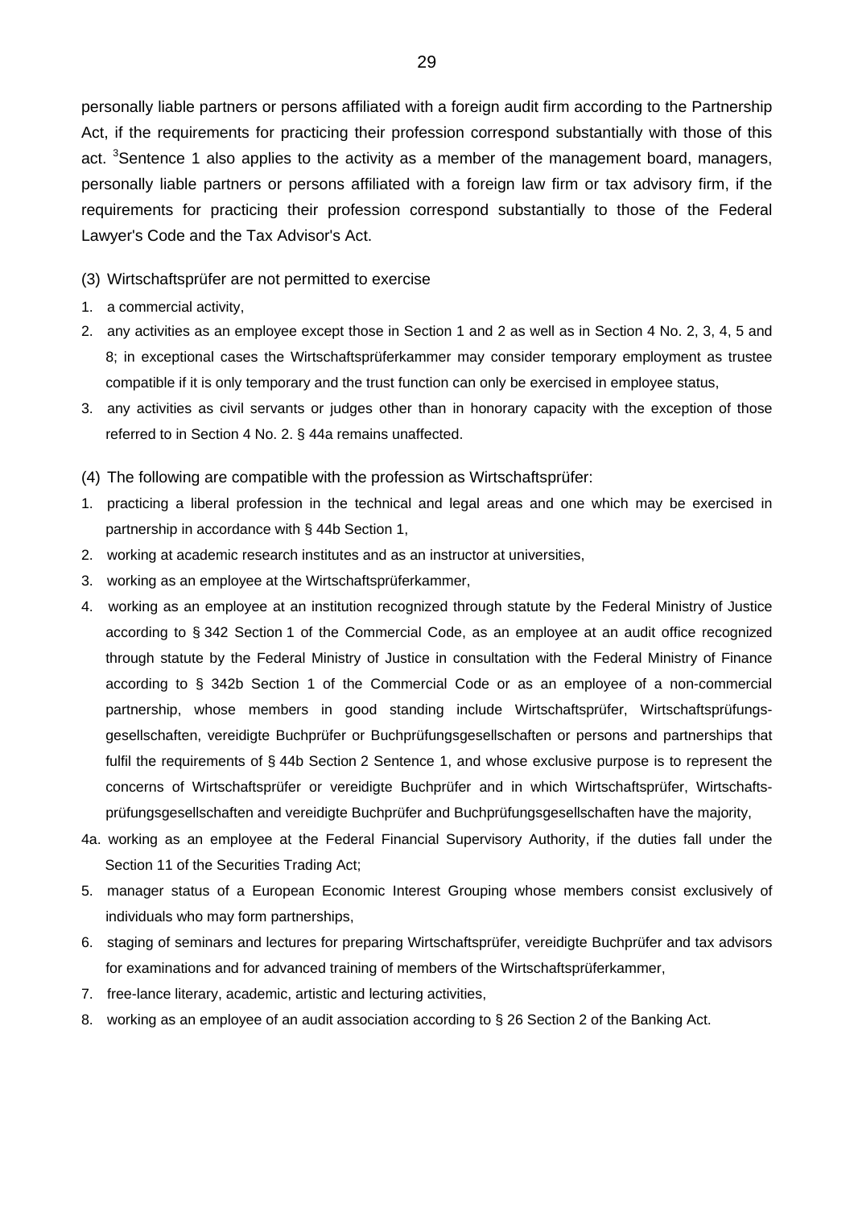personally liable partners or persons affiliated with a foreign audit firm according to the Partnership Act, if the requirements for practicing their profession correspond substantially with those of this act. [3]Sentence 1 also applies to the activity as a member of the management board, managers, personally liable partners or persons affiliated with a foreign law firm or tax advisory firm, if the requirements for practicing their profession correspond substantially to those of the Federal Lawyer's Code and the Tax Advisor's Act.

(3) Wirtschaftsprüfer are not permitted to exercise

1. a commercial activity,
2. any activities as an employee except those in Section 1 and 2 as well as in Section 4 No. 2, 3, 4, 5 and 8; in exceptional cases the Wirtschaftsprüferkammer may consider temporary employment as trustee compatible if it is only temporary and the trust function can only be exercised in employee status,
3. any activities as civil servants or judges other than in honorary capacity with the exception of those referred to in Section 4 No. 2. § 44a remains unaffected.

(4) The following are compatible with the profession as Wirtschaftsprüfer:

1. practicing a liberal profession in the technical and legal areas and one which may be exercised in partnership in accordance with § 44b Section 1,
2. working at academic research institutes and as an instructor at universities,
3. working as an employee at the Wirtschaftsprüferkammer,
4. working as an employee at an institution recognized through statute by the Federal Ministry of Justice according to § 342 Section 1 of the Commercial Code, as an employee at an audit office recognized through statute by the Federal Ministry of Justice in consultation with the Federal Ministry of Finance according to § 342b Section 1 of the Commercial Code or as an employee of a non-commercial partnership, whose members in good standing include Wirtschaftsprüfer, Wirtschaftsprüfungsgesellschaften, vereidigte Buchprüfer or Buchprüfungsgesellschaften or persons and partnerships that fulfil the requirements of § 44b Section 2 Sentence 1, and whose exclusive purpose is to represent the concerns of Wirtschaftsprüfer or vereidigte Buchprüfer and in which Wirtschaftsprüfer, Wirtschaftsprüfungsgesellschaften and vereidigte Buchprüfer and Buchprüfungsgesellschaften have the majority,

4a. working as an employee at the Federal Financial Supervisory Authority, if the duties fall under the Section 11 of the Securities Trading Act;

5. manager status of a European Economic Interest Grouping whose members consist exclusively of individuals who may form partnerships,
6. staging of seminars and lectures for preparing Wirtschaftsprüfer, vereidigte Buchprüfer and tax advisors for examinations and for advanced training of members of the Wirtschaftsprüferkammer,
7. free-lance literary, academic, artistic and lecturing activities,
8. working as an employee of an audit association according to § 26 Section 2 of the Banking Act.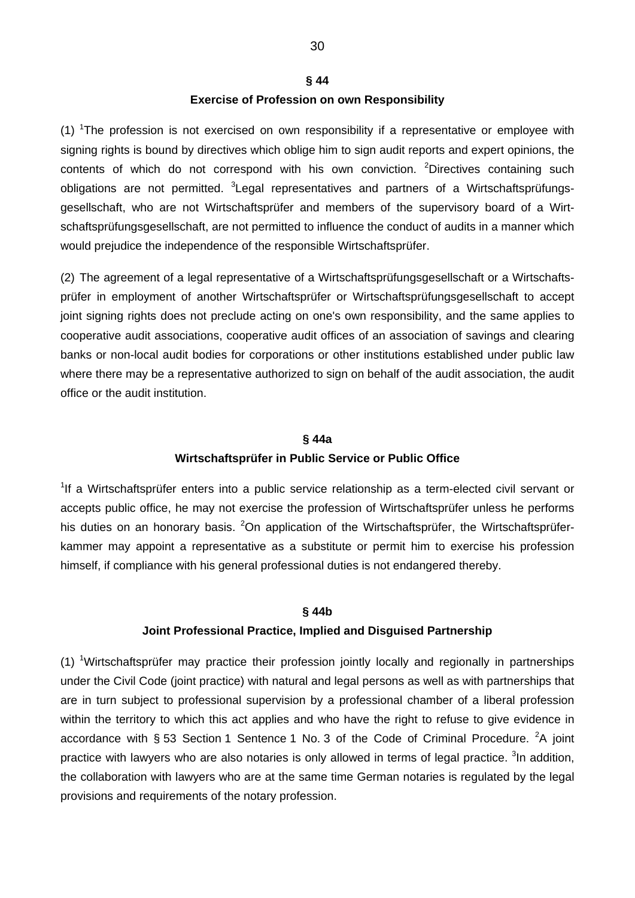## § 44
### Exercise of Profession on own Responsibility

(1) [1]The profession is not exercised on own responsibility if a representative or employee with signing rights is bound by directives which oblige him to sign audit reports and expert opinions, the contents of which do not correspond with his own conviction. [2]Directives containing such obligations are not permitted. [3]Legal representatives and partners of a Wirtschaftsprüfungsgesellschaft, who are not Wirtschaftsprüfer and members of the supervisory board of a Wirtschaftsprüfungsgesellschaft, are not permitted to influence the conduct of audits in a manner which would prejudice the independence of the responsible Wirtschaftsprüfer.

(2) The agreement of a legal representative of a Wirtschaftsprüfungsgesellschaft or a Wirtschaftsprüfer in employment of another Wirtschaftsprüfer or Wirtschaftsprüfungsgesellschaft to accept joint signing rights does not preclude acting on one's own responsibility, and the same applies to cooperative audit associations, cooperative audit offices of an association of savings and clearing banks or non-local audit bodies for corporations or other institutions established under public law where there may be a representative authorized to sign on behalf of the audit association, the audit office or the audit institution.

## § 44a
### Wirtschaftsprüfer in Public Service or Public Office

[1]If a Wirtschaftsprüfer enters into a public service relationship as a term-elected civil servant or accepts public office, he may not exercise the profession of Wirtschaftsprüfer unless he performs his duties on an honorary basis. [2]On application of the Wirtschaftsprüfer, the Wirtschaftsprüferkammer may appoint a representative as a substitute or permit him to exercise his profession himself, if compliance with his general professional duties is not endangered thereby.

## § 44b
### Joint Professional Practice, Implied and Disguised Partnership

(1) [1]Wirtschaftsprüfer may practice their profession jointly locally and regionally in partnerships under the Civil Code (joint practice) with natural and legal persons as well as with partnerships that are in turn subject to professional supervision by a professional chamber of a liberal profession within the territory to which this act applies and who have the right to refuse to give evidence in accordance with § 53 Section 1 Sentence 1 No. 3 of the Code of Criminal Procedure. [2]A joint practice with lawyers who are also notaries is only allowed in terms of legal practice. [3]In addition, the collaboration with lawyers who are at the same time German notaries is regulated by the legal provisions and requirements of the notary profession.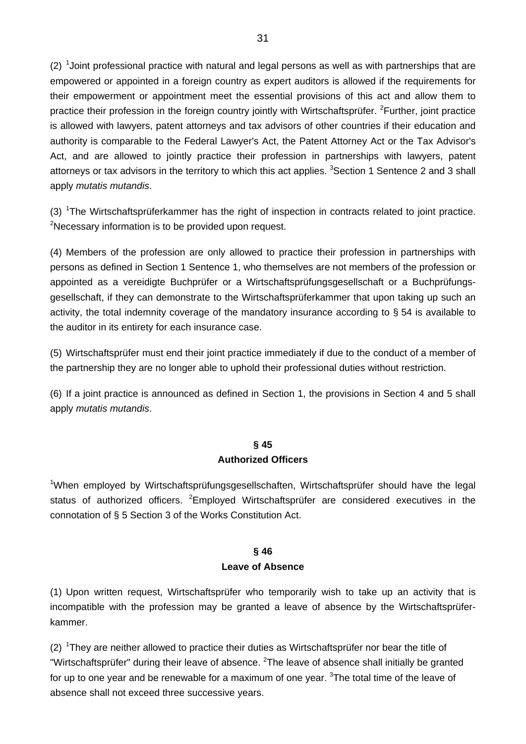(2) [1]Joint professional practice with natural and legal persons as well as with partnerships that are empowered or appointed in a foreign country as expert auditors is allowed if the requirements for their empowerment or appointment meet the essential provisions of this act and allow them to practice their profession in the foreign country jointly with Wirtschaftsprüfer. [2]Further, joint practice is allowed with lawyers, patent attorneys and tax advisors of other countries if their education and authority is comparable to the Federal Lawyer's Act, the Patent Attorney Act or the Tax Advisor's Act, and are allowed to jointly practice their profession in partnerships with lawyers, patent attorneys or tax advisors in the territory to which this act applies. [3]Section 1 Sentence 2 and 3 shall apply *mutatis mutandis*.

(3) [1]The Wirtschaftsprüferkammer has the right of inspection in contracts related to joint practice. [2]Necessary information is to be provided upon request.

(4) Members of the profession are only allowed to practice their profession in partnerships with persons as defined in Section 1 Sentence 1, who themselves are not members of the profession or appointed as a vereidigte Buchprüfer or a Wirtschaftsprüfungsgesellschaft or a Buchprüfungsgesellschaft, if they can demonstrate to the Wirtschaftsprüferkammer that upon taking up such an activity, the total indemnity coverage of the mandatory insurance according to § 54 is available to the auditor in its entirety for each insurance case.

(5) Wirtschaftsprüfer must end their joint practice immediately if due to the conduct of a member of the partnership they are no longer able to uphold their professional duties without restriction.

(6) If a joint practice is announced as defined in Section 1, the provisions in Section 4 and 5 shall apply *mutatis mutandis*.

## § 45
## Authorized Officers

[1]When employed by Wirtschaftsprüfungsgesellschaften, Wirtschaftsprüfer should have the legal status of authorized officers. [2]Employed Wirtschaftsprüfer are considered executives in the connotation of § 5 Section 3 of the Works Constitution Act.

## § 46
## Leave of Absence

(1) Upon written request, Wirtschaftsprüfer who temporarily wish to take up an activity that is incompatible with the profession may be granted a leave of absence by the Wirtschaftsprüferkammer.

(2) [1]They are neither allowed to practice their duties as Wirtschaftsprüfer nor bear the title of "Wirtschaftsprüfer" during their leave of absence. [2]The leave of absence shall initially be granted for up to one year and be renewable for a maximum of one year. [3]The total time of the leave of absence shall not exceed three successive years.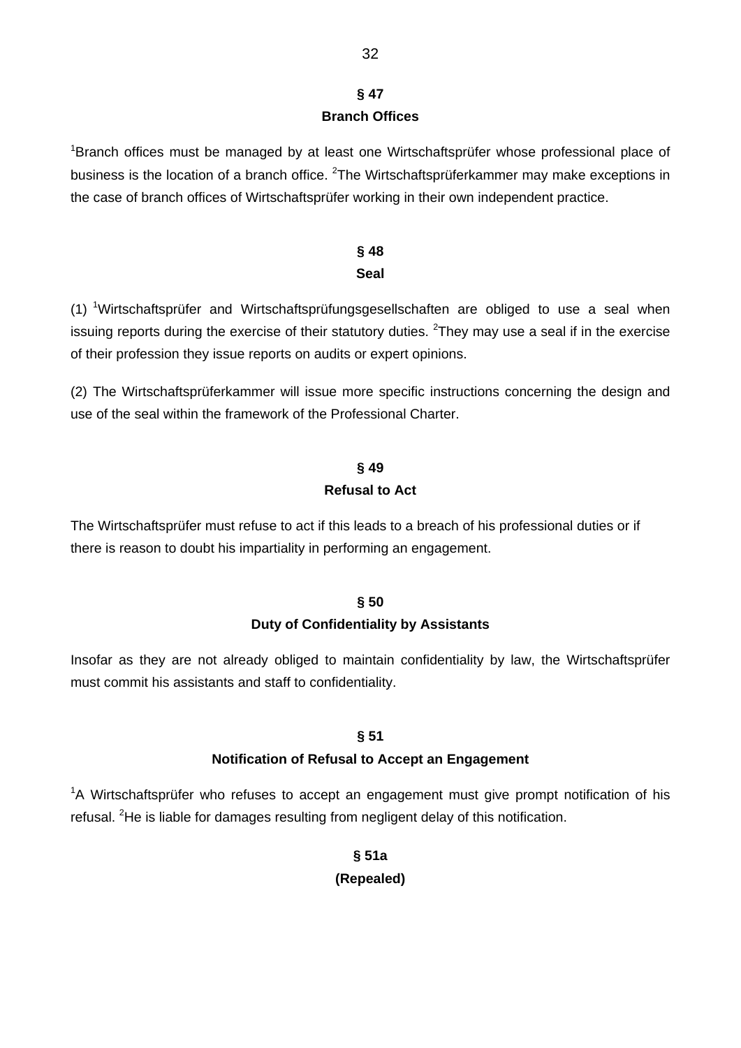## § 47
## Branch Offices

[1]Branch offices must be managed by at least one Wirtschaftsprüfer whose professional place of business is the location of a branch office. [2]The Wirtschaftsprüferkammer may make exceptions in the case of branch offices of Wirtschaftsprüfer working in their own independent practice.

## § 48
## Seal

(1) [1]Wirtschaftsprüfer and Wirtschaftsprüfungsgesellschaften are obliged to use a seal when issuing reports during the exercise of their statutory duties. [2]They may use a seal if in the exercise of their profession they issue reports on audits or expert opinions.

(2) The Wirtschaftsprüferkammer will issue more specific instructions concerning the design and use of the seal within the framework of the Professional Charter.

## § 49
## Refusal to Act

The Wirtschaftsprüfer must refuse to act if this leads to a breach of his professional duties or if there is reason to doubt his impartiality in performing an engagement.

## § 50
## Duty of Confidentiality by Assistants

Insofar as they are not already obliged to maintain confidentiality by law, the Wirtschaftsprüfer must commit his assistants and staff to confidentiality.

## § 51
## Notification of Refusal to Accept an Engagement

[1]A Wirtschaftsprüfer who refuses to accept an engagement must give prompt notification of his refusal. [2]He is liable for damages resulting from negligent delay of this notification.

## § 51a
## (Repealed)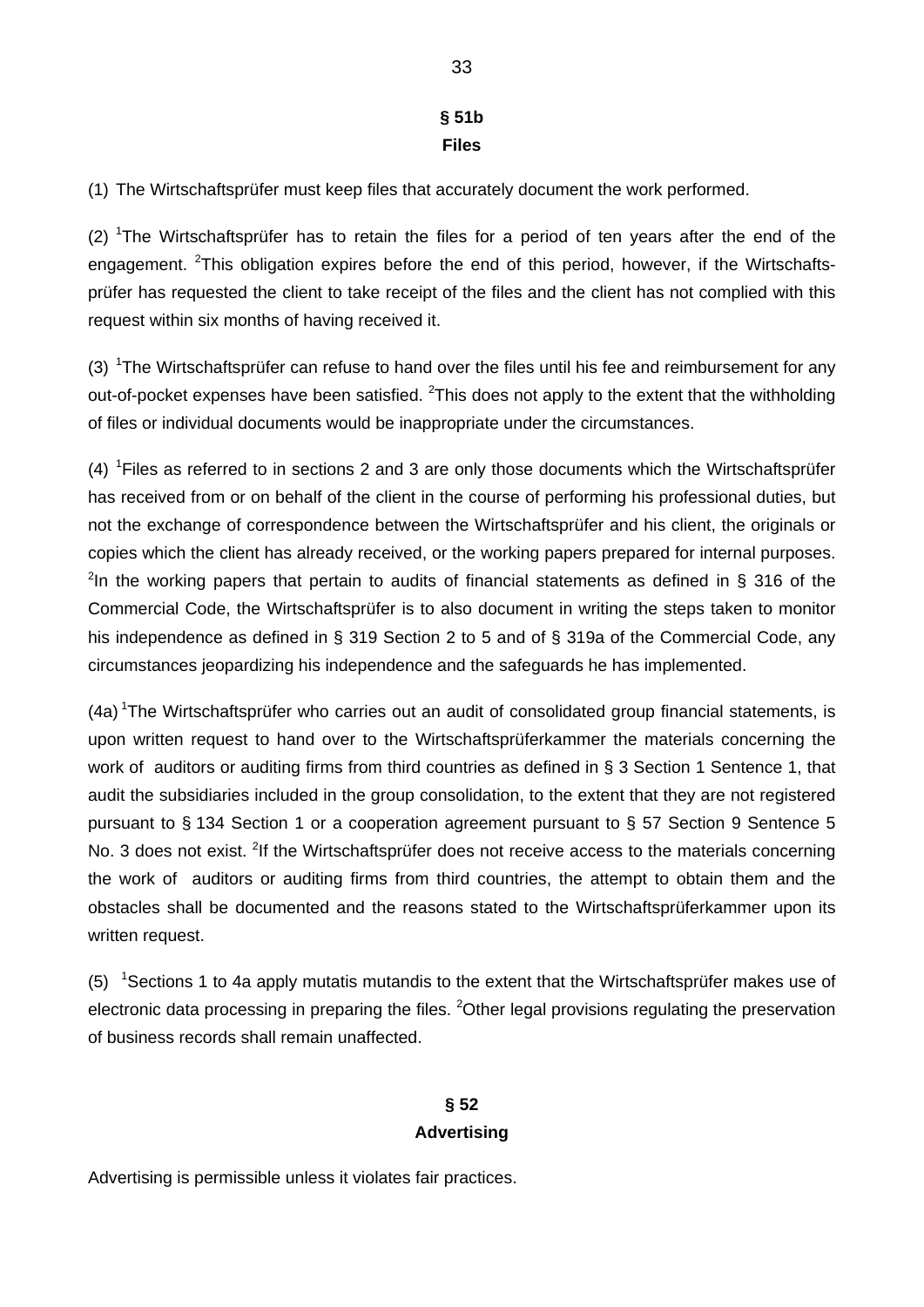## § 51b
## Files

(1) The Wirtschaftsprüfer must keep files that accurately document the work performed.

(2) [1]The Wirtschaftsprüfer has to retain the files for a period of ten years after the end of the engagement. [2]This obligation expires before the end of this period, however, if the Wirtschafts-prüfer has requested the client to take receipt of the files and the client has not complied with this request within six months of having received it.

(3) [1]The Wirtschaftsprüfer can refuse to hand over the files until his fee and reimbursement for any out-of-pocket expenses have been satisfied. [2]This does not apply to the extent that the withholding of files or individual documents would be inappropriate under the circumstances.

(4) [1]Files as referred to in sections 2 and 3 are only those documents which the Wirtschaftsprüfer has received from or on behalf of the client in the course of performing his professional duties, but not the exchange of correspondence between the Wirtschaftsprüfer and his client, the originals or copies which the client has already received, or the working papers prepared for internal purposes. [2]In the working papers that pertain to audits of financial statements as defined in § 316 of the Commercial Code, the Wirtschaftsprüfer is to also document in writing the steps taken to monitor his independence as defined in § 319 Section 2 to 5 and of § 319a of the Commercial Code, any circumstances jeopardizing his independence and the safeguards he has implemented.

(4a) [1]The Wirtschaftsprüfer who carries out an audit of consolidated group financial statements, is upon written request to hand over to the Wirtschaftsprüferkammer the materials concerning the work of auditors or auditing firms from third countries as defined in § 3 Section 1 Sentence 1, that audit the subsidiaries included in the group consolidation, to the extent that they are not registered pursuant to § 134 Section 1 or a cooperation agreement pursuant to § 57 Section 9 Sentence 5 No. 3 does not exist. [2]If the Wirtschaftsprüfer does not receive access to the materials concerning the work of auditors or auditing firms from third countries, the attempt to obtain them and the obstacles shall be documented and the reasons stated to the Wirtschaftsprüferkammer upon its written request.

(5) [1]Sections 1 to 4a apply mutatis mutandis to the extent that the Wirtschaftsprüfer makes use of electronic data processing in preparing the files. [2]Other legal provisions regulating the preservation of business records shall remain unaffected.

## § 52
## Advertising

Advertising is permissible unless it violates fair practices.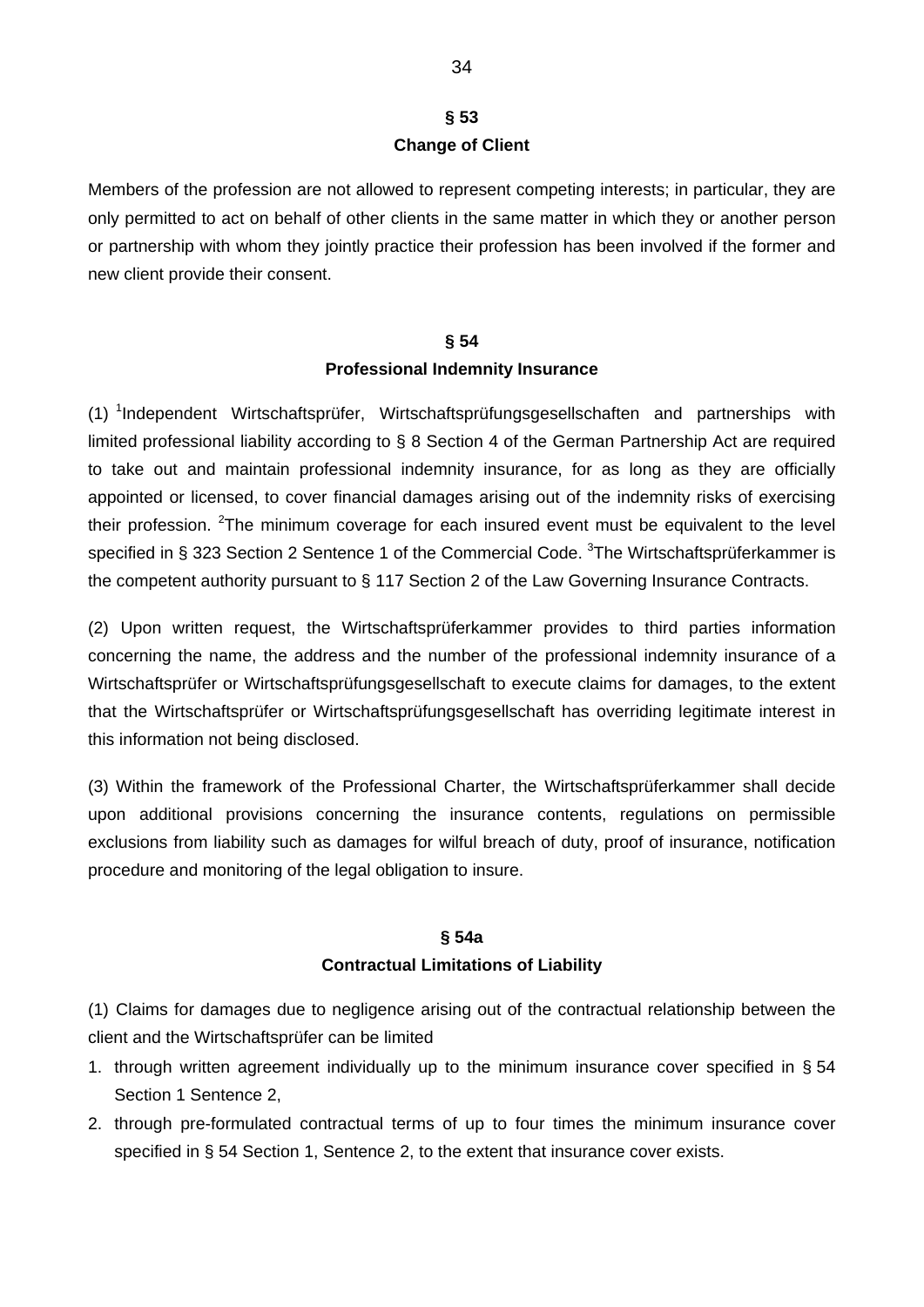## § 53
## Change of Client

Members of the profession are not allowed to represent competing interests; in particular, they are only permitted to act on behalf of other clients in the same matter in which they or another person or partnership with whom they jointly practice their profession has been involved if the former and new client provide their consent.

## § 54
## Professional Indemnity Insurance

(1) [1]Independent Wirtschaftsprüfer, Wirtschaftsprüfungsgesellschaften and partnerships with limited professional liability according to § 8 Section 4 of the German Partnership Act are required to take out and maintain professional indemnity insurance, for as long as they are officially appointed or licensed, to cover financial damages arising out of the indemnity risks of exercising their profession. [2]The minimum coverage for each insured event must be equivalent to the level specified in § 323 Section 2 Sentence 1 of the Commercial Code. [3]The Wirtschaftsprüferkammer is the competent authority pursuant to § 117 Section 2 of the Law Governing Insurance Contracts.

(2) Upon written request, the Wirtschaftsprüferkammer provides to third parties information concerning the name, the address and the number of the professional indemnity insurance of a Wirtschaftsprüfer or Wirtschaftsprüfungsgesellschaft to execute claims for damages, to the extent that the Wirtschaftsprüfer or Wirtschaftsprüfungsgesellschaft has overriding legitimate interest in this information not being disclosed.

(3) Within the framework of the Professional Charter, the Wirtschaftsprüferkammer shall decide upon additional provisions concerning the insurance contents, regulations on permissible exclusions from liability such as damages for wilful breach of duty, proof of insurance, notification procedure and monitoring of the legal obligation to insure.

## § 54a
## Contractual Limitations of Liability

(1) Claims for damages due to negligence arising out of the contractual relationship between the client and the Wirtschaftsprüfer can be limited

1. through written agreement individually up to the minimum insurance cover specified in § 54 Section 1 Sentence 2,
2. through pre-formulated contractual terms of up to four times the minimum insurance cover specified in § 54 Section 1, Sentence 2, to the extent that insurance cover exists.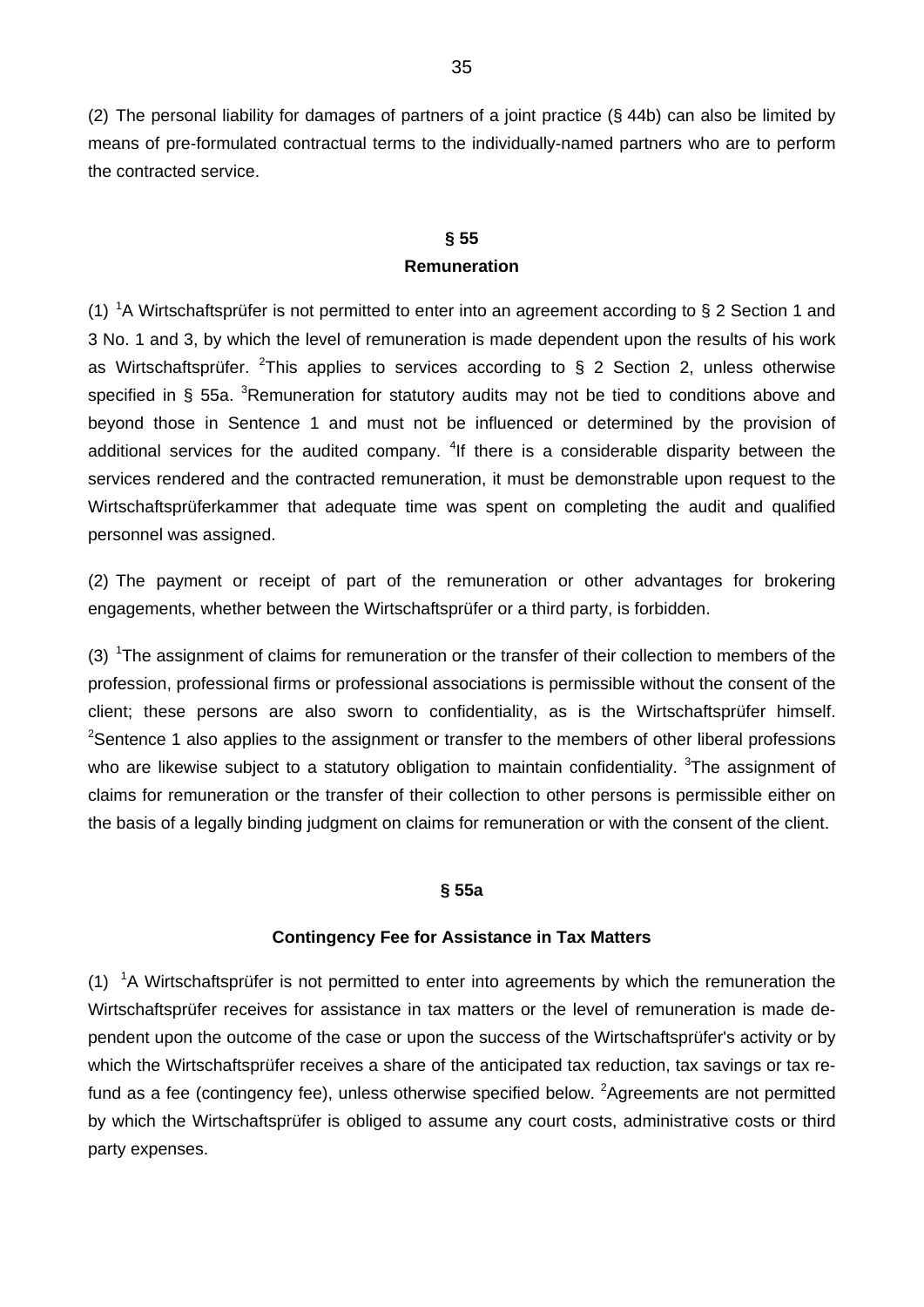(2) The personal liability for damages of partners of a joint practice (§ 44b) can also be limited by means of pre-formulated contractual terms to the individually-named partners who are to perform the contracted service.

## § 55
## Remuneration

(1) [1]A Wirtschaftsprüfer is not permitted to enter into an agreement according to § 2 Section 1 and 3 No. 1 and 3, by which the level of remuneration is made dependent upon the results of his work as Wirtschaftsprüfer. [2]This applies to services according to § 2 Section 2, unless otherwise specified in § 55a. [3]Remuneration for statutory audits may not be tied to conditions above and beyond those in Sentence 1 and must not be influenced or determined by the provision of additional services for the audited company. [4]If there is a considerable disparity between the services rendered and the contracted remuneration, it must be demonstrable upon request to the Wirtschaftsprüferkammer that adequate time was spent on completing the audit and qualified personnel was assigned.

(2) The payment or receipt of part of the remuneration or other advantages for brokering engagements, whether between the Wirtschaftsprüfer or a third party, is forbidden.

(3) [1]The assignment of claims for remuneration or the transfer of their collection to members of the profession, professional firms or professional associations is permissible without the consent of the client; these persons are also sworn to confidentiality, as is the Wirtschaftsprüfer himself. [2]Sentence 1 also applies to the assignment or transfer to the members of other liberal professions who are likewise subject to a statutory obligation to maintain confidentiality. [3]The assignment of claims for remuneration or the transfer of their collection to other persons is permissible either on the basis of a legally binding judgment on claims for remuneration or with the consent of the client.

## § 55a

## Contingency Fee for Assistance in Tax Matters

(1) [1]A Wirtschaftsprüfer is not permitted to enter into agreements by which the remuneration the Wirtschaftsprüfer receives for assistance in tax matters or the level of remuneration is made dependent upon the outcome of the case or upon the success of the Wirtschaftsprüfer's activity or by which the Wirtschaftsprüfer receives a share of the anticipated tax reduction, tax savings or tax refund as a fee (contingency fee), unless otherwise specified below. [2]Agreements are not permitted by which the Wirtschaftsprüfer is obliged to assume any court costs, administrative costs or third party expenses.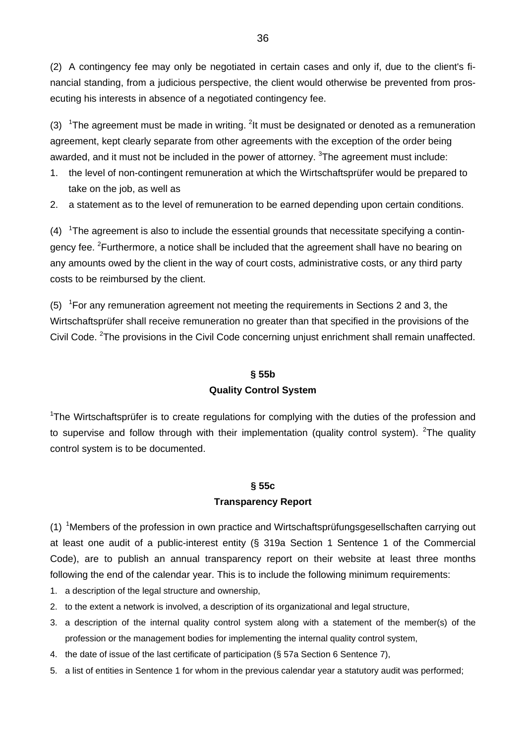(2) A contingency fee may only be negotiated in certain cases and only if, due to the client's financial standing, from a judicious perspective, the client would otherwise be prevented from prosecuting his interests in absence of a negotiated contingency fee.

(3) [1]The agreement must be made in writing. [2]It must be designated or denoted as a remuneration agreement, kept clearly separate from other agreements with the exception of the order being awarded, and it must not be included in the power of attorney. [3]The agreement must include:

1. the level of non-contingent remuneration at which the Wirtschaftsprüfer would be prepared to take on the job, as well as
2. a statement as to the level of remuneration to be earned depending upon certain conditions.

(4) [1]The agreement is also to include the essential grounds that necessitate specifying a contingency fee. [2]Furthermore, a notice shall be included that the agreement shall have no bearing on any amounts owed by the client in the way of court costs, administrative costs, or any third party costs to be reimbursed by the client.

(5) [1]For any remuneration agreement not meeting the requirements in Sections 2 and 3, the Wirtschaftsprüfer shall receive remuneration no greater than that specified in the provisions of the Civil Code. [2]The provisions in the Civil Code concerning unjust enrichment shall remain unaffected.

## § 55b
## Quality Control System

[1]The Wirtschaftsprüfer is to create regulations for complying with the duties of the profession and to supervise and follow through with their implementation (quality control system). [2]The quality control system is to be documented.

## § 55c
## Transparency Report

(1) [1]Members of the profession in own practice and Wirtschaftsprüfungsgesellschaften carrying out at least one audit of a public-interest entity (§ 319a Section 1 Sentence 1 of the Commercial Code), are to publish an annual transparency report on their website at least three months following the end of the calendar year. This is to include the following minimum requirements:

1. a description of the legal structure and ownership,
2. to the extent a network is involved, a description of its organizational and legal structure,
3. a description of the internal quality control system along with a statement of the member(s) of the profession or the management bodies for implementing the internal quality control system,
4. the date of issue of the last certificate of participation (§ 57a Section 6 Sentence 7),
5. a list of entities in Sentence 1 for whom in the previous calendar year a statutory audit was performed;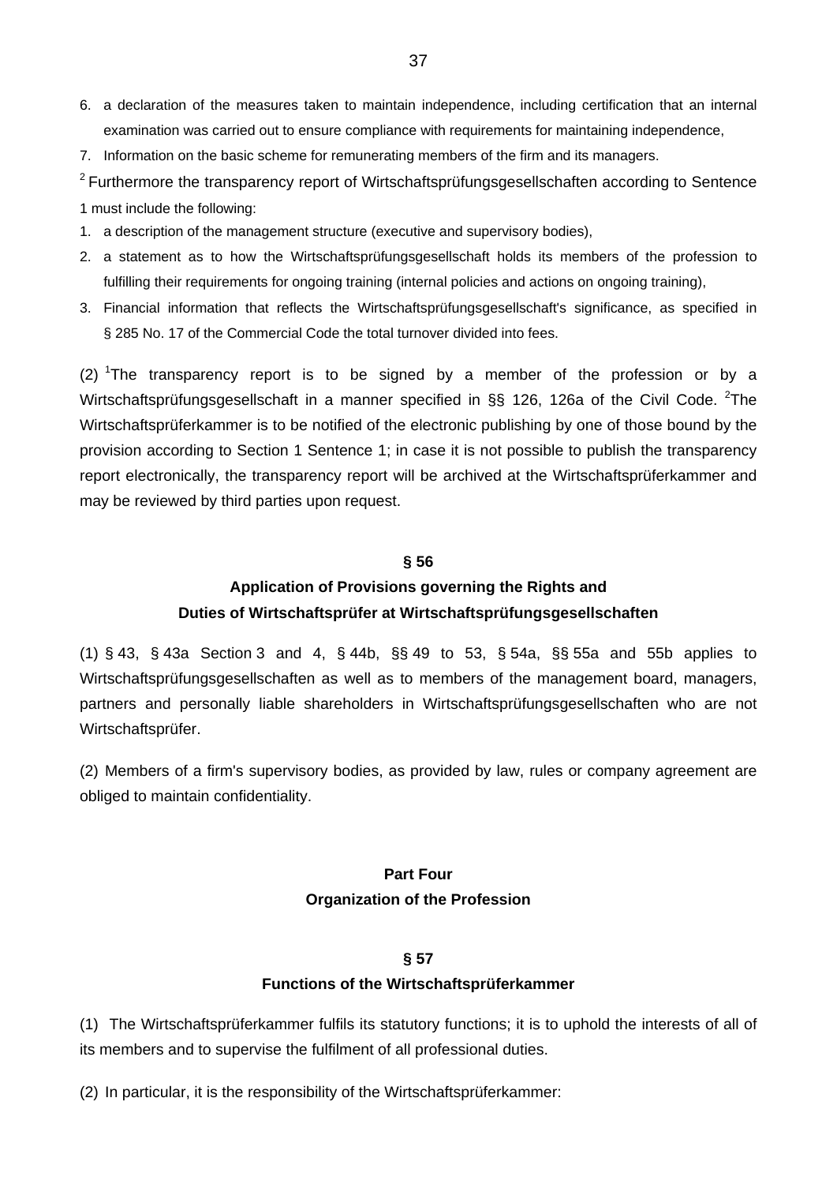6. a declaration of the measures taken to maintain independence, including certification that an internal examination was carried out to ensure compliance with requirements for maintaining independence,
7. Information on the basic scheme for remunerating members of the firm and its managers.

[2] Furthermore the transparency report of Wirtschaftsprüfungsgesellschaften according to Sentence 1 must include the following:

1. a description of the management structure (executive and supervisory bodies),
2. a statement as to how the Wirtschaftsprüfungsgesellschaft holds its members of the profession to fulfilling their requirements for ongoing training (internal policies and actions on ongoing training),
3. Financial information that reflects the Wirtschaftsprüfungsgesellschaft's significance, as specified in § 285 No. 17 of the Commercial Code the total turnover divided into fees.

(2) [1]The transparency report is to be signed by a member of the profession or by a Wirtschaftsprüfungsgesellschaft in a manner specified in §§ 126, 126a of the Civil Code. [2]The Wirtschaftsprüferkammer is to be notified of the electronic publishing by one of those bound by the provision according to Section 1 Sentence 1; in case it is not possible to publish the transparency report electronically, the transparency report will be archived at the Wirtschaftsprüferkammer and may be reviewed by third parties upon request.

### § 56
### Application of Provisions governing the Rights and Duties of Wirtschaftsprüfer at Wirtschaftsprüfungsgesellschaften

(1) § 43, § 43a Section 3 and 4, § 44b, §§ 49 to 53, § 54a, §§ 55a and 55b applies to Wirtschaftsprüfungsgesellschaften as well as to members of the management board, managers, partners and personally liable shareholders in Wirtschaftsprüfungsgesellschaften who are not Wirtschaftsprüfer.

(2) Members of a firm's supervisory bodies, as provided by law, rules or company agreement are obliged to maintain confidentiality.

## Part Four
## Organization of the Profession

### § 57
### Functions of the Wirtschaftsprüferkammer

(1) The Wirtschaftsprüferkammer fulfils its statutory functions; it is to uphold the interests of all of its members and to supervise the fulfilment of all professional duties.

(2) In particular, it is the responsibility of the Wirtschaftsprüferkammer: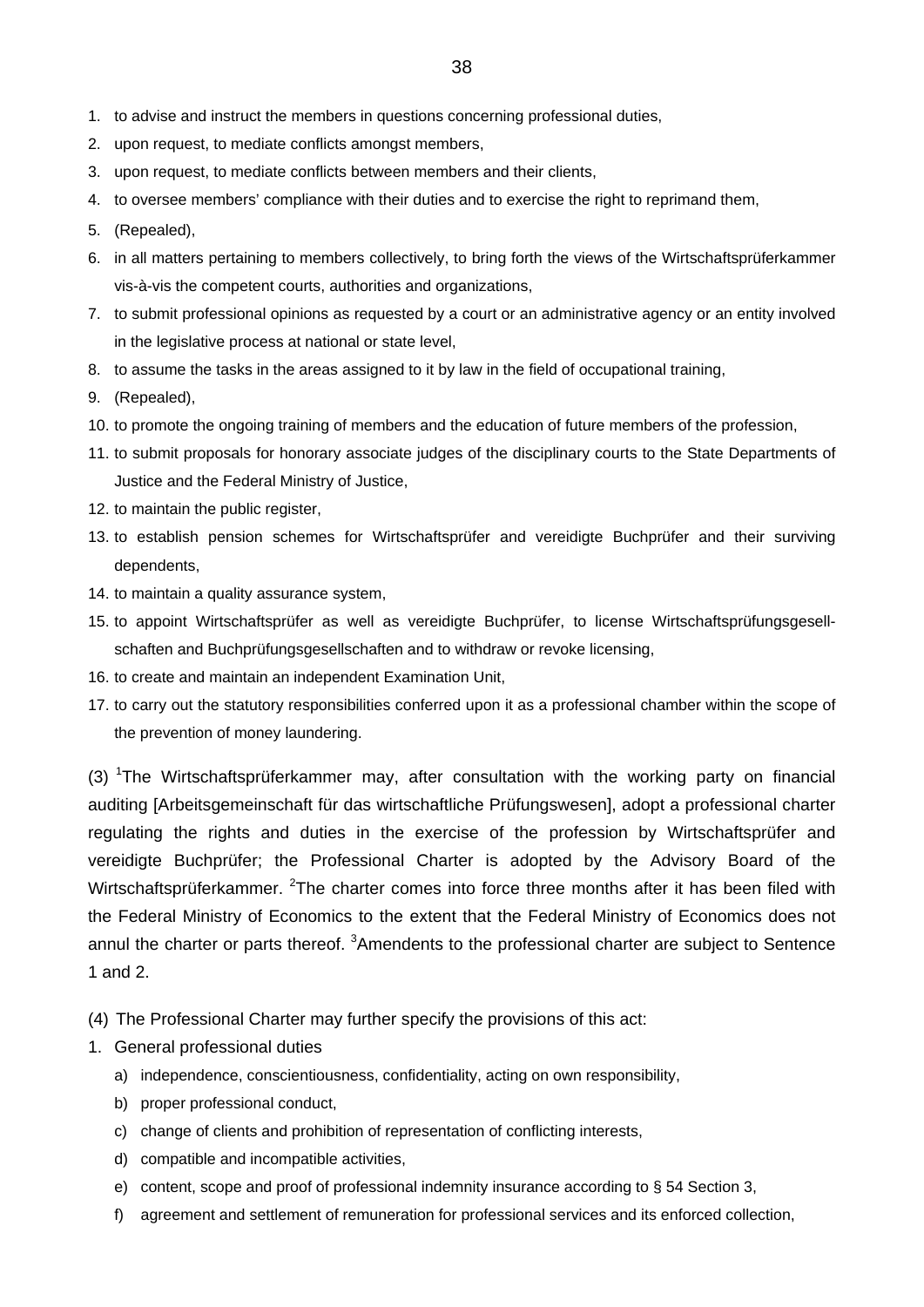1. to advise and instruct the members in questions concerning professional duties,
2. upon request, to mediate conflicts amongst members,
3. upon request, to mediate conflicts between members and their clients,
4. to oversee members' compliance with their duties and to exercise the right to reprimand them,
5. (Repealed),
6. in all matters pertaining to members collectively, to bring forth the views of the Wirtschaftsprüferkammer vis-à-vis the competent courts, authorities and organizations,
7. to submit professional opinions as requested by a court or an administrative agency or an entity involved in the legislative process at national or state level,
8. to assume the tasks in the areas assigned to it by law in the field of occupational training,
9. (Repealed),
10. to promote the ongoing training of members and the education of future members of the profession,
11. to submit proposals for honorary associate judges of the disciplinary courts to the State Departments of Justice and the Federal Ministry of Justice,
12. to maintain the public register,
13. to establish pension schemes for Wirtschaftsprüfer and vereidigte Buchprüfer and their surviving dependents,
14. to maintain a quality assurance system,
15. to appoint Wirtschaftsprüfer as well as vereidigte Buchprüfer, to license Wirtschaftsprüfungsgesellschaften and Buchprüfungsgesellschaften and to withdraw or revoke licensing,
16. to create and maintain an independent Examination Unit,
17. to carry out the statutory responsibilities conferred upon it as a professional chamber within the scope of the prevention of money laundering.

(3) [1]The Wirtschaftsprüferkammer may, after consultation with the working party on financial auditing [Arbeitsgemeinschaft für das wirtschaftliche Prüfungswesen], adopt a professional charter regulating the rights and duties in the exercise of the profession by Wirtschaftsprüfer and vereidigte Buchprüfer; the Professional Charter is adopted by the Advisory Board of the Wirtschaftsprüferkammer. [2]The charter comes into force three months after it has been filed with the Federal Ministry of Economics to the extent that the Federal Ministry of Economics does not annul the charter or parts thereof. [3]Amendents to the professional charter are subject to Sentence 1 and 2.

(4) The Professional Charter may further specify the provisions of this act:

1. General professional duties
   a) independence, conscientiousness, confidentiality, acting on own responsibility,
   b) proper professional conduct,
   c) change of clients and prohibition of representation of conflicting interests,
   d) compatible and incompatible activities,
   e) content, scope and proof of professional indemnity insurance according to § 54 Section 3,
   f) agreement and settlement of remuneration for professional services and its enforced collection,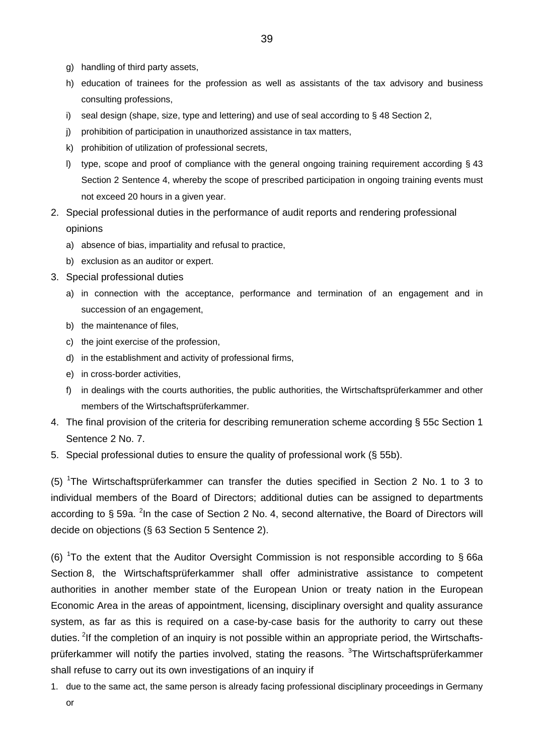g) handling of third party assets,
h) education of trainees for the profession as well as assistants of the tax advisory and business consulting professions,
i) seal design (shape, size, type and lettering) and use of seal according to § 48 Section 2,
j) prohibition of participation in unauthorized assistance in tax matters,
k) prohibition of utilization of professional secrets,
l) type, scope and proof of compliance with the general ongoing training requirement according § 43 Section 2 Sentence 4, whereby the scope of prescribed participation in ongoing training events must not exceed 20 hours in a given year.

2. Special professional duties in the performance of audit reports and rendering professional opinions
   a) absence of bias, impartiality and refusal to practice,
   b) exclusion as an auditor or expert.
3. Special professional duties
   a) in connection with the acceptance, performance and termination of an engagement and in succession of an engagement,
   b) the maintenance of files,
   c) the joint exercise of the profession,
   d) in the establishment and activity of professional firms,
   e) in cross-border activities,
   f) in dealings with the courts authorities, the public authorities, the Wirtschaftsprüferkammer and other members of the Wirtschaftsprüferkammer.
4. The final provision of the criteria for describing remuneration scheme according § 55c Section 1 Sentence 2 No. 7.
5. Special professional duties to ensure the quality of professional work (§ 55b).

(5) [1]The Wirtschaftsprüferkammer can transfer the duties specified in Section 2 No. 1 to 3 to individual members of the Board of Directors; additional duties can be assigned to departments according to § 59a. [2]In the case of Section 2 No. 4, second alternative, the Board of Directors will decide on objections (§ 63 Section 5 Sentence 2).

(6) [1]To the extent that the Auditor Oversight Commission is not responsible according to § 66a Section 8, the Wirtschaftsprüferkammer shall offer administrative assistance to competent authorities in another member state of the European Union or treaty nation in the European Economic Area in the areas of appointment, licensing, disciplinary oversight and quality assurance system, as far as this is required on a case-by-case basis for the authority to carry out these duties. [2]If the completion of an inquiry is not possible within an appropriate period, the Wirtschaftsprüferkammer will notify the parties involved, stating the reasons. [3]The Wirtschaftsprüferkammer shall refuse to carry out its own investigations of an inquiry if

1. due to the same act, the same person is already facing professional disciplinary proceedings in Germany or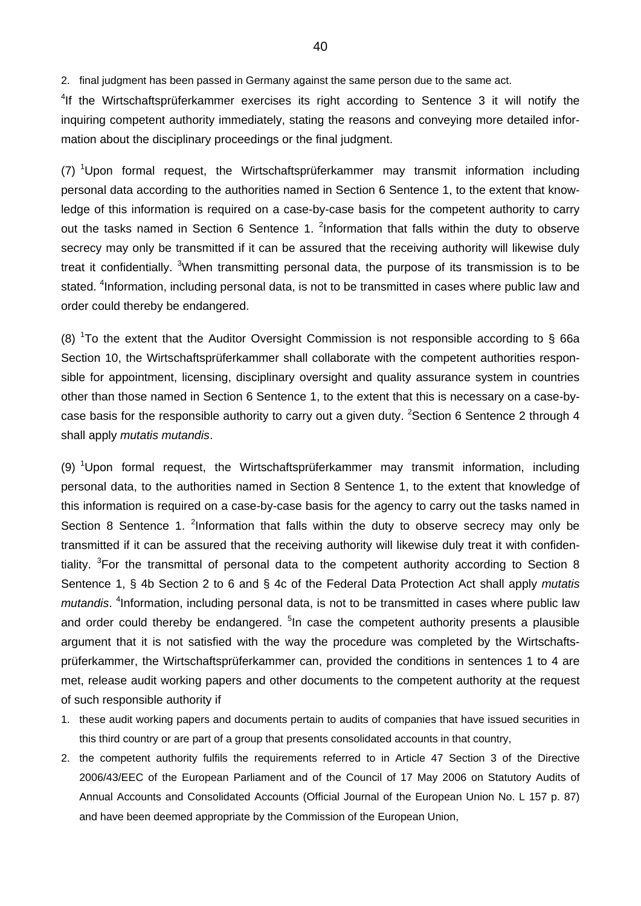2. final judgment has been passed in Germany against the same person due to the same act.

[4]If the Wirtschaftsprüferkammer exercises its right according to Sentence 3 it will notify the inquiring competent authority immediately, stating the reasons and conveying more detailed information about the disciplinary proceedings or the final judgment.

(7) [1]Upon formal request, the Wirtschaftsprüferkammer may transmit information including personal data according to the authorities named in Section 6 Sentence 1, to the extent that knowledge of this information is required on a case-by-case basis for the competent authority to carry out the tasks named in Section 6 Sentence 1. [2]Information that falls within the duty to observe secrecy may only be transmitted if it can be assured that the receiving authority will likewise duly treat it confidentially. [3]When transmitting personal data, the purpose of its transmission is to be stated. [4]Information, including personal data, is not to be transmitted in cases where public law and order could thereby be endangered.

(8) [1]To the extent that the Auditor Oversight Commission is not responsible according to § 66a Section 10, the Wirtschaftsprüferkammer shall collaborate with the competent authorities responsible for appointment, licensing, disciplinary oversight and quality assurance system in countries other than those named in Section 6 Sentence 1, to the extent that this is necessary on a case-by-case basis for the responsible authority to carry out a given duty. [2]Section 6 Sentence 2 through 4 shall apply *mutatis mutandis*.

(9) [1]Upon formal request, the Wirtschaftsprüferkammer may transmit information, including personal data, to the authorities named in Section 8 Sentence 1, to the extent that knowledge of this information is required on a case-by-case basis for the agency to carry out the tasks named in Section 8 Sentence 1. [2]Information that falls within the duty to observe secrecy may only be transmitted if it can be assured that the receiving authority will likewise duly treat it with confidentiality. [3]For the transmittal of personal data to the competent authority according to Section 8 Sentence 1, § 4b Section 2 to 6 and § 4c of the Federal Data Protection Act shall apply *mutatis mutandis*. [4]Information, including personal data, is not to be transmitted in cases where public law and order could thereby be endangered. [5]In case the competent authority presents a plausible argument that it is not satisfied with the way the procedure was completed by the Wirtschaftsprüferkammer, the Wirtschaftsprüferkammer can, provided the conditions in sentences 1 to 4 are met, release audit working papers and other documents to the competent authority at the request of such responsible authority if

1. these audit working papers and documents pertain to audits of companies that have issued securities in this third country or are part of a group that presents consolidated accounts in that country,
2. the competent authority fulfils the requirements referred to in Article 47 Section 3 of the Directive 2006/43/EEC of the European Parliament and of the Council of 17 May 2006 on Statutory Audits of Annual Accounts and Consolidated Accounts (Official Journal of the European Union No. L 157 p. 87) and have been deemed appropriate by the Commission of the European Union,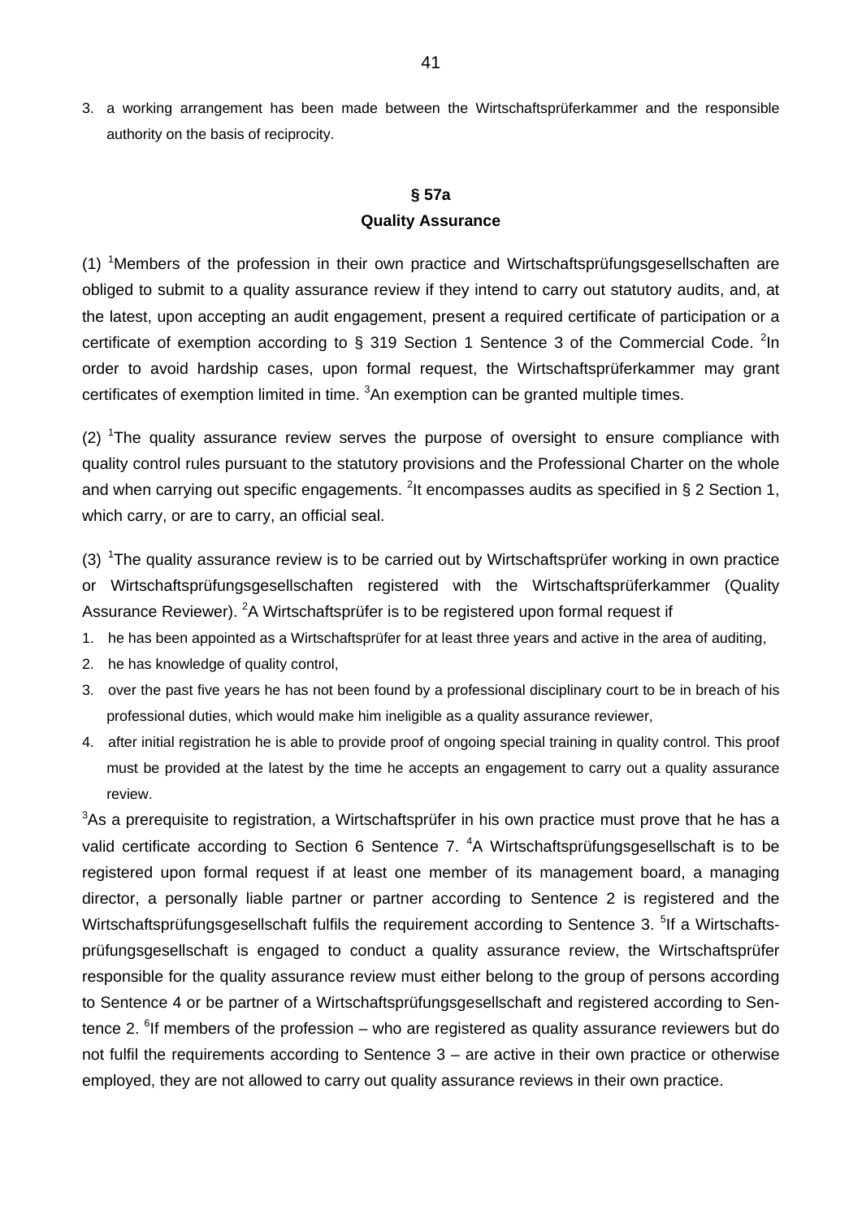3. a working arrangement has been made between the Wirtschaftsprüferkammer and the responsible authority on the basis of reciprocity.

## § 57a
## Quality Assurance

(1) [1]Members of the profession in their own practice and Wirtschaftsprüfungsgesellschaften are obliged to submit to a quality assurance review if they intend to carry out statutory audits, and, at the latest, upon accepting an audit engagement, present a required certificate of participation or a certificate of exemption according to § 319 Section 1 Sentence 3 of the Commercial Code. [2]In order to avoid hardship cases, upon formal request, the Wirtschaftsprüferkammer may grant certificates of exemption limited in time. [3]An exemption can be granted multiple times.

(2) [1]The quality assurance review serves the purpose of oversight to ensure compliance with quality control rules pursuant to the statutory provisions and the Professional Charter on the whole and when carrying out specific engagements. [2]It encompasses audits as specified in § 2 Section 1, which carry, or are to carry, an official seal.

(3) [1]The quality assurance review is to be carried out by Wirtschaftsprüfer working in own practice or Wirtschaftsprüfungsgesellschaften registered with the Wirtschaftsprüferkammer (Quality Assurance Reviewer). [2]A Wirtschaftsprüfer is to be registered upon formal request if

1. he has been appointed as a Wirtschaftsprüfer for at least three years and active in the area of auditing,
2. he has knowledge of quality control,
3. over the past five years he has not been found by a professional disciplinary court to be in breach of his professional duties, which would make him ineligible as a quality assurance reviewer,
4. after initial registration he is able to provide proof of ongoing special training in quality control. This proof must be provided at the latest by the time he accepts an engagement to carry out a quality assurance review.

[3]As a prerequisite to registration, a Wirtschaftsprüfer in his own practice must prove that he has a valid certificate according to Section 6 Sentence 7. [4]A Wirtschaftsprüfungsgesellschaft is to be registered upon formal request if at least one member of its management board, a managing director, a personally liable partner or partner according to Sentence 2 is registered and the Wirtschaftsprüfungsgesellschaft fulfils the requirement according to Sentence 3. [5]If a Wirtschaftsprüfungsgesellschaft is engaged to conduct a quality assurance review, the Wirtschaftsprüfer responsible for the quality assurance review must either belong to the group of persons according to Sentence 4 or be partner of a Wirtschaftsprüfungsgesellschaft and registered according to Sentence 2. [6]If members of the profession – who are registered as quality assurance reviewers but do not fulfil the requirements according to Sentence 3 – are active in their own practice or otherwise employed, they are not allowed to carry out quality assurance reviews in their own practice.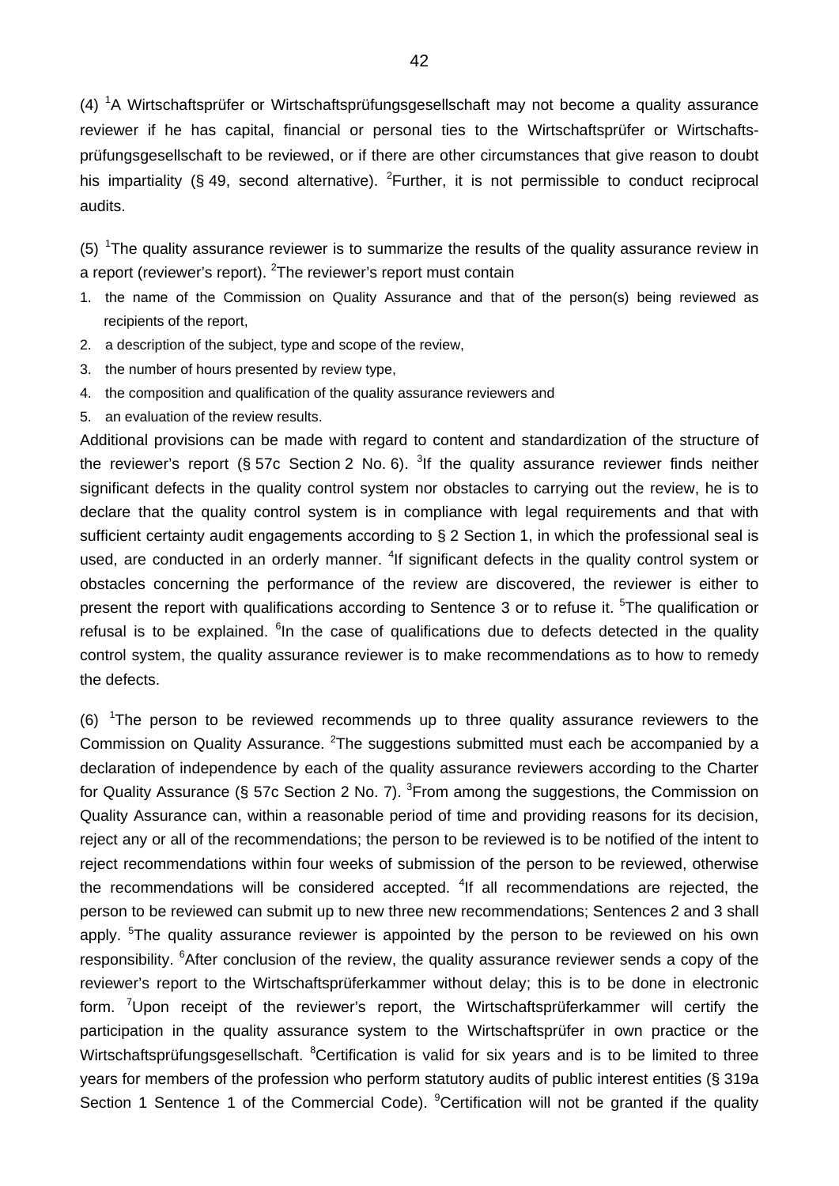(4) [1]A Wirtschaftsprüfer or Wirtschaftsprüfungsgesellschaft may not become a quality assurance reviewer if he has capital, financial or personal ties to the Wirtschaftsprüfer or Wirtschaftsprüfungsgesellschaft to be reviewed, or if there are other circumstances that give reason to doubt his impartiality (§ 49, second alternative). [2]Further, it is not permissible to conduct reciprocal audits.

(5) [1]The quality assurance reviewer is to summarize the results of the quality assurance review in a report (reviewer's report). [2]The reviewer's report must contain

1. the name of the Commission on Quality Assurance and that of the person(s) being reviewed as recipients of the report,
2. a description of the subject, type and scope of the review,
3. the number of hours presented by review type,
4. the composition and qualification of the quality assurance reviewers and
5. an evaluation of the review results.

Additional provisions can be made with regard to content and standardization of the structure of the reviewer's report (§ 57c Section 2 No. 6). [3]If the quality assurance reviewer finds neither significant defects in the quality control system nor obstacles to carrying out the review, he is to declare that the quality control system is in compliance with legal requirements and that with sufficient certainty audit engagements according to § 2 Section 1, in which the professional seal is used, are conducted in an orderly manner. [4]If significant defects in the quality control system or obstacles concerning the performance of the review are discovered, the reviewer is either to present the report with qualifications according to Sentence 3 or to refuse it. [5]The qualification or refusal is to be explained. [6]In the case of qualifications due to defects detected in the quality control system, the quality assurance reviewer is to make recommendations as to how to remedy the defects.

(6) [1]The person to be reviewed recommends up to three quality assurance reviewers to the Commission on Quality Assurance. [2]The suggestions submitted must each be accompanied by a declaration of independence by each of the quality assurance reviewers according to the Charter for Quality Assurance (§ 57c Section 2 No. 7). [3]From among the suggestions, the Commission on Quality Assurance can, within a reasonable period of time and providing reasons for its decision, reject any or all of the recommendations; the person to be reviewed is to be notified of the intent to reject recommendations within four weeks of submission of the person to be reviewed, otherwise the recommendations will be considered accepted. [4]If all recommendations are rejected, the person to be reviewed can submit up to new three new recommendations; Sentences 2 and 3 shall apply. [5]The quality assurance reviewer is appointed by the person to be reviewed on his own responsibility. [6]After conclusion of the review, the quality assurance reviewer sends a copy of the reviewer's report to the Wirtschaftsprüferkammer without delay; this is to be done in electronic form. [7]Upon receipt of the reviewer's report, the Wirtschaftsprüferkammer will certify the participation in the quality assurance system to the Wirtschaftsprüfer in own practice or the Wirtschaftsprüfungsgesellschaft. [8]Certification is valid for six years and is to be limited to three years for members of the profession who perform statutory audits of public interest entities (§ 319a Section 1 Sentence 1 of the Commercial Code). [9]Certification will not be granted if the quality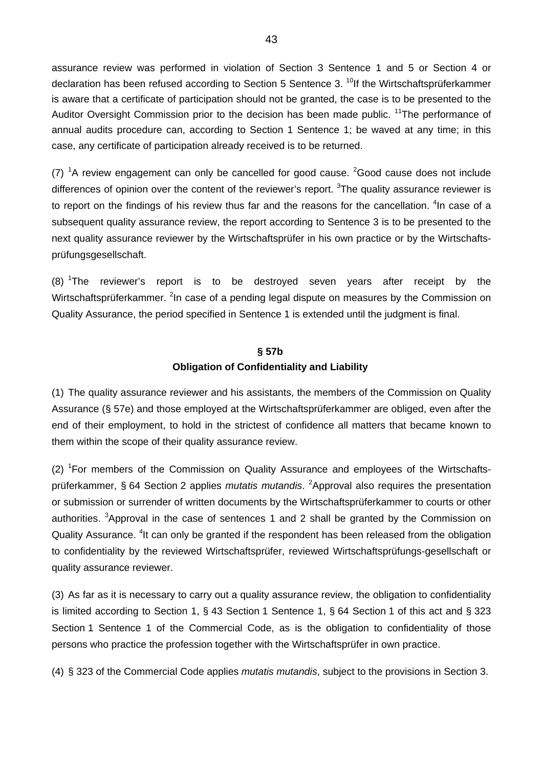assurance review was performed in violation of Section 3 Sentence 1 and 5 or Section 4 or declaration has been refused according to Section 5 Sentence 3. [10]If the Wirtschaftsprüferkammer is aware that a certificate of participation should not be granted, the case is to be presented to the Auditor Oversight Commission prior to the decision has been made public. [11]The performance of annual audits procedure can, according to Section 1 Sentence 1; be waved at any time; in this case, any certificate of participation already received is to be returned.

(7) [1]A review engagement can only be cancelled for good cause. [2]Good cause does not include differences of opinion over the content of the reviewer's report. [3]The quality assurance reviewer is to report on the findings of his review thus far and the reasons for the cancellation. [4]In case of a subsequent quality assurance review, the report according to Sentence 3 is to be presented to the next quality assurance reviewer by the Wirtschaftsprüfer in his own practice or by the Wirtschaftsprüfungsgesellschaft.

(8) [1]The reviewer's report is to be destroyed seven years after receipt by the Wirtschaftsprüferkammer. [2]In case of a pending legal dispute on measures by the Commission on Quality Assurance, the period specified in Sentence 1 is extended until the judgment is final.

## § 57b
## Obligation of Confidentiality and Liability

(1) The quality assurance reviewer and his assistants, the members of the Commission on Quality Assurance (§ 57e) and those employed at the Wirtschaftsprüferkammer are obliged, even after the end of their employment, to hold in the strictest of confidence all matters that became known to them within the scope of their quality assurance review.

(2) [1]For members of the Commission on Quality Assurance and employees of the Wirtschaftsprüferkammer, § 64 Section 2 applies *mutatis mutandis*. [2]Approval also requires the presentation or submission or surrender of written documents by the Wirtschaftsprüferkammer to courts or other authorities. [3]Approval in the case of sentences 1 and 2 shall be granted by the Commission on Quality Assurance. [4]It can only be granted if the respondent has been released from the obligation to confidentiality by the reviewed Wirtschaftsprüfer, reviewed Wirtschaftsprüfungs-gesellschaft or quality assurance reviewer.

(3) As far as it is necessary to carry out a quality assurance review, the obligation to confidentiality is limited according to Section 1, § 43 Section 1 Sentence 1, § 64 Section 1 of this act and § 323 Section 1 Sentence 1 of the Commercial Code, as is the obligation to confidentiality of those persons who practice the profession together with the Wirtschaftsprüfer in own practice.

(4) § 323 of the Commercial Code applies *mutatis mutandis*, subject to the provisions in Section 3.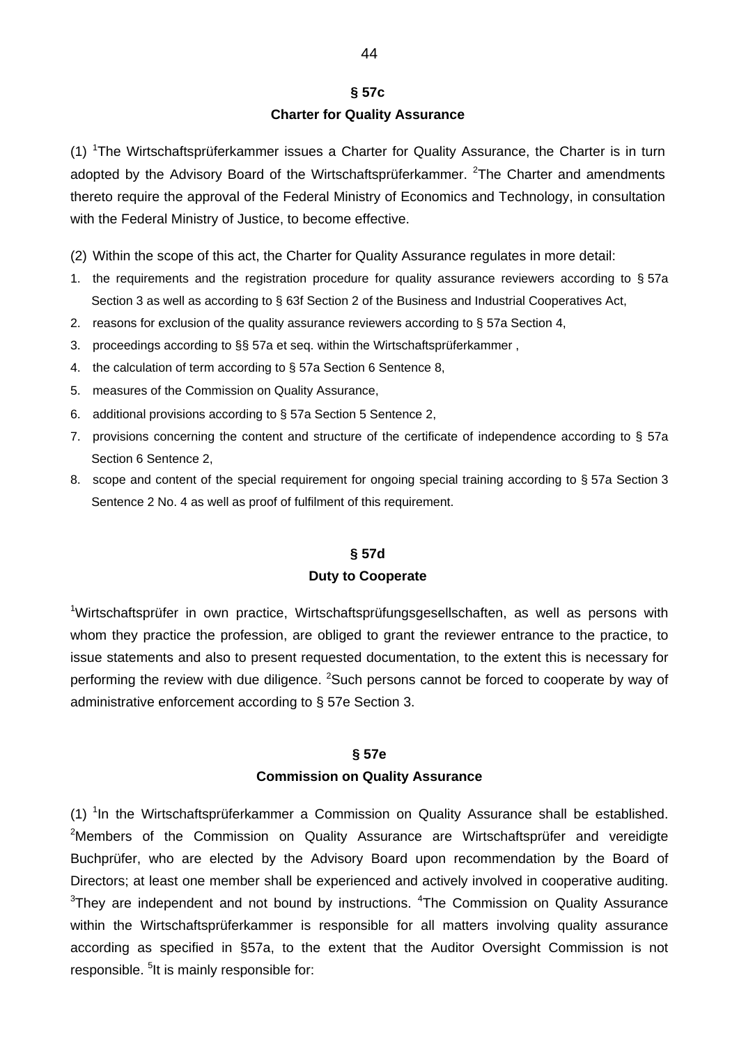## § 57c
## Charter for Quality Assurance

(1) [1]The Wirtschaftsprüferkammer issues a Charter for Quality Assurance, the Charter is in turn adopted by the Advisory Board of the Wirtschaftsprüferkammer. [2]The Charter and amendments thereto require the approval of the Federal Ministry of Economics and Technology, in consultation with the Federal Ministry of Justice, to become effective.

(2) Within the scope of this act, the Charter for Quality Assurance regulates in more detail:

1. the requirements and the registration procedure for quality assurance reviewers according to § 57a Section 3 as well as according to § 63f Section 2 of the Business and Industrial Cooperatives Act,
2. reasons for exclusion of the quality assurance reviewers according to § 57a Section 4,
3. proceedings according to §§ 57a et seq. within the Wirtschaftsprüferkammer ,
4. the calculation of term according to § 57a Section 6 Sentence 8,
5. measures of the Commission on Quality Assurance,
6. additional provisions according to § 57a Section 5 Sentence 2,
7. provisions concerning the content and structure of the certificate of independence according to § 57a Section 6 Sentence 2,
8. scope and content of the special requirement for ongoing special training according to § 57a Section 3 Sentence 2 No. 4 as well as proof of fulfilment of this requirement.

## § 57d
## Duty to Cooperate

[1]Wirtschaftsprüfer in own practice, Wirtschaftsprüfungsgesellschaften, as well as persons with whom they practice the profession, are obliged to grant the reviewer entrance to the practice, to issue statements and also to present requested documentation, to the extent this is necessary for performing the review with due diligence. [2]Such persons cannot be forced to cooperate by way of administrative enforcement according to § 57e Section 3.

## § 57e
## Commission on Quality Assurance

(1) [1]In the Wirtschaftsprüferkammer a Commission on Quality Assurance shall be established. [2]Members of the Commission on Quality Assurance are Wirtschaftsprüfer and vereidigte Buchprüfer, who are elected by the Advisory Board upon recommendation by the Board of Directors; at least one member shall be experienced and actively involved in cooperative auditing. [3]They are independent and not bound by instructions. [4]The Commission on Quality Assurance within the Wirtschaftsprüferkammer is responsible for all matters involving quality assurance according as specified in §57a, to the extent that the Auditor Oversight Commission is not responsible. [5]It is mainly responsible for: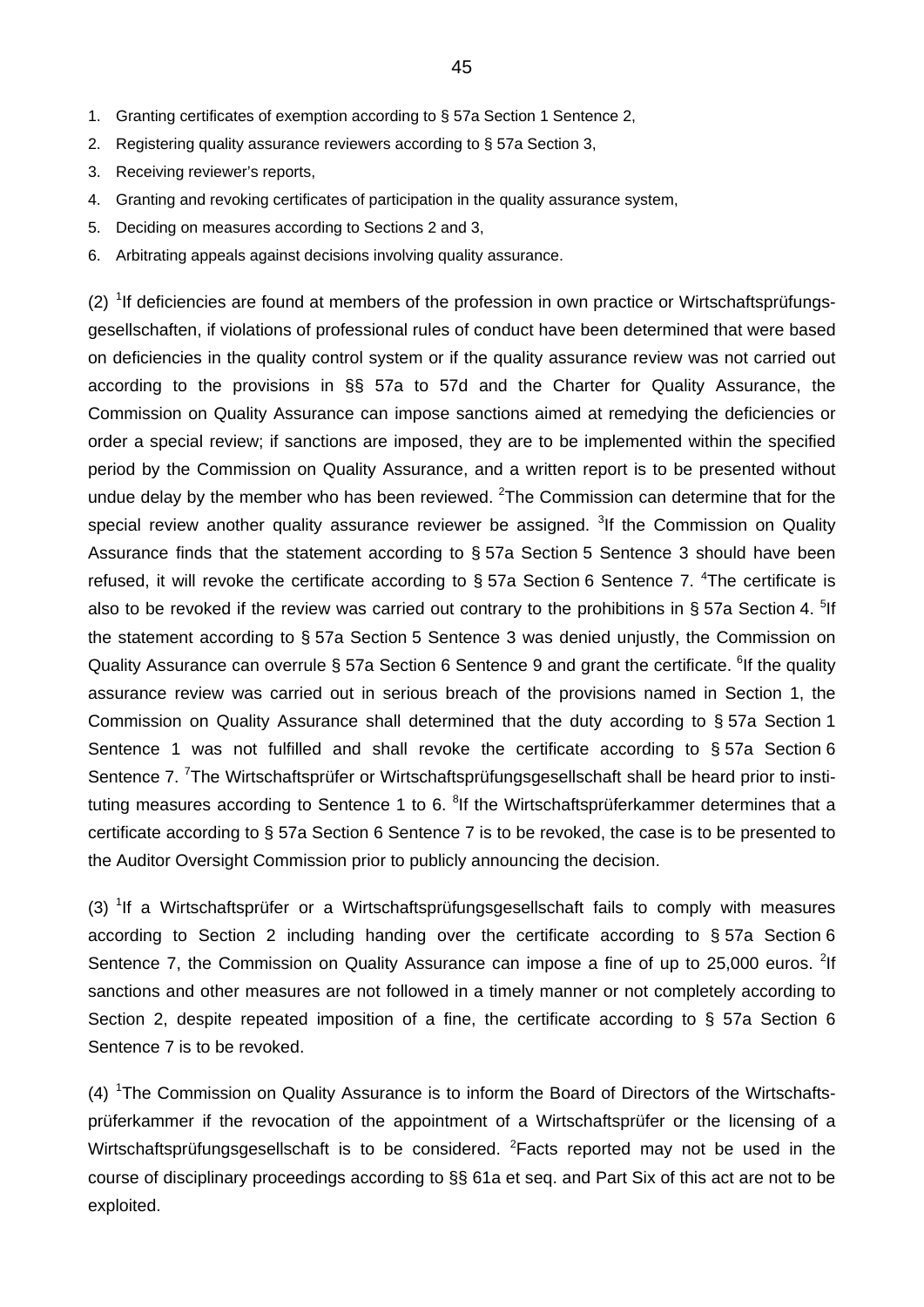1. Granting certificates of exemption according to § 57a Section 1 Sentence 2,
2. Registering quality assurance reviewers according to § 57a Section 3,
3. Receiving reviewer's reports,
4. Granting and revoking certificates of participation in the quality assurance system,
5. Deciding on measures according to Sections 2 and 3,
6. Arbitrating appeals against decisions involving quality assurance.

(2) [1]If deficiencies are found at members of the profession in own practice or Wirtschaftsprüfungsgesellschaften, if violations of professional rules of conduct have been determined that were based on deficiencies in the quality control system or if the quality assurance review was not carried out according to the provisions in §§ 57a to 57d and the Charter for Quality Assurance, the Commission on Quality Assurance can impose sanctions aimed at remedying the deficiencies or order a special review; if sanctions are imposed, they are to be implemented within the specified period by the Commission on Quality Assurance, and a written report is to be presented without undue delay by the member who has been reviewed. [2]The Commission can determine that for the special review another quality assurance reviewer be assigned. [3]If the Commission on Quality Assurance finds that the statement according to § 57a Section 5 Sentence 3 should have been refused, it will revoke the certificate according to § 57a Section 6 Sentence 7. [4]The certificate is also to be revoked if the review was carried out contrary to the prohibitions in § 57a Section 4. [5]If the statement according to § 57a Section 5 Sentence 3 was denied unjustly, the Commission on Quality Assurance can overrule § 57a Section 6 Sentence 9 and grant the certificate. [6]If the quality assurance review was carried out in serious breach of the provisions named in Section 1, the Commission on Quality Assurance shall determined that the duty according to § 57a Section 1 Sentence 1 was not fulfilled and shall revoke the certificate according to § 57a Section 6 Sentence 7. [7]The Wirtschaftsprüfer or Wirtschaftsprüfungsgesellschaft shall be heard prior to instituting measures according to Sentence 1 to 6. [8]If the Wirtschaftsprüferkammer determines that a certificate according to § 57a Section 6 Sentence 7 is to be revoked, the case is to be presented to the Auditor Oversight Commission prior to publicly announcing the decision.

(3) [1]If a Wirtschaftsprüfer or a Wirtschaftsprüfungsgesellschaft fails to comply with measures according to Section 2 including handing over the certificate according to § 57a Section 6 Sentence 7, the Commission on Quality Assurance can impose a fine of up to 25,000 euros. [2]If sanctions and other measures are not followed in a timely manner or not completely according to Section 2, despite repeated imposition of a fine, the certificate according to § 57a Section 6 Sentence 7 is to be revoked.

(4) [1]The Commission on Quality Assurance is to inform the Board of Directors of the Wirtschaftsprüferkammer if the revocation of the appointment of a Wirtschaftsprüfer or the licensing of a Wirtschaftsprüfungsgesellschaft is to be considered. [2]Facts reported may not be used in the course of disciplinary proceedings according to §§ 61a et seq. and Part Six of this act are not to be exploited.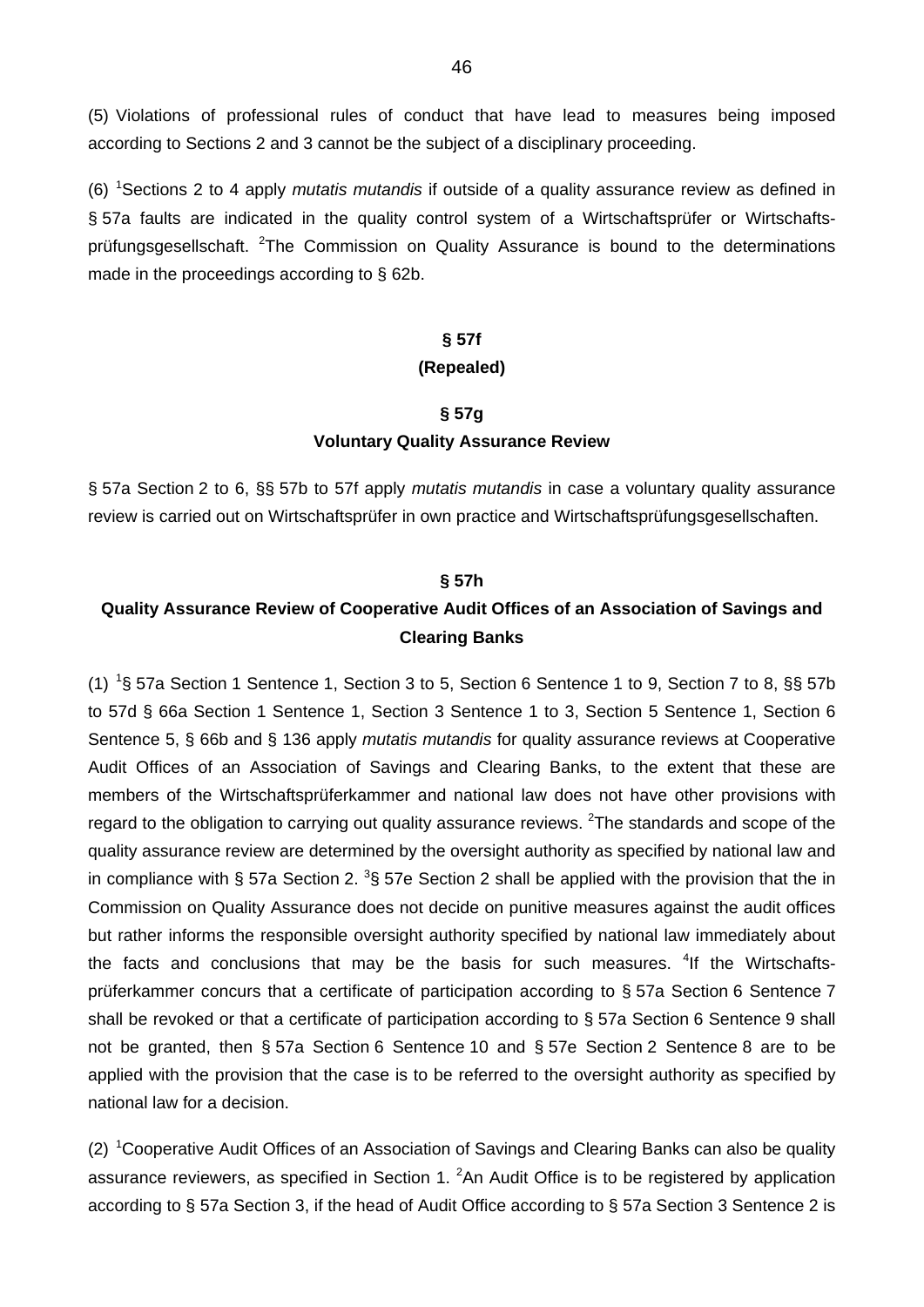(5) Violations of professional rules of conduct that have lead to measures being imposed according to Sections 2 and 3 cannot be the subject of a disciplinary proceeding.

(6) [1]Sections 2 to 4 apply *mutatis mutandis* if outside of a quality assurance review as defined in § 57a faults are indicated in the quality control system of a Wirtschaftsprüfer or Wirtschaftsprüfungsgesellschaft. [2]The Commission on Quality Assurance is bound to the determinations made in the proceedings according to § 62b.

## § 57f
## (Repealed)

## § 57g
## Voluntary Quality Assurance Review

§ 57a Section 2 to 6, §§ 57b to 57f apply *mutatis mutandis* in case a voluntary quality assurance review is carried out on Wirtschaftsprüfer in own practice and Wirtschaftsprüfungsgesellschaften.

## § 57h
## Quality Assurance Review of Cooperative Audit Offices of an Association of Savings and Clearing Banks

(1) [1]§ 57a Section 1 Sentence 1, Section 3 to 5, Section 6 Sentence 1 to 9, Section 7 to 8, §§ 57b to 57d § 66a Section 1 Sentence 1, Section 3 Sentence 1 to 3, Section 5 Sentence 1, Section 6 Sentence 5, § 66b and § 136 apply *mutatis mutandis* for quality assurance reviews at Cooperative Audit Offices of an Association of Savings and Clearing Banks, to the extent that these are members of the Wirtschaftsprüferkammer and national law does not have other provisions with regard to the obligation to carrying out quality assurance reviews. [2]The standards and scope of the quality assurance review are determined by the oversight authority as specified by national law and in compliance with § 57a Section 2. [3]§ 57e Section 2 shall be applied with the provision that the in Commission on Quality Assurance does not decide on punitive measures against the audit offices but rather informs the responsible oversight authority specified by national law immediately about the facts and conclusions that may be the basis for such measures. [4]If the Wirtschaftsprüferkammer concurs that a certificate of participation according to § 57a Section 6 Sentence 7 shall be revoked or that a certificate of participation according to § 57a Section 6 Sentence 9 shall not be granted, then § 57a Section 6 Sentence 10 and § 57e Section 2 Sentence 8 are to be applied with the provision that the case is to be referred to the oversight authority as specified by national law for a decision.

(2) [1]Cooperative Audit Offices of an Association of Savings and Clearing Banks can also be quality assurance reviewers, as specified in Section 1. [2]An Audit Office is to be registered by application according to § 57a Section 3, if the head of Audit Office according to § 57a Section 3 Sentence 2 is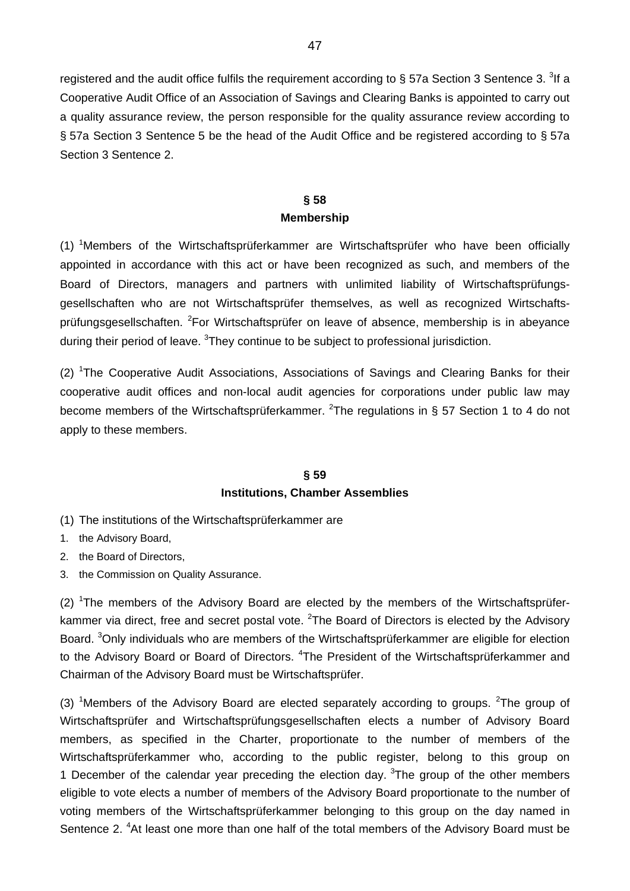registered and the audit office fulfils the requirement according to § 57a Section 3 Sentence 3. [3]If a Cooperative Audit Office of an Association of Savings and Clearing Banks is appointed to carry out a quality assurance review, the person responsible for the quality assurance review according to § 57a Section 3 Sentence 5 be the head of the Audit Office and be registered according to § 57a Section 3 Sentence 2.

## § 58
## Membership

(1) [1]Members of the Wirtschaftsprüferkammer are Wirtschaftsprüfer who have been officially appointed in accordance with this act or have been recognized as such, and members of the Board of Directors, managers and partners with unlimited liability of Wirtschaftsprüfungsgesellschaften who are not Wirtschaftsprüfer themselves, as well as recognized Wirtschaftsprüfungsgesellschaften. [2]For Wirtschaftsprüfer on leave of absence, membership is in abeyance during their period of leave. [3]They continue to be subject to professional jurisdiction.

(2) [1]The Cooperative Audit Associations, Associations of Savings and Clearing Banks for their cooperative audit offices and non-local audit agencies for corporations under public law may become members of the Wirtschaftsprüferkammer. [2]The regulations in § 57 Section 1 to 4 do not apply to these members.

## § 59
## Institutions, Chamber Assemblies

(1) The institutions of the Wirtschaftsprüferkammer are

1. the Advisory Board,
2. the Board of Directors,
3. the Commission on Quality Assurance.

(2) [1]The members of the Advisory Board are elected by the members of the Wirtschaftsprüferkammer via direct, free and secret postal vote. [2]The Board of Directors is elected by the Advisory Board. [3]Only individuals who are members of the Wirtschaftsprüferkammer are eligible for election to the Advisory Board or Board of Directors. [4]The President of the Wirtschaftsprüferkammer and Chairman of the Advisory Board must be Wirtschaftsprüfer.

(3) [1]Members of the Advisory Board are elected separately according to groups. [2]The group of Wirtschaftsprüfer and Wirtschaftsprüfungsgesellschaften elects a number of Advisory Board members, as specified in the Charter, proportionate to the number of members of the Wirtschaftsprüferkammer who, according to the public register, belong to this group on 1 December of the calendar year preceding the election day. [3]The group of the other members eligible to vote elects a number of members of the Advisory Board proportionate to the number of voting members of the Wirtschaftsprüferkammer belonging to this group on the day named in Sentence 2. [4]At least one more than one half of the total members of the Advisory Board must be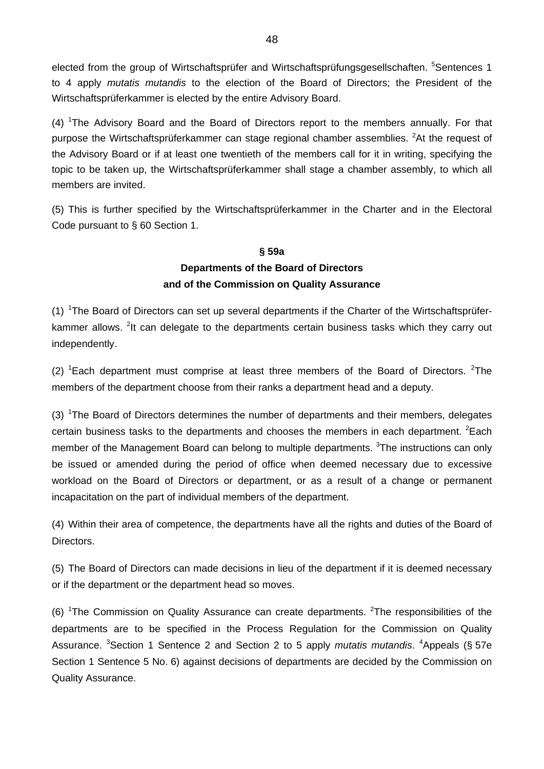elected from the group of Wirtschaftsprüfer and Wirtschaftsprüfungsgesellschaften. [5]Sentences 1 to 4 apply *mutatis mutandis* to the election of the Board of Directors; the President of the Wirtschaftsprüferkammer is elected by the entire Advisory Board.

(4) [1]The Advisory Board and the Board of Directors report to the members annually. For that purpose the Wirtschaftsprüferkammer can stage regional chamber assemblies. [2]At the request of the Advisory Board or if at least one twentieth of the members call for it in writing, specifying the topic to be taken up, the Wirtschaftsprüferkammer shall stage a chamber assembly, to which all members are invited.

(5) This is further specified by the Wirtschaftsprüferkammer in the Charter and in the Electoral Code pursuant to § 60 Section 1.

### § 59a
### Departments of the Board of Directors and of the Commission on Quality Assurance

(1) [1]The Board of Directors can set up several departments if the Charter of the Wirtschaftsprüferkammer allows. [2]It can delegate to the departments certain business tasks which they carry out independently.

(2) [1]Each department must comprise at least three members of the Board of Directors. [2]The members of the department choose from their ranks a department head and a deputy.

(3) [1]The Board of Directors determines the number of departments and their members, delegates certain business tasks to the departments and chooses the members in each department. [2]Each member of the Management Board can belong to multiple departments. [3]The instructions can only be issued or amended during the period of office when deemed necessary due to excessive workload on the Board of Directors or department, or as a result of a change or permanent incapacitation on the part of individual members of the department.

(4) Within their area of competence, the departments have all the rights and duties of the Board of Directors.

(5) The Board of Directors can made decisions in lieu of the department if it is deemed necessary or if the department or the department head so moves.

(6) [1]The Commission on Quality Assurance can create departments. [2]The responsibilities of the departments are to be specified in the Process Regulation for the Commission on Quality Assurance. [3]Section 1 Sentence 2 and Section 2 to 5 apply *mutatis mutandis*. [4]Appeals (§ 57e Section 1 Sentence 5 No. 6) against decisions of departments are decided by the Commission on Quality Assurance.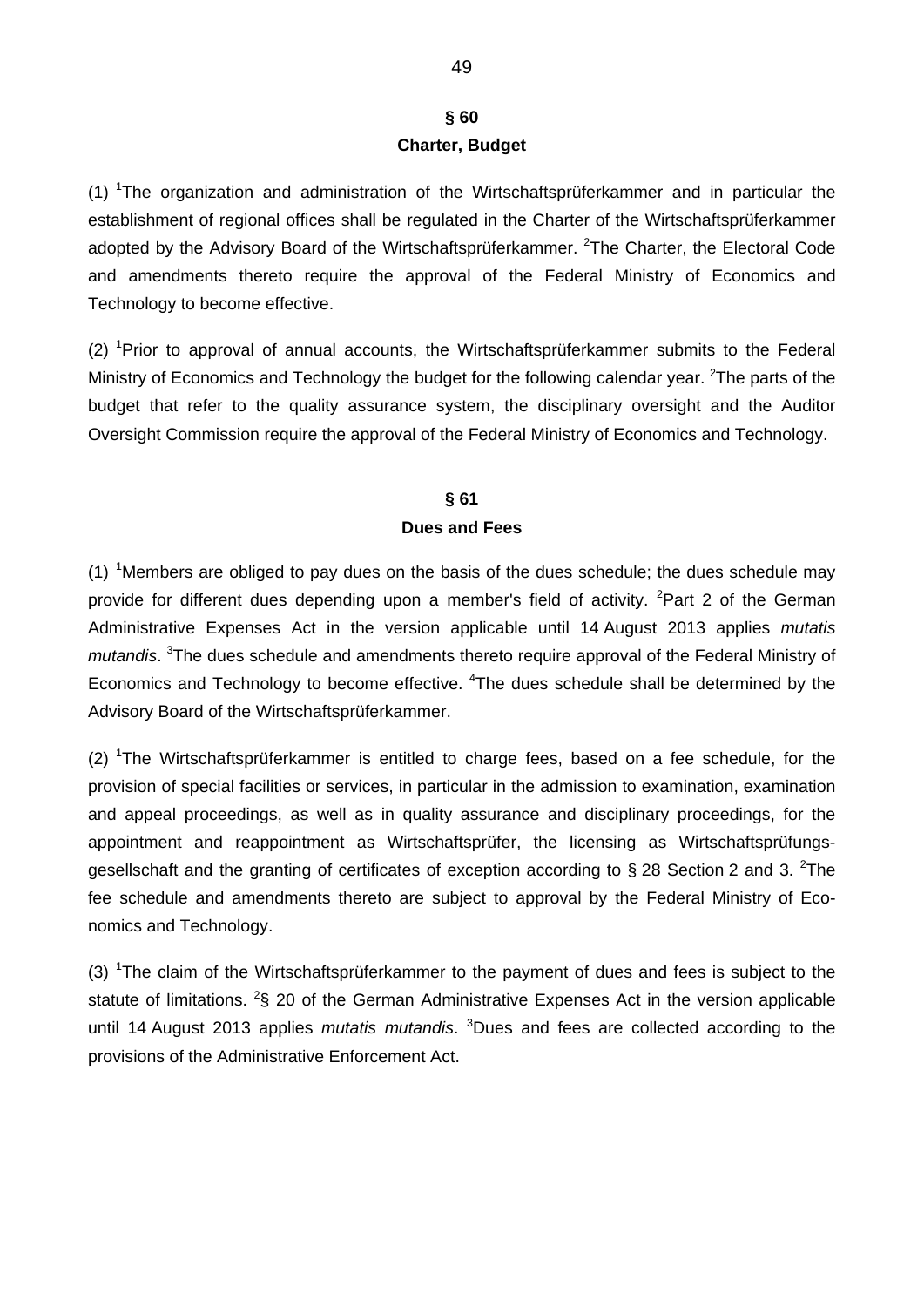## § 60
## Charter, Budget

(1) [1]The organization and administration of the Wirtschaftsprüferkammer and in particular the establishment of regional offices shall be regulated in the Charter of the Wirtschaftsprüferkammer adopted by the Advisory Board of the Wirtschaftsprüferkammer. [2]The Charter, the Electoral Code and amendments thereto require the approval of the Federal Ministry of Economics and Technology to become effective.

(2) [1]Prior to approval of annual accounts, the Wirtschaftsprüferkammer submits to the Federal Ministry of Economics and Technology the budget for the following calendar year. [2]The parts of the budget that refer to the quality assurance system, the disciplinary oversight and the Auditor Oversight Commission require the approval of the Federal Ministry of Economics and Technology.

## § 61
## Dues and Fees

(1) [1]Members are obliged to pay dues on the basis of the dues schedule; the dues schedule may provide for different dues depending upon a member's field of activity. [2]Part 2 of the German Administrative Expenses Act in the version applicable until 14 August 2013 applies *mutatis mutandis*. [3]The dues schedule and amendments thereto require approval of the Federal Ministry of Economics and Technology to become effective. [4]The dues schedule shall be determined by the Advisory Board of the Wirtschaftsprüferkammer.

(2) [1]The Wirtschaftsprüferkammer is entitled to charge fees, based on a fee schedule, for the provision of special facilities or services, in particular in the admission to examination, examination and appeal proceedings, as well as in quality assurance and disciplinary proceedings, for the appointment and reappointment as Wirtschaftsprüfer, the licensing as Wirtschaftsprüfungsgesellschaft and the granting of certificates of exception according to § 28 Section 2 and 3. [2]The fee schedule and amendments thereto are subject to approval by the Federal Ministry of Economics and Technology.

(3) [1]The claim of the Wirtschaftsprüferkammer to the payment of dues and fees is subject to the statute of limitations. [2]§ 20 of the German Administrative Expenses Act in the version applicable until 14 August 2013 applies *mutatis mutandis*. [3]Dues and fees are collected according to the provisions of the Administrative Enforcement Act.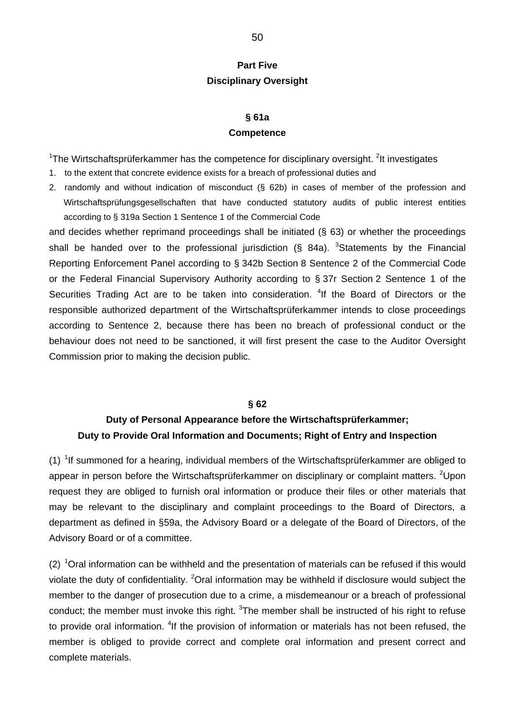## Part Five
## Disciplinary Oversight

### § 61a
### Competence

[1]The Wirtschaftsprüferkammer has the competence for disciplinary oversight. [2]It investigates

1. to the extent that concrete evidence exists for a breach of professional duties and
2. randomly and without indication of misconduct (§ 62b) in cases of member of the profession and Wirtschaftsprüfungsgesellschaften that have conducted statutory audits of public interest entities according to § 319a Section 1 Sentence 1 of the Commercial Code

and decides whether reprimand proceedings shall be initiated (§ 63) or whether the proceedings shall be handed over to the professional jurisdiction (§ 84a). [3]Statements by the Financial Reporting Enforcement Panel according to § 342b Section 8 Sentence 2 of the Commercial Code or the Federal Financial Supervisory Authority according to § 37r Section 2 Sentence 1 of the Securities Trading Act are to be taken into consideration. [4]If the Board of Directors or the responsible authorized department of the Wirtschaftsprüferkammer intends to close proceedings according to Sentence 2, because there has been no breach of professional conduct or the behaviour does not need to be sanctioned, it will first present the case to the Auditor Oversight Commission prior to making the decision public.

### § 62
### Duty of Personal Appearance before the Wirtschaftsprüferkammer; Duty to Provide Oral Information and Documents; Right of Entry and Inspection

(1) [1]If summoned for a hearing, individual members of the Wirtschaftsprüferkammer are obliged to appear in person before the Wirtschaftsprüferkammer on disciplinary or complaint matters. [2]Upon request they are obliged to furnish oral information or produce their files or other materials that may be relevant to the disciplinary and complaint proceedings to the Board of Directors, a department as defined in §59a, the Advisory Board or a delegate of the Board of Directors, of the Advisory Board or of a committee.

(2) [1]Oral information can be withheld and the presentation of materials can be refused if this would violate the duty of confidentiality. [2]Oral information may be withheld if disclosure would subject the member to the danger of prosecution due to a crime, a misdemeanour or a breach of professional conduct; the member must invoke this right. [3]The member shall be instructed of his right to refuse to provide oral information. [4]If the provision of information or materials has not been refused, the member is obliged to provide correct and complete oral information and present correct and complete materials.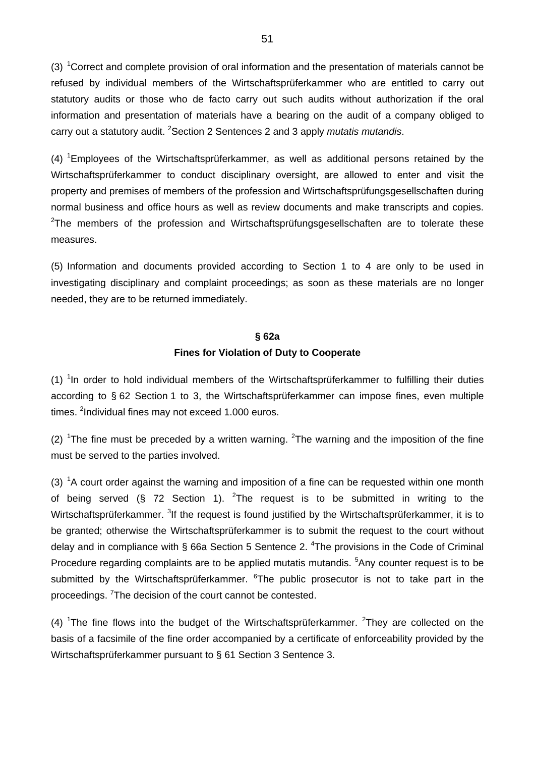(3) [1]Correct and complete provision of oral information and the presentation of materials cannot be refused by individual members of the Wirtschaftsprüferkammer who are entitled to carry out statutory audits or those who de facto carry out such audits without authorization if the oral information and presentation of materials have a bearing on the audit of a company obliged to carry out a statutory audit. [2]Section 2 Sentences 2 and 3 apply *mutatis mutandis*.

(4) [1]Employees of the Wirtschaftsprüferkammer, as well as additional persons retained by the Wirtschaftsprüferkammer to conduct disciplinary oversight, are allowed to enter and visit the property and premises of members of the profession and Wirtschaftsprüfungsgesellschaften during normal business and office hours as well as review documents and make transcripts and copies. [2]The members of the profession and Wirtschaftsprüfungsgesellschaften are to tolerate these measures.

(5) Information and documents provided according to Section 1 to 4 are only to be used in investigating disciplinary and complaint proceedings; as soon as these materials are no longer needed, they are to be returned immediately.

### § 62a
### Fines for Violation of Duty to Cooperate

(1) [1]In order to hold individual members of the Wirtschaftsprüferkammer to fulfilling their duties according to § 62 Section 1 to 3, the Wirtschaftsprüferkammer can impose fines, even multiple times. [2]Individual fines may not exceed 1.000 euros.

(2) [1]The fine must be preceded by a written warning. [2]The warning and the imposition of the fine must be served to the parties involved.

(3) [1]A court order against the warning and imposition of a fine can be requested within one month of being served (§ 72 Section 1). [2]The request is to be submitted in writing to the Wirtschaftsprüferkammer. [3]If the request is found justified by the Wirtschaftsprüferkammer, it is to be granted; otherwise the Wirtschaftsprüferkammer is to submit the request to the court without delay and in compliance with § 66a Section 5 Sentence 2. [4]The provisions in the Code of Criminal Procedure regarding complaints are to be applied mutatis mutandis. [5]Any counter request is to be submitted by the Wirtschaftsprüferkammer. [6]The public prosecutor is not to take part in the proceedings. [7]The decision of the court cannot be contested.

(4) [1]The fine flows into the budget of the Wirtschaftsprüferkammer. [2]They are collected on the basis of a facsimile of the fine order accompanied by a certificate of enforceability provided by the Wirtschaftsprüferkammer pursuant to § 61 Section 3 Sentence 3.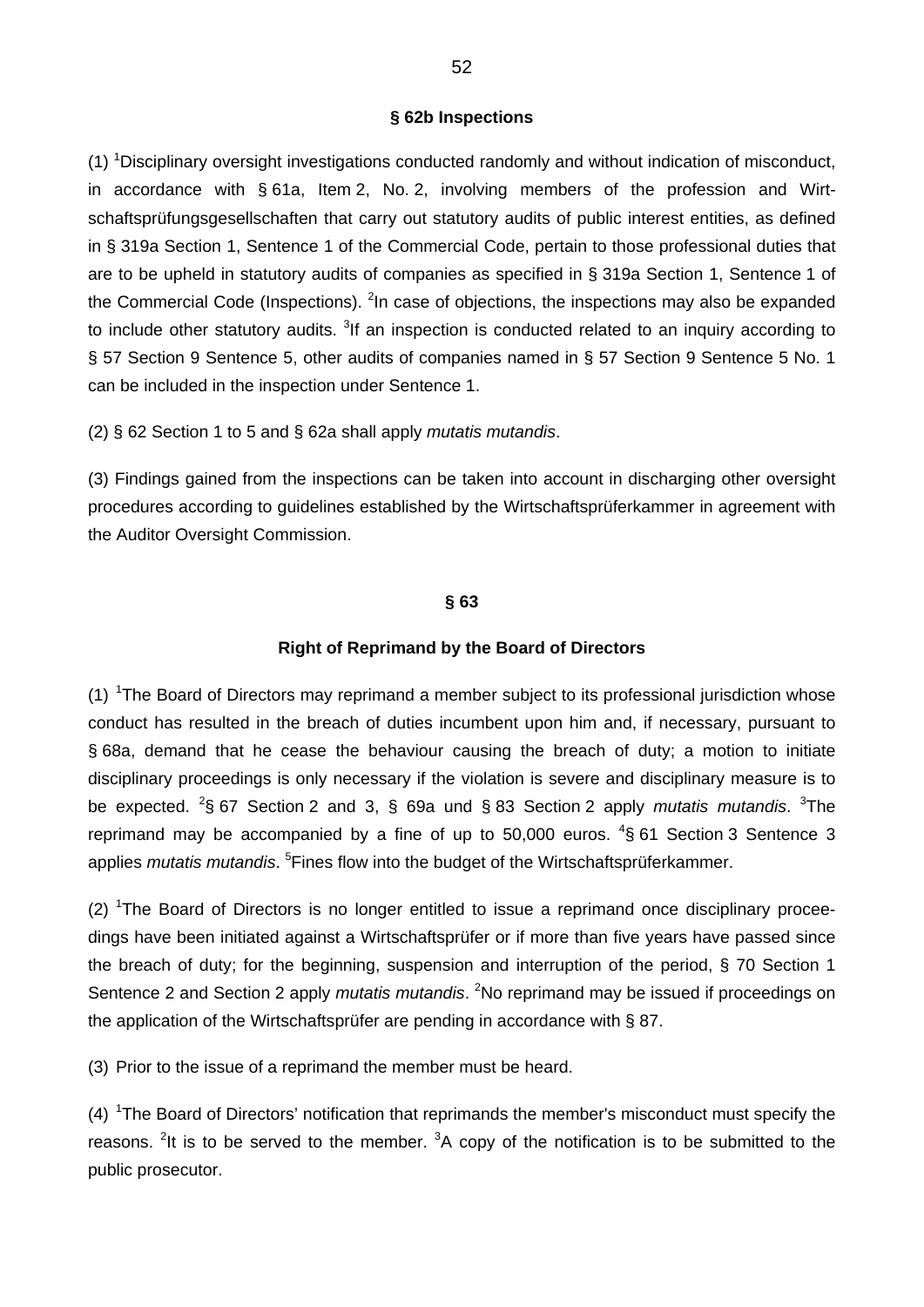### § 62b Inspections

(1) [1]Disciplinary oversight investigations conducted randomly and without indication of misconduct, in accordance with § 61a, Item 2, No. 2, involving members of the profession and Wirtschaftsprüfungsgesellschaften that carry out statutory audits of public interest entities, as defined in § 319a Section 1, Sentence 1 of the Commercial Code, pertain to those professional duties that are to be upheld in statutory audits of companies as specified in § 319a Section 1, Sentence 1 of the Commercial Code (Inspections). [2]In case of objections, the inspections may also be expanded to include other statutory audits. [3]If an inspection is conducted related to an inquiry according to § 57 Section 9 Sentence 5, other audits of companies named in § 57 Section 9 Sentence 5 No. 1 can be included in the inspection under Sentence 1.

(2) § 62 Section 1 to 5 and § 62a shall apply *mutatis mutandis*.

(3) Findings gained from the inspections can be taken into account in discharging other oversight procedures according to guidelines established by the Wirtschaftsprüferkammer in agreement with the Auditor Oversight Commission.

### § 63

### Right of Reprimand by the Board of Directors

(1) [1]The Board of Directors may reprimand a member subject to its professional jurisdiction whose conduct has resulted in the breach of duties incumbent upon him and, if necessary, pursuant to § 68a, demand that he cease the behaviour causing the breach of duty; a motion to initiate disciplinary proceedings is only necessary if the violation is severe and disciplinary measure is to be expected. [2]§ 67 Section 2 and 3, § 69a und § 83 Section 2 apply *mutatis mutandis*. [3]The reprimand may be accompanied by a fine of up to 50,000 euros. [4]§ 61 Section 3 Sentence 3 applies *mutatis mutandis*. [5]Fines flow into the budget of the Wirtschaftsprüferkammer.

(2) [1]The Board of Directors is no longer entitled to issue a reprimand once disciplinary proceedings have been initiated against a Wirtschaftsprüfer or if more than five years have passed since the breach of duty; for the beginning, suspension and interruption of the period, § 70 Section 1 Sentence 2 and Section 2 apply *mutatis mutandis*. [2]No reprimand may be issued if proceedings on the application of the Wirtschaftsprüfer are pending in accordance with § 87.

(3) Prior to the issue of a reprimand the member must be heard.

(4) [1]The Board of Directors' notification that reprimands the member's misconduct must specify the reasons. [2]It is to be served to the member. [3]A copy of the notification is to be submitted to the public prosecutor.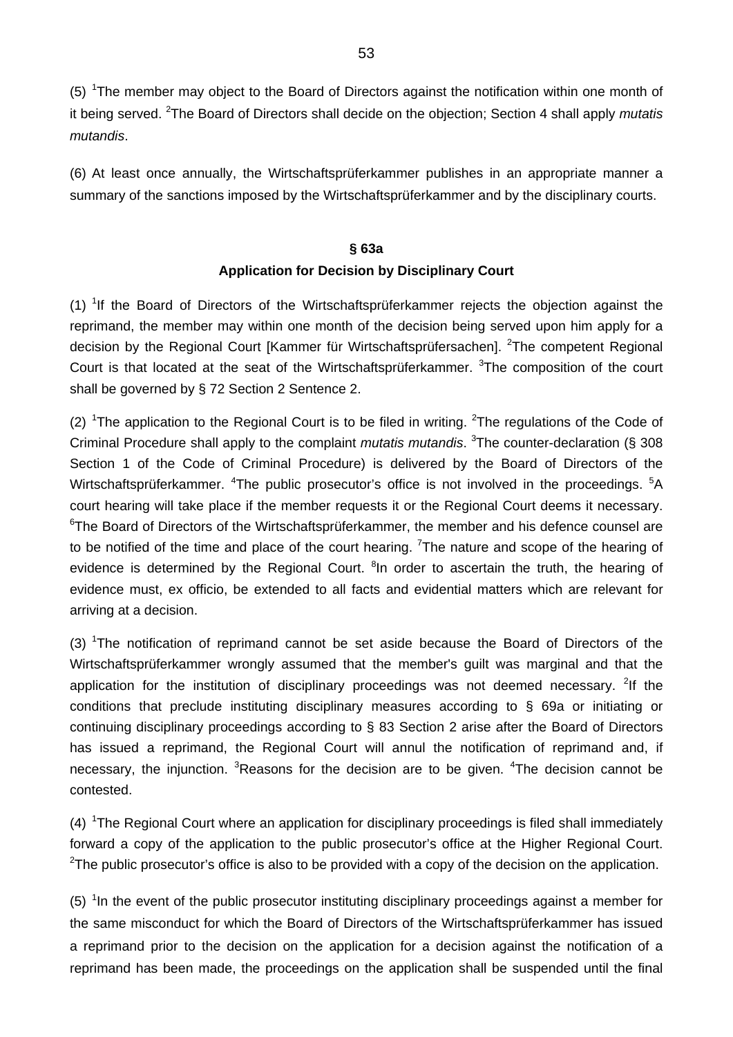(5) [1]The member may object to the Board of Directors against the notification within one month of it being served. [2]The Board of Directors shall decide on the objection; Section 4 shall apply *mutatis mutandis*.

(6) At least once annually, the Wirtschaftsprüferkammer publishes in an appropriate manner a summary of the sanctions imposed by the Wirtschaftsprüferkammer and by the disciplinary courts.

**§ 63a**

**Application for Decision by Disciplinary Court**

(1) [1]If the Board of Directors of the Wirtschaftsprüferkammer rejects the objection against the reprimand, the member may within one month of the decision being served upon him apply for a decision by the Regional Court [Kammer für Wirtschaftsprüfersachen]. [2]The competent Regional Court is that located at the seat of the Wirtschaftsprüferkammer. [3]The composition of the court shall be governed by § 72 Section 2 Sentence 2.

(2) [1]The application to the Regional Court is to be filed in writing. [2]The regulations of the Code of Criminal Procedure shall apply to the complaint *mutatis mutandis*. [3]The counter-declaration (§ 308 Section 1 of the Code of Criminal Procedure) is delivered by the Board of Directors of the Wirtschaftsprüferkammer. [4]The public prosecutor's office is not involved in the proceedings. [5]A court hearing will take place if the member requests it or the Regional Court deems it necessary. [6]The Board of Directors of the Wirtschaftsprüferkammer, the member and his defence counsel are to be notified of the time and place of the court hearing. [7]The nature and scope of the hearing of evidence is determined by the Regional Court. [8]In order to ascertain the truth, the hearing of evidence must, ex officio, be extended to all facts and evidential matters which are relevant for arriving at a decision.

(3) [1]The notification of reprimand cannot be set aside because the Board of Directors of the Wirtschaftsprüferkammer wrongly assumed that the member's guilt was marginal and that the application for the institution of disciplinary proceedings was not deemed necessary. [2]If the conditions that preclude instituting disciplinary measures according to § 69a or initiating or continuing disciplinary proceedings according to § 83 Section 2 arise after the Board of Directors has issued a reprimand, the Regional Court will annul the notification of reprimand and, if necessary, the injunction. [3]Reasons for the decision are to be given. [4]The decision cannot be contested.

(4) [1]The Regional Court where an application for disciplinary proceedings is filed shall immediately forward a copy of the application to the public prosecutor's office at the Higher Regional Court. [2]The public prosecutor's office is also to be provided with a copy of the decision on the application.

(5) [1]In the event of the public prosecutor instituting disciplinary proceedings against a member for the same misconduct for which the Board of Directors of the Wirtschaftsprüferkammer has issued a reprimand prior to the decision on the application for a decision against the notification of a reprimand has been made, the proceedings on the application shall be suspended until the final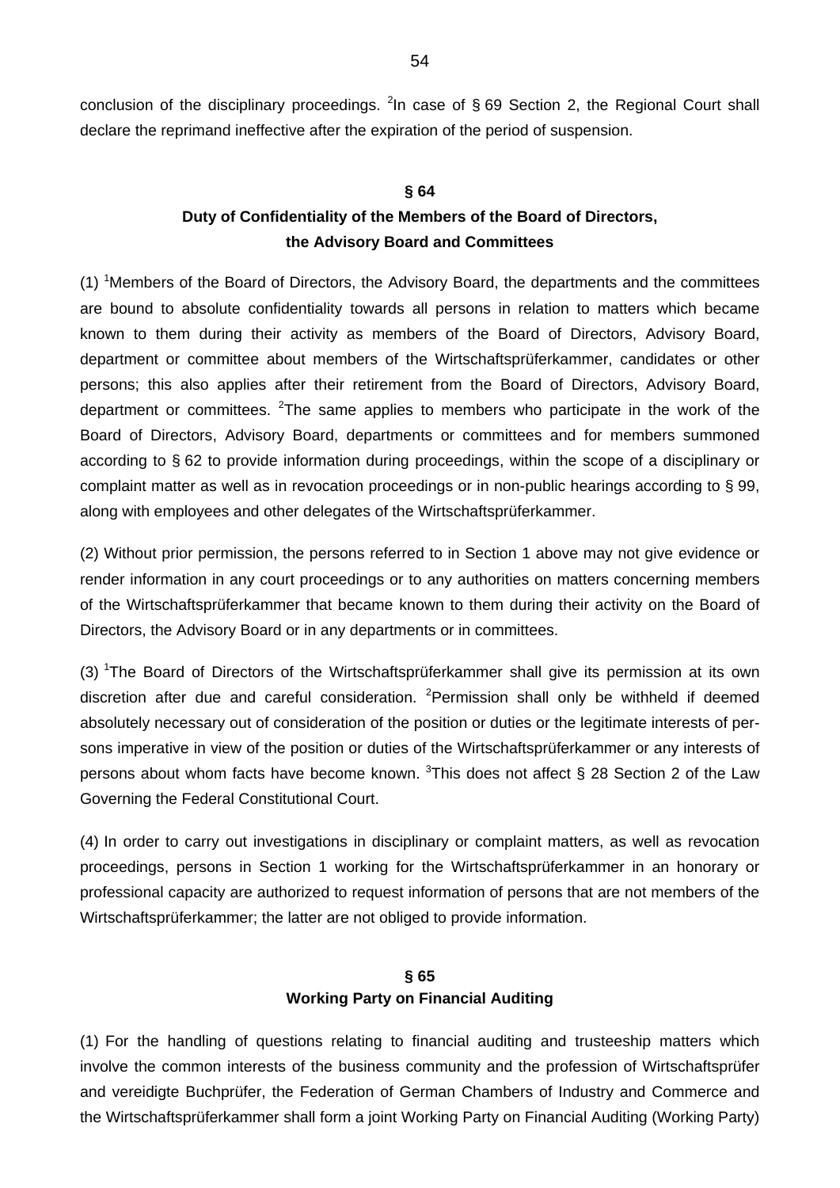conclusion of the disciplinary proceedings. [2]In case of § 69 Section 2, the Regional Court shall declare the reprimand ineffective after the expiration of the period of suspension.

### § 64
### Duty of Confidentiality of the Members of the Board of Directors, the Advisory Board and Committees

(1) [1]Members of the Board of Directors, the Advisory Board, the departments and the committees are bound to absolute confidentiality towards all persons in relation to matters which became known to them during their activity as members of the Board of Directors, Advisory Board, department or committee about members of the Wirtschaftsprüferkammer, candidates or other persons; this also applies after their retirement from the Board of Directors, Advisory Board, department or committees. [2]The same applies to members who participate in the work of the Board of Directors, Advisory Board, departments or committees and for members summoned according to § 62 to provide information during proceedings, within the scope of a disciplinary or complaint matter as well as in revocation proceedings or in non-public hearings according to § 99, along with employees and other delegates of the Wirtschaftsprüferkammer.

(2) Without prior permission, the persons referred to in Section 1 above may not give evidence or render information in any court proceedings or to any authorities on matters concerning members of the Wirtschaftsprüferkammer that became known to them during their activity on the Board of Directors, the Advisory Board or in any departments or in committees.

(3) [1]The Board of Directors of the Wirtschaftsprüferkammer shall give its permission at its own discretion after due and careful consideration. [2]Permission shall only be withheld if deemed absolutely necessary out of consideration of the position or duties or the legitimate interests of persons imperative in view of the position or duties of the Wirtschaftsprüferkammer or any interests of persons about whom facts have become known. [3]This does not affect § 28 Section 2 of the Law Governing the Federal Constitutional Court.

(4) In order to carry out investigations in disciplinary or complaint matters, as well as revocation proceedings, persons in Section 1 working for the Wirtschaftsprüferkammer in an honorary or professional capacity are authorized to request information of persons that are not members of the Wirtschaftsprüferkammer; the latter are not obliged to provide information.

### § 65
### Working Party on Financial Auditing

(1) For the handling of questions relating to financial auditing and trusteeship matters which involve the common interests of the business community and the profession of Wirtschaftsprüfer and vereidigte Buchprüfer, the Federation of German Chambers of Industry and Commerce and the Wirtschaftsprüferkammer shall form a joint Working Party on Financial Auditing (Working Party)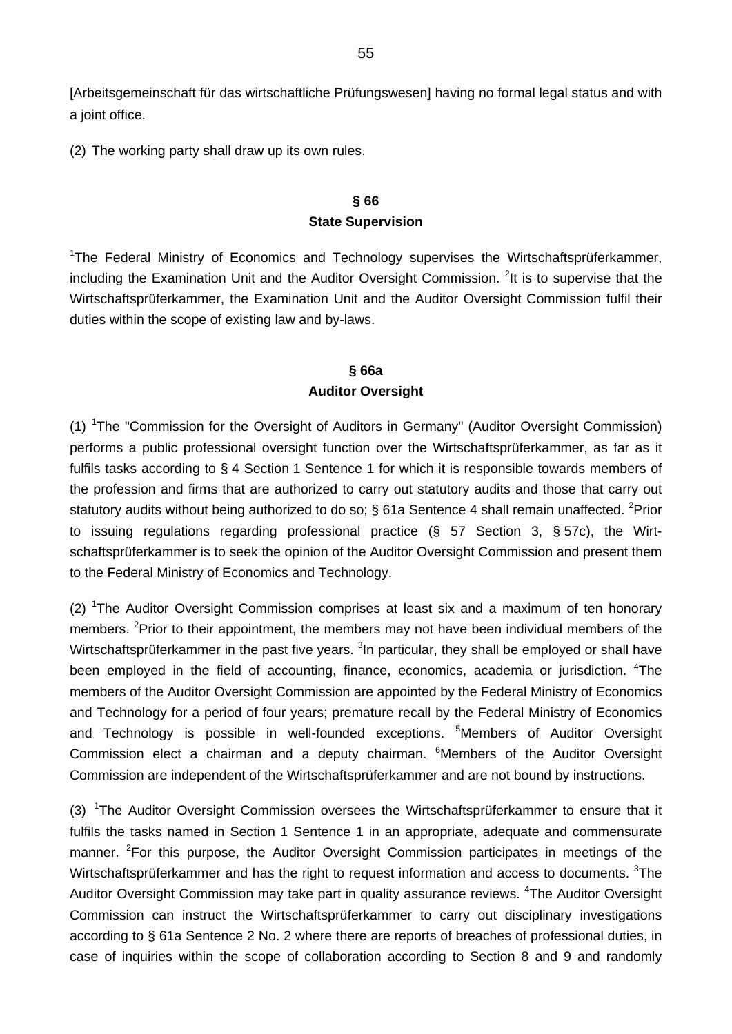[Arbeitsgemeinschaft für das wirtschaftliche Prüfungswesen] having no formal legal status and with a joint office.

(2) The working party shall draw up its own rules.

## § 66
## State Supervision

[1]The Federal Ministry of Economics and Technology supervises the Wirtschaftsprüferkammer, including the Examination Unit and the Auditor Oversight Commission. [2]It is to supervise that the Wirtschaftsprüferkammer, the Examination Unit and the Auditor Oversight Commission fulfil their duties within the scope of existing law and by-laws.

## § 66a
## Auditor Oversight

(1) [1]The "Commission for the Oversight of Auditors in Germany" (Auditor Oversight Commission) performs a public professional oversight function over the Wirtschaftsprüferkammer, as far as it fulfils tasks according to § 4 Section 1 Sentence 1 for which it is responsible towards members of the profession and firms that are authorized to carry out statutory audits and those that carry out statutory audits without being authorized to do so; § 61a Sentence 4 shall remain unaffected. [2]Prior to issuing regulations regarding professional practice (§ 57 Section 3, § 57c), the Wirtschaftsprüferkammer is to seek the opinion of the Auditor Oversight Commission and present them to the Federal Ministry of Economics and Technology.

(2) [1]The Auditor Oversight Commission comprises at least six and a maximum of ten honorary members. [2]Prior to their appointment, the members may not have been individual members of the Wirtschaftsprüferkammer in the past five years. [3]In particular, they shall be employed or shall have been employed in the field of accounting, finance, economics, academia or jurisdiction. [4]The members of the Auditor Oversight Commission are appointed by the Federal Ministry of Economics and Technology for a period of four years; premature recall by the Federal Ministry of Economics and Technology is possible in well-founded exceptions. [5]Members of Auditor Oversight Commission elect a chairman and a deputy chairman. [6]Members of the Auditor Oversight Commission are independent of the Wirtschaftsprüferkammer and are not bound by instructions.

(3) [1]The Auditor Oversight Commission oversees the Wirtschaftsprüferkammer to ensure that it fulfils the tasks named in Section 1 Sentence 1 in an appropriate, adequate and commensurate manner. [2]For this purpose, the Auditor Oversight Commission participates in meetings of the Wirtschaftsprüferkammer and has the right to request information and access to documents. [3]The Auditor Oversight Commission may take part in quality assurance reviews. [4]The Auditor Oversight Commission can instruct the Wirtschaftsprüferkammer to carry out disciplinary investigations according to § 61a Sentence 2 No. 2 where there are reports of breaches of professional duties, in case of inquiries within the scope of collaboration according to Section 8 and 9 and randomly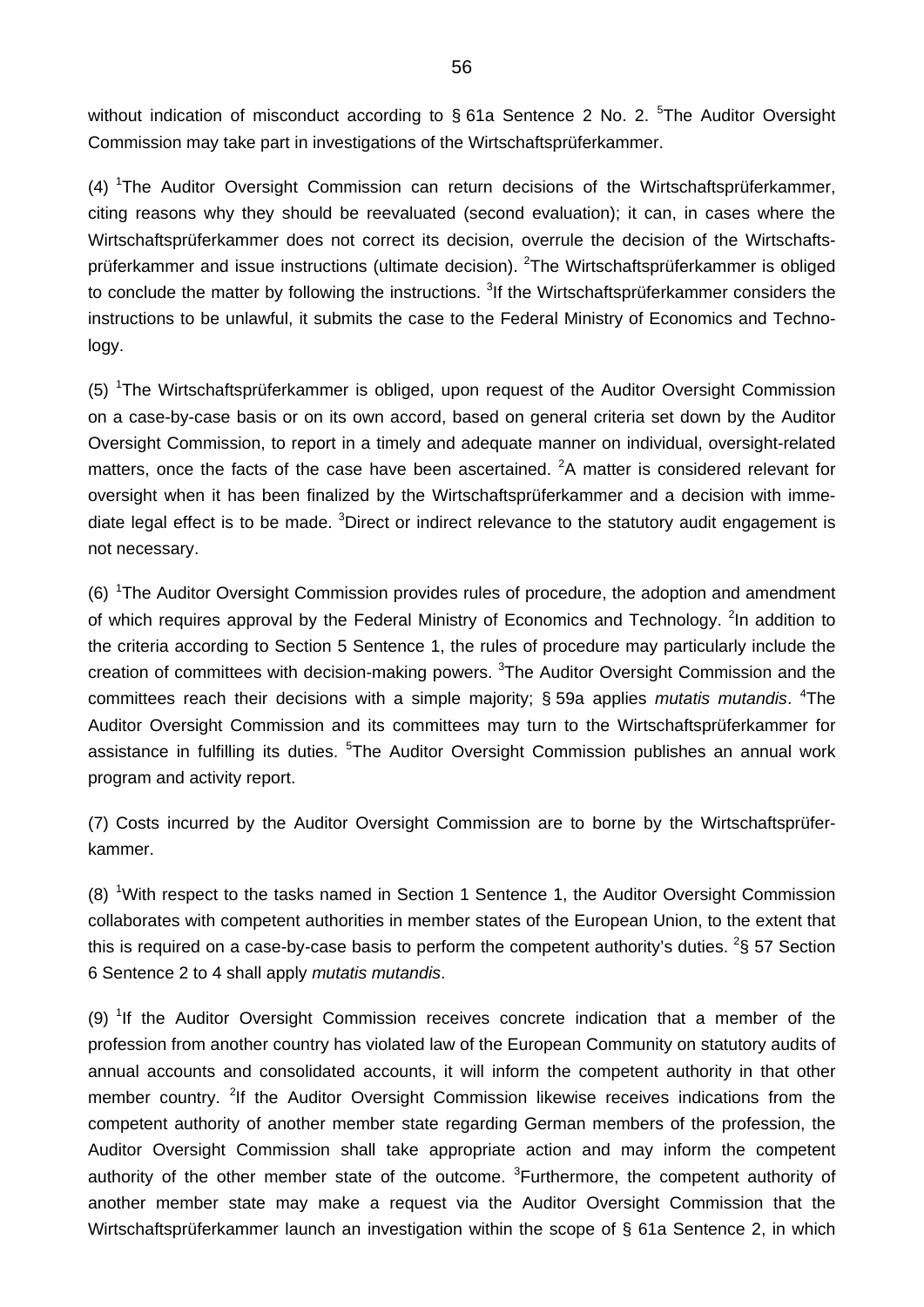without indication of misconduct according to § 61a Sentence 2 No. 2. [5]The Auditor Oversight Commission may take part in investigations of the Wirtschaftsprüferkammer.

(4) [1]The Auditor Oversight Commission can return decisions of the Wirtschaftsprüferkammer, citing reasons why they should be reevaluated (second evaluation); it can, in cases where the Wirtschaftsprüferkammer does not correct its decision, overrule the decision of the Wirtschaftsprüferkammer and issue instructions (ultimate decision). [2]The Wirtschaftsprüferkammer is obliged to conclude the matter by following the instructions. [3]If the Wirtschaftsprüferkammer considers the instructions to be unlawful, it submits the case to the Federal Ministry of Economics and Technology.

(5) [1]The Wirtschaftsprüferkammer is obliged, upon request of the Auditor Oversight Commission on a case-by-case basis or on its own accord, based on general criteria set down by the Auditor Oversight Commission, to report in a timely and adequate manner on individual, oversight-related matters, once the facts of the case have been ascertained. [2]A matter is considered relevant for oversight when it has been finalized by the Wirtschaftsprüferkammer and a decision with immediate legal effect is to be made. [3]Direct or indirect relevance to the statutory audit engagement is not necessary.

(6) [1]The Auditor Oversight Commission provides rules of procedure, the adoption and amendment of which requires approval by the Federal Ministry of Economics and Technology. [2]In addition to the criteria according to Section 5 Sentence 1, the rules of procedure may particularly include the creation of committees with decision-making powers. [3]The Auditor Oversight Commission and the committees reach their decisions with a simple majority; § 59a applies *mutatis mutandis*. [4]The Auditor Oversight Commission and its committees may turn to the Wirtschaftsprüferkammer for assistance in fulfilling its duties. [5]The Auditor Oversight Commission publishes an annual work program and activity report.

(7) Costs incurred by the Auditor Oversight Commission are to borne by the Wirtschaftsprüferkammer.

(8) [1]With respect to the tasks named in Section 1 Sentence 1, the Auditor Oversight Commission collaborates with competent authorities in member states of the European Union, to the extent that this is required on a case-by-case basis to perform the competent authority's duties. [2]§ 57 Section 6 Sentence 2 to 4 shall apply *mutatis mutandis*.

(9) [1]If the Auditor Oversight Commission receives concrete indication that a member of the profession from another country has violated law of the European Community on statutory audits of annual accounts and consolidated accounts, it will inform the competent authority in that other member country. [2]If the Auditor Oversight Commission likewise receives indications from the competent authority of another member state regarding German members of the profession, the Auditor Oversight Commission shall take appropriate action and may inform the competent authority of the other member state of the outcome. [3]Furthermore, the competent authority of another member state may make a request via the Auditor Oversight Commission that the Wirtschaftsprüferkammer launch an investigation within the scope of § 61a Sentence 2, in which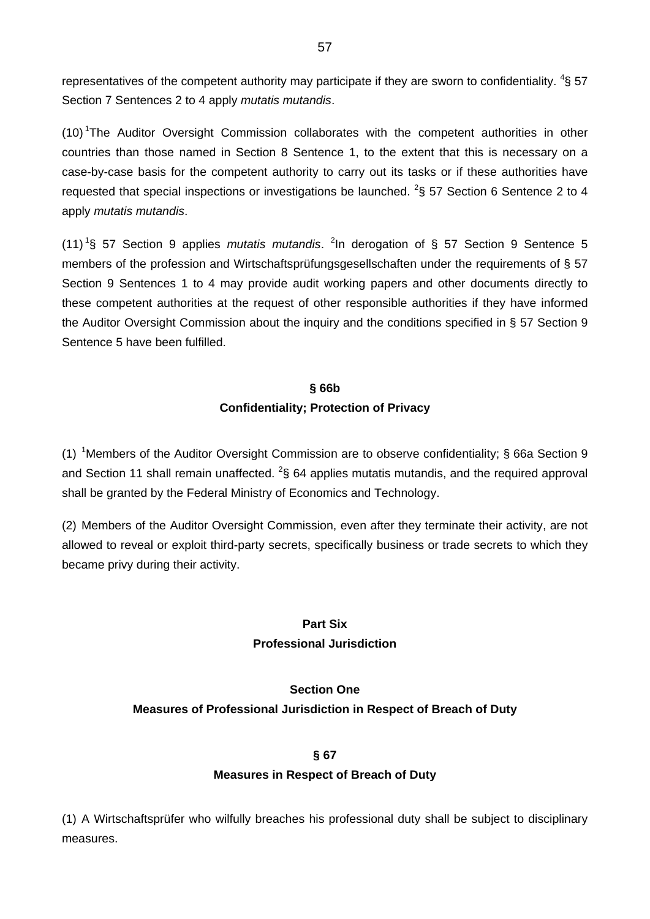representatives of the competent authority may participate if they are sworn to confidentiality. [4]§ 57 Section 7 Sentences 2 to 4 apply *mutatis mutandis*.

(10) [1]The Auditor Oversight Commission collaborates with the competent authorities in other countries than those named in Section 8 Sentence 1, to the extent that this is necessary on a case-by-case basis for the competent authority to carry out its tasks or if these authorities have requested that special inspections or investigations be launched. [2]§ 57 Section 6 Sentence 2 to 4 apply *mutatis mutandis*.

(11) [1]§ 57 Section 9 applies *mutatis mutandis*. [2]In derogation of § 57 Section 9 Sentence 5 members of the profession and Wirtschaftsprüfungsgesellschaften under the requirements of § 57 Section 9 Sentences 1 to 4 may provide audit working papers and other documents directly to these competent authorities at the request of other responsible authorities if they have informed the Auditor Oversight Commission about the inquiry and the conditions specified in § 57 Section 9 Sentence 5 have been fulfilled.

### § 66b
### Confidentiality; Protection of Privacy

(1) [1]Members of the Auditor Oversight Commission are to observe confidentiality; § 66a Section 9 and Section 11 shall remain unaffected. [2]§ 64 applies mutatis mutandis, and the required approval shall be granted by the Federal Ministry of Economics and Technology.

(2) Members of the Auditor Oversight Commission, even after they terminate their activity, are not allowed to reveal or exploit third-party secrets, specifically business or trade secrets to which they became privy during their activity.

# Part Six
# Professional Jurisdiction

## Section One
## Measures of Professional Jurisdiction in Respect of Breach of Duty

### § 67
### Measures in Respect of Breach of Duty

(1) A Wirtschaftsprüfer who wilfully breaches his professional duty shall be subject to disciplinary measures.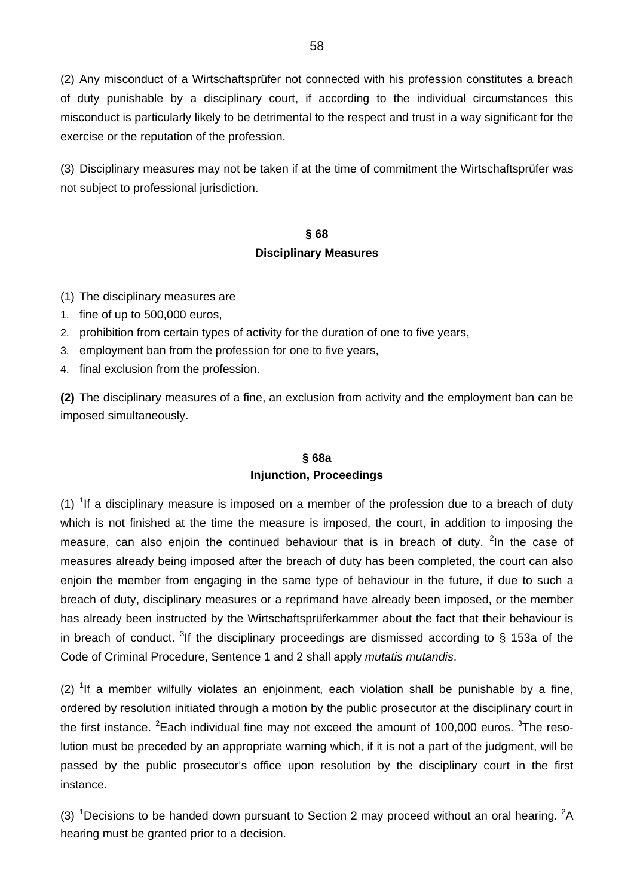(2) Any misconduct of a Wirtschaftsprüfer not connected with his profession constitutes a breach of duty punishable by a disciplinary court, if according to the individual circumstances this misconduct is particularly likely to be detrimental to the respect and trust in a way significant for the exercise or the reputation of the profession.

(3) Disciplinary measures may not be taken if at the time of commitment the Wirtschaftsprüfer was not subject to professional jurisdiction.

### § 68
### Disciplinary Measures

(1) The disciplinary measures are

1. fine of up to 500,000 euros,
2. prohibition from certain types of activity for the duration of one to five years,
3. employment ban from the profession for one to five years,
4. final exclusion from the profession.

**(2)** The disciplinary measures of a fine, an exclusion from activity and the employment ban can be imposed simultaneously.

### § 68a
### Injunction, Proceedings

(1) [1]If a disciplinary measure is imposed on a member of the profession due to a breach of duty which is not finished at the time the measure is imposed, the court, in addition to imposing the measure, can also enjoin the continued behaviour that is in breach of duty. [2]In the case of measures already being imposed after the breach of duty has been completed, the court can also enjoin the member from engaging in the same type of behaviour in the future, if due to such a breach of duty, disciplinary measures or a reprimand have already been imposed, or the member has already been instructed by the Wirtschaftsprüferkammer about the fact that their behaviour is in breach of conduct. [3]If the disciplinary proceedings are dismissed according to § 153a of the Code of Criminal Procedure, Sentence 1 and 2 shall apply *mutatis mutandis*.

(2) [1]If a member wilfully violates an enjoinment, each violation shall be punishable by a fine, ordered by resolution initiated through a motion by the public prosecutor at the disciplinary court in the first instance. [2]Each individual fine may not exceed the amount of 100,000 euros. [3]The resolution must be preceded by an appropriate warning which, if it is not a part of the judgment, will be passed by the public prosecutor's office upon resolution by the disciplinary court in the first instance.

(3) [1]Decisions to be handed down pursuant to Section 2 may proceed without an oral hearing. [2]A hearing must be granted prior to a decision.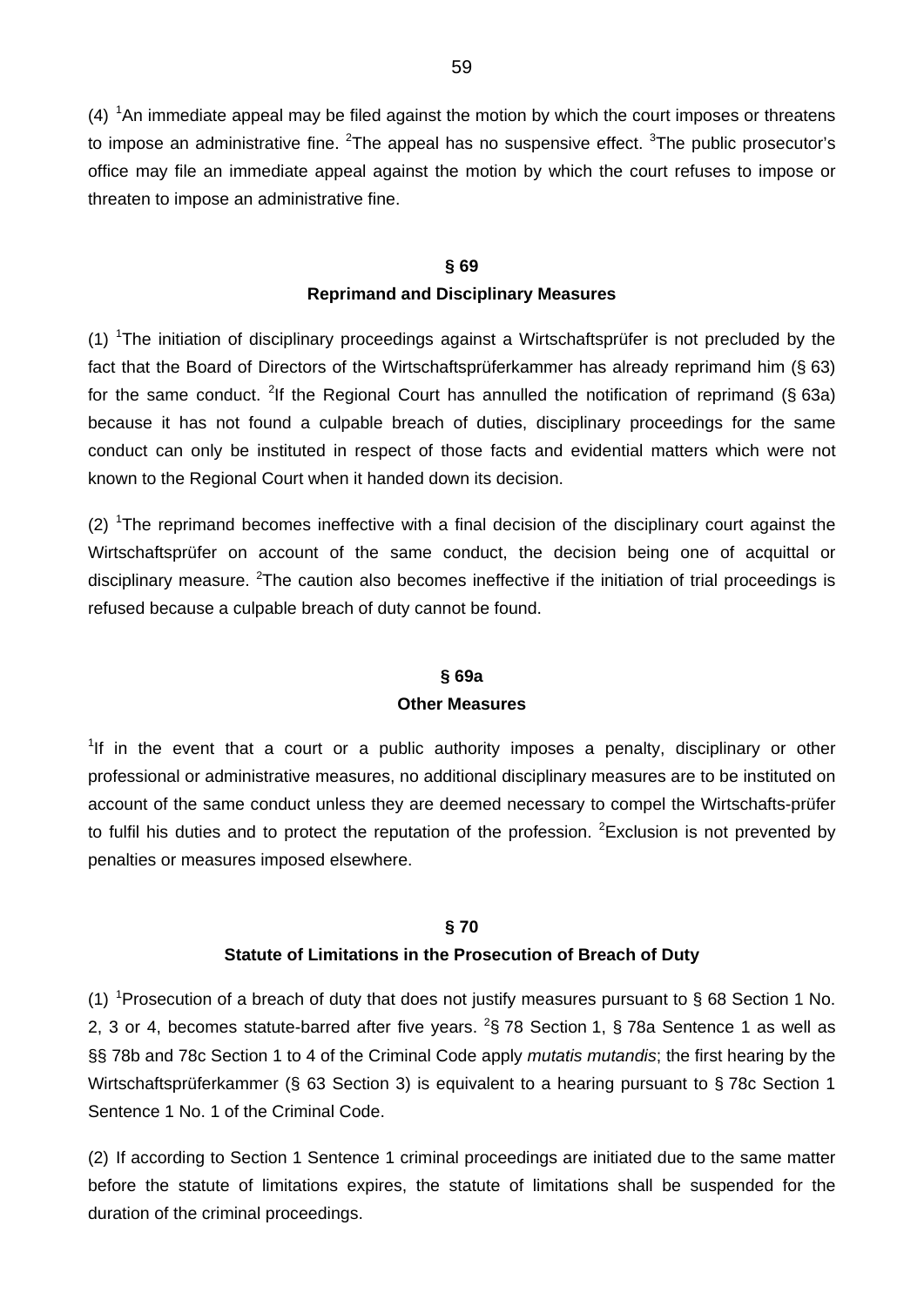(4) [1]An immediate appeal may be filed against the motion by which the court imposes or threatens to impose an administrative fine. [2]The appeal has no suspensive effect. [3]The public prosecutor's office may file an immediate appeal against the motion by which the court refuses to impose or threaten to impose an administrative fine.

## § 69
## Reprimand and Disciplinary Measures

(1) [1]The initiation of disciplinary proceedings against a Wirtschaftsprüfer is not precluded by the fact that the Board of Directors of the Wirtschaftsprüferkammer has already reprimand him (§ 63) for the same conduct. [2]If the Regional Court has annulled the notification of reprimand (§ 63a) because it has not found a culpable breach of duties, disciplinary proceedings for the same conduct can only be instituted in respect of those facts and evidential matters which were not known to the Regional Court when it handed down its decision.

(2) [1]The reprimand becomes ineffective with a final decision of the disciplinary court against the Wirtschaftsprüfer on account of the same conduct, the decision being one of acquittal or disciplinary measure. [2]The caution also becomes ineffective if the initiation of trial proceedings is refused because a culpable breach of duty cannot be found.

## § 69a
## Other Measures

[1]If in the event that a court or a public authority imposes a penalty, disciplinary or other professional or administrative measures, no additional disciplinary measures are to be instituted on account of the same conduct unless they are deemed necessary to compel the Wirtschafts-prüfer to fulfil his duties and to protect the reputation of the profession. [2]Exclusion is not prevented by penalties or measures imposed elsewhere.

## § 70
## Statute of Limitations in the Prosecution of Breach of Duty

(1) [1]Prosecution of a breach of duty that does not justify measures pursuant to § 68 Section 1 No. 2, 3 or 4, becomes statute-barred after five years. [2]§ 78 Section 1, § 78a Sentence 1 as well as §§ 78b and 78c Section 1 to 4 of the Criminal Code apply *mutatis mutandis*; the first hearing by the Wirtschaftsprüferkammer (§ 63 Section 3) is equivalent to a hearing pursuant to § 78c Section 1 Sentence 1 No. 1 of the Criminal Code.

(2) If according to Section 1 Sentence 1 criminal proceedings are initiated due to the same matter before the statute of limitations expires, the statute of limitations shall be suspended for the duration of the criminal proceedings.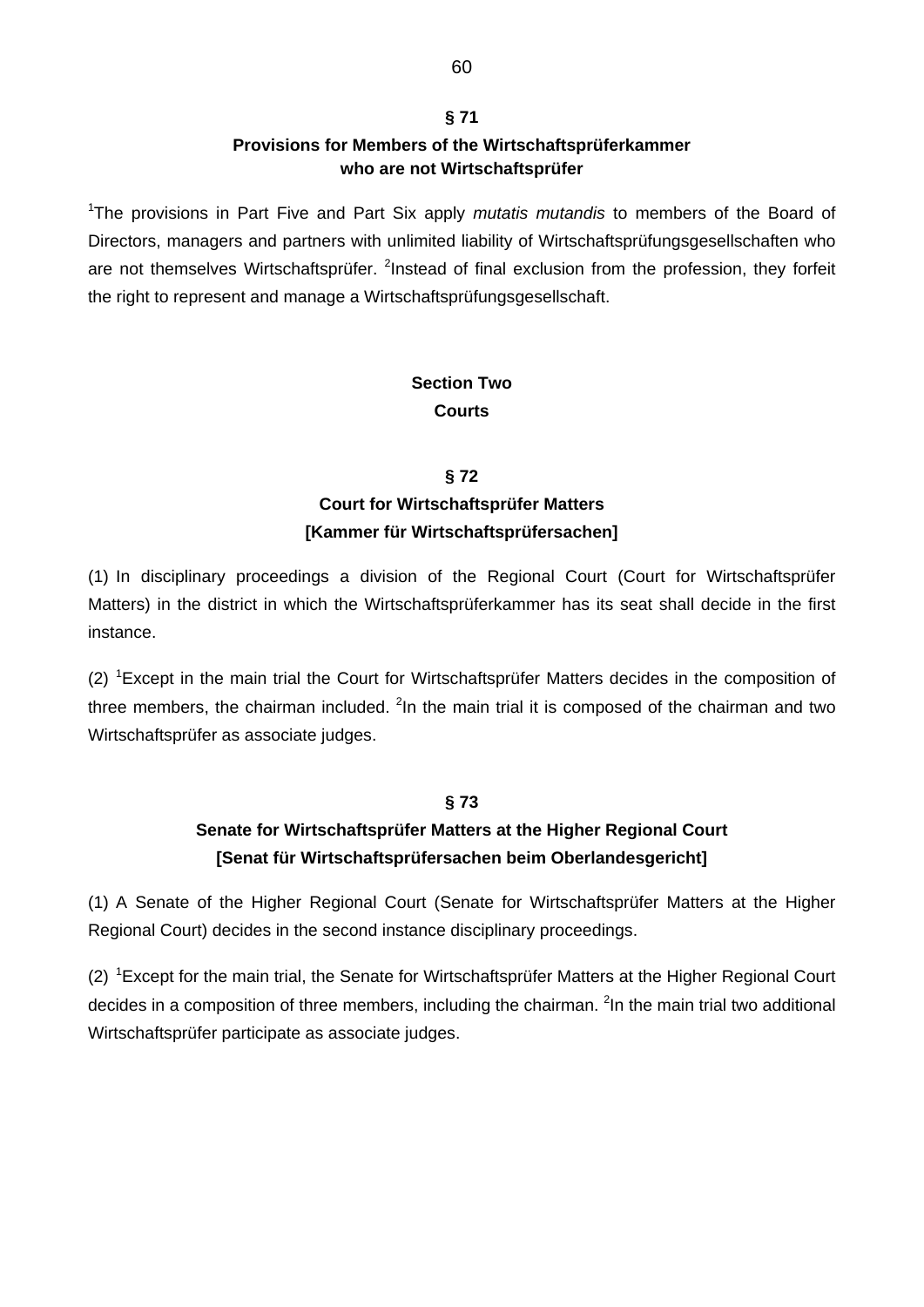### § 71

### Provisions for Members of the Wirtschaftsprüferkammer who are not Wirtschaftsprüfer

[1]The provisions in Part Five and Part Six apply *mutatis mutandis* to members of the Board of Directors, managers and partners with unlimited liability of Wirtschaftsprüfungsgesellschaften who are not themselves Wirtschaftsprüfer. [2]Instead of final exclusion from the profession, they forfeit the right to represent and manage a Wirtschaftsprüfungsgesellschaft.

## Section Two
## Courts

### § 72

### Court for Wirtschaftsprüfer Matters [Kammer für Wirtschaftsprüfersachen]

(1) In disciplinary proceedings a division of the Regional Court (Court for Wirtschaftsprüfer Matters) in the district in which the Wirtschaftsprüferkammer has its seat shall decide in the first instance.

(2) [1]Except in the main trial the Court for Wirtschaftsprüfer Matters decides in the composition of three members, the chairman included. [2]In the main trial it is composed of the chairman and two Wirtschaftsprüfer as associate judges.

### § 73

### Senate for Wirtschaftsprüfer Matters at the Higher Regional Court [Senat für Wirtschaftsprüfersachen beim Oberlandesgericht]

(1) A Senate of the Higher Regional Court (Senate for Wirtschaftsprüfer Matters at the Higher Regional Court) decides in the second instance disciplinary proceedings.

(2) [1]Except for the main trial, the Senate for Wirtschaftsprüfer Matters at the Higher Regional Court decides in a composition of three members, including the chairman. [2]In the main trial two additional Wirtschaftsprüfer participate as associate judges.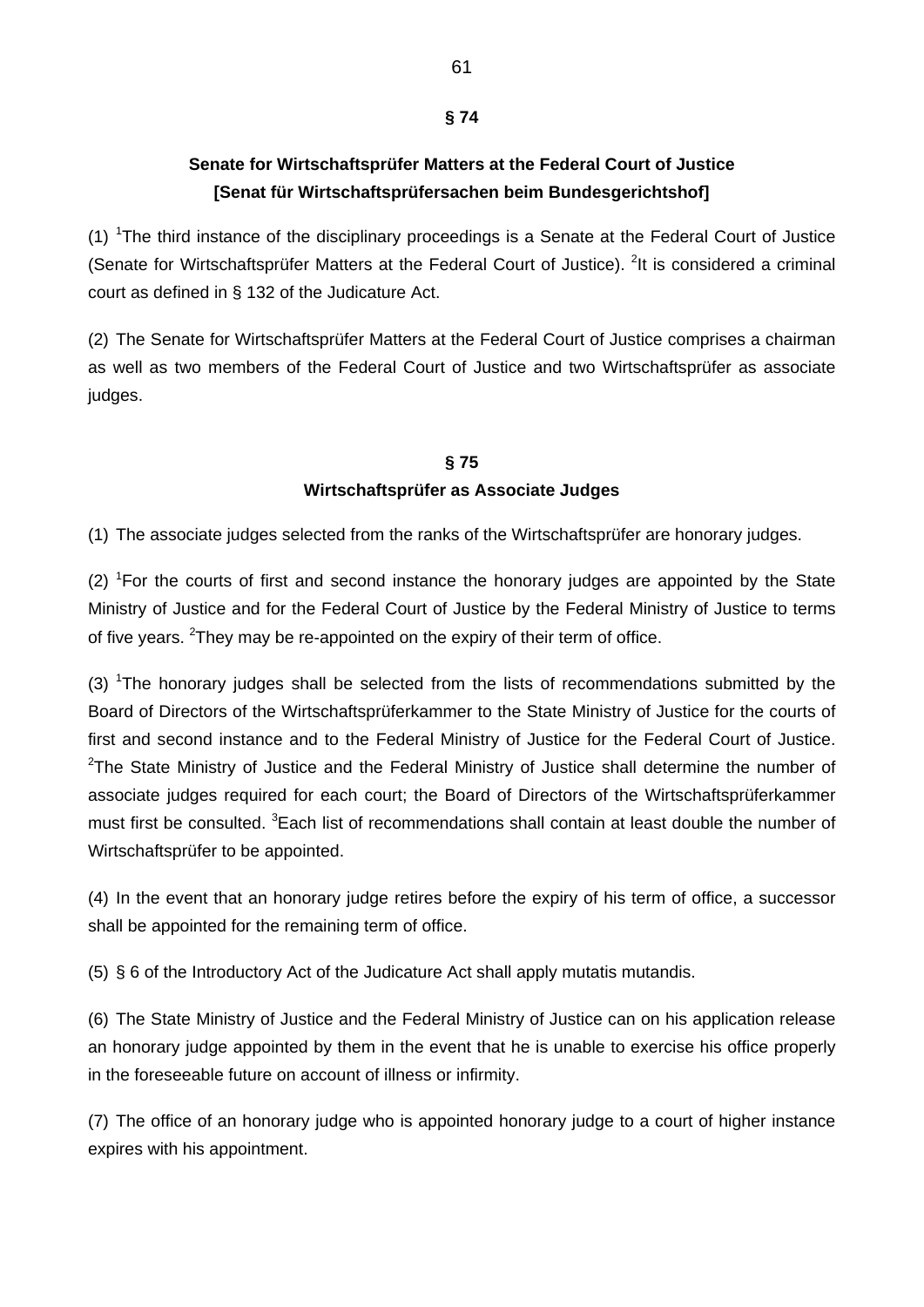### § 74

### Senate for Wirtschaftsprüfer Matters at the Federal Court of Justice [Senat für Wirtschaftsprüfersachen beim Bundesgerichtshof]

(1) [1]The third instance of the disciplinary proceedings is a Senate at the Federal Court of Justice (Senate for Wirtschaftsprüfer Matters at the Federal Court of Justice). [2]It is considered a criminal court as defined in § 132 of the Judicature Act.

(2) The Senate for Wirtschaftsprüfer Matters at the Federal Court of Justice comprises a chairman as well as two members of the Federal Court of Justice and two Wirtschaftsprüfer as associate judges.

### § 75

### Wirtschaftsprüfer as Associate Judges

(1) The associate judges selected from the ranks of the Wirtschaftsprüfer are honorary judges.

(2) [1]For the courts of first and second instance the honorary judges are appointed by the State Ministry of Justice and for the Federal Court of Justice by the Federal Ministry of Justice to terms of five years. [2]They may be re-appointed on the expiry of their term of office.

(3) [1]The honorary judges shall be selected from the lists of recommendations submitted by the Board of Directors of the Wirtschaftsprüferkammer to the State Ministry of Justice for the courts of first and second instance and to the Federal Ministry of Justice for the Federal Court of Justice. [2]The State Ministry of Justice and the Federal Ministry of Justice shall determine the number of associate judges required for each court; the Board of Directors of the Wirtschaftsprüferkammer must first be consulted. [3]Each list of recommendations shall contain at least double the number of Wirtschaftsprüfer to be appointed.

(4) In the event that an honorary judge retires before the expiry of his term of office, a successor shall be appointed for the remaining term of office.

(5) § 6 of the Introductory Act of the Judicature Act shall apply mutatis mutandis.

(6) The State Ministry of Justice and the Federal Ministry of Justice can on his application release an honorary judge appointed by them in the event that he is unable to exercise his office properly in the foreseeable future on account of illness or infirmity.

(7) The office of an honorary judge who is appointed honorary judge to a court of higher instance expires with his appointment.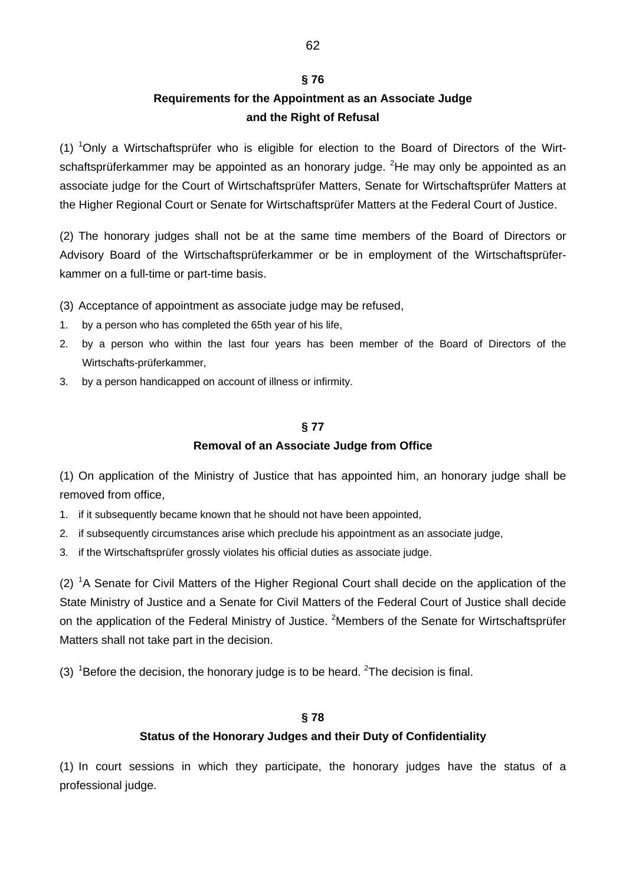## § 76

## Requirements for the Appointment as an Associate Judge and the Right of Refusal

(1) [1]Only a Wirtschaftsprüfer who is eligible for election to the Board of Directors of the Wirtschaftsprüferkammer may be appointed as an honorary judge. [2]He may only be appointed as an associate judge for the Court of Wirtschaftsprüfer Matters, Senate for Wirtschaftsprüfer Matters at the Higher Regional Court or Senate for Wirtschaftsprüfer Matters at the Federal Court of Justice.

(2) The honorary judges shall not be at the same time members of the Board of Directors or Advisory Board of the Wirtschaftsprüferkammer or be in employment of the Wirtschaftsprüferkammer on a full-time or part-time basis.

(3) Acceptance of appointment as associate judge may be refused,

1. by a person who has completed the 65th year of his life,
2. by a person who within the last four years has been member of the Board of Directors of the Wirtschafts-prüferkammer,
3. by a person handicapped on account of illness or infirmity.

## § 77

## Removal of an Associate Judge from Office

(1) On application of the Ministry of Justice that has appointed him, an honorary judge shall be removed from office,

1. if it subsequently became known that he should not have been appointed,
2. if subsequently circumstances arise which preclude his appointment as an associate judge,
3. if the Wirtschaftsprüfer grossly violates his official duties as associate judge.

(2) [1]A Senate for Civil Matters of the Higher Regional Court shall decide on the application of the State Ministry of Justice and a Senate for Civil Matters of the Federal Court of Justice shall decide on the application of the Federal Ministry of Justice. [2]Members of the Senate for Wirtschaftsprüfer Matters shall not take part in the decision.

(3) [1]Before the decision, the honorary judge is to be heard. [2]The decision is final.

## § 78

## Status of the Honorary Judges and their Duty of Confidentiality

(1) In court sessions in which they participate, the honorary judges have the status of a professional judge.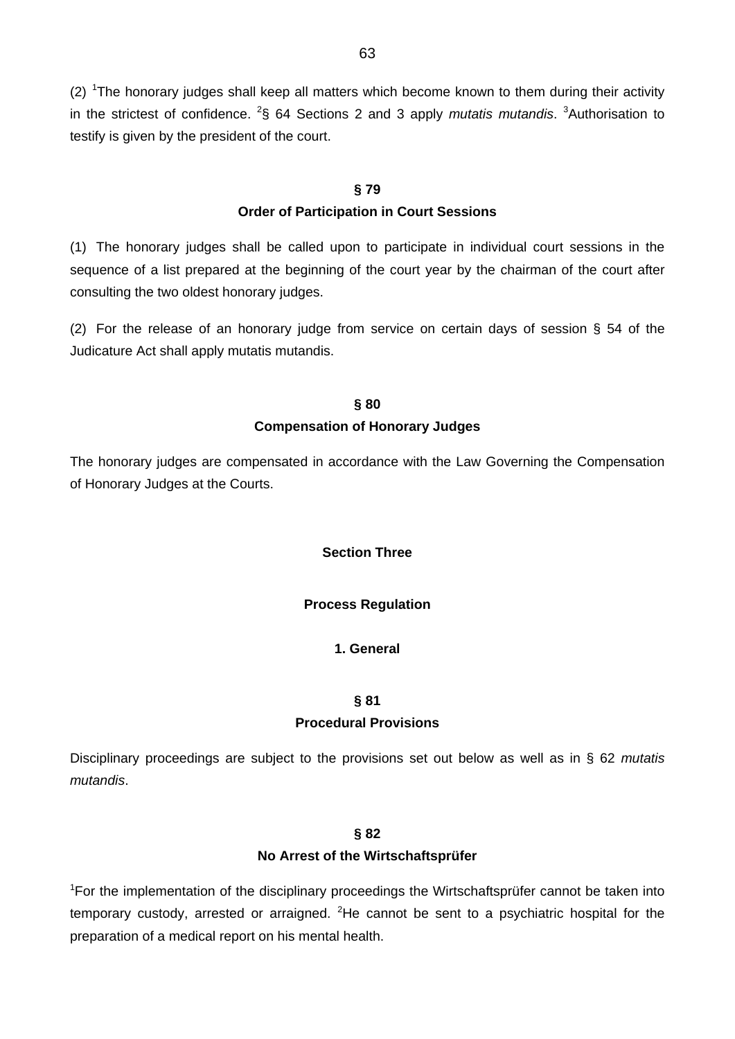(2) [1]The honorary judges shall keep all matters which become known to them during their activity in the strictest of confidence. [2]§ 64 Sections 2 and 3 apply *mutatis mutandis*. [3]Authorisation to testify is given by the president of the court.

### § 79
### Order of Participation in Court Sessions

(1) The honorary judges shall be called upon to participate in individual court sessions in the sequence of a list prepared at the beginning of the court year by the chairman of the court after consulting the two oldest honorary judges.

(2) For the release of an honorary judge from service on certain days of session § 54 of the Judicature Act shall apply mutatis mutandis.

### § 80
### Compensation of Honorary Judges

The honorary judges are compensated in accordance with the Law Governing the Compensation of Honorary Judges at the Courts.

## Section Three

## Process Regulation

### 1. General

### § 81
### Procedural Provisions

Disciplinary proceedings are subject to the provisions set out below as well as in § 62 *mutatis mutandis*.

### § 82
### No Arrest of the Wirtschaftsprüfer

[1]For the implementation of the disciplinary proceedings the Wirtschaftsprüfer cannot be taken into temporary custody, arrested or arraigned. [2]He cannot be sent to a psychiatric hospital for the preparation of a medical report on his mental health.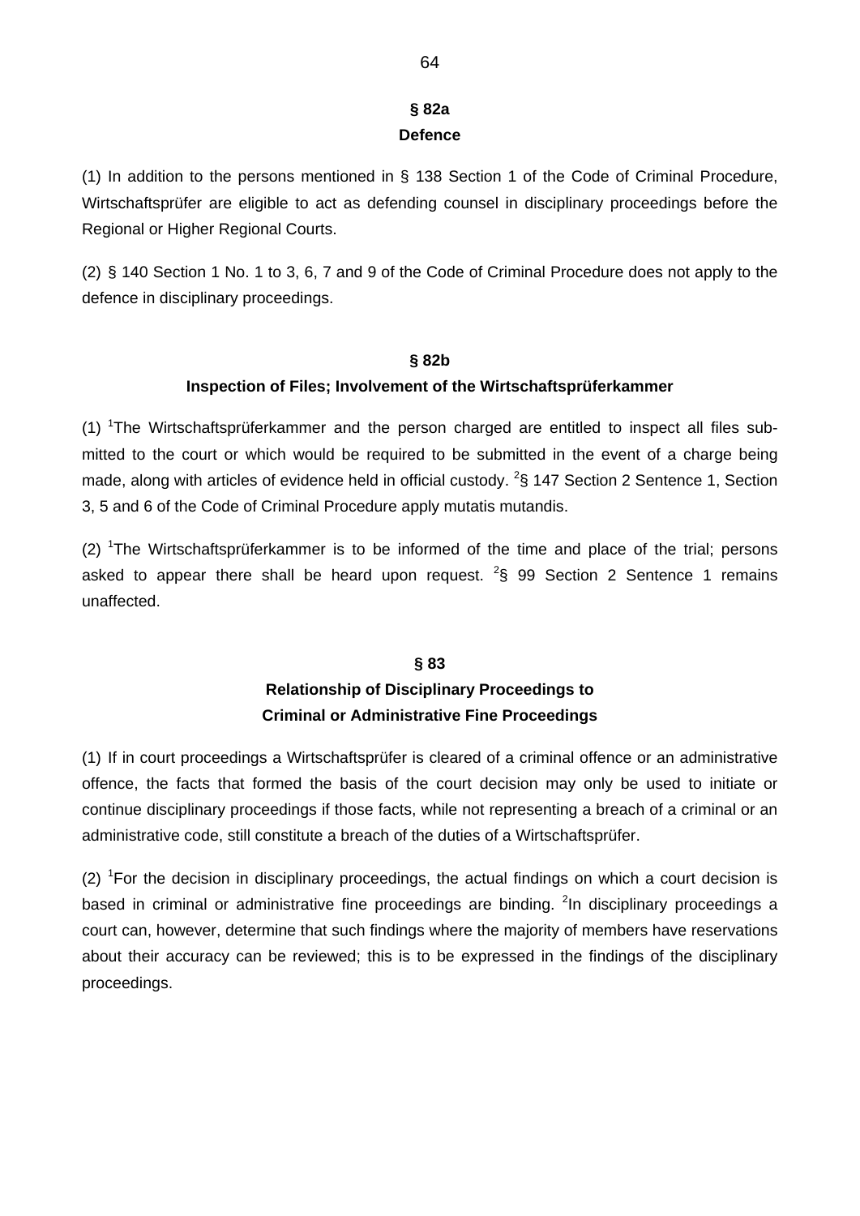## § 82a
## Defence

(1) In addition to the persons mentioned in § 138 Section 1 of the Code of Criminal Procedure, Wirtschaftsprüfer are eligible to act as defending counsel in disciplinary proceedings before the Regional or Higher Regional Courts.

(2) § 140 Section 1 No. 1 to 3, 6, 7 and 9 of the Code of Criminal Procedure does not apply to the defence in disciplinary proceedings.

## § 82b
## Inspection of Files; Involvement of the Wirtschaftsprüferkammer

(1) [1]The Wirtschaftsprüferkammer and the person charged are entitled to inspect all files submitted to the court or which would be required to be submitted in the event of a charge being made, along with articles of evidence held in official custody. [2]§ 147 Section 2 Sentence 1, Section 3, 5 and 6 of the Code of Criminal Procedure apply mutatis mutandis.

(2) [1]The Wirtschaftsprüferkammer is to be informed of the time and place of the trial; persons asked to appear there shall be heard upon request. [2]§ 99 Section 2 Sentence 1 remains unaffected.

## § 83
## Relationship of Disciplinary Proceedings to Criminal or Administrative Fine Proceedings

(1) If in court proceedings a Wirtschaftsprüfer is cleared of a criminal offence or an administrative offence, the facts that formed the basis of the court decision may only be used to initiate or continue disciplinary proceedings if those facts, while not representing a breach of a criminal or an administrative code, still constitute a breach of the duties of a Wirtschaftsprüfer.

(2) [1]For the decision in disciplinary proceedings, the actual findings on which a court decision is based in criminal or administrative fine proceedings are binding. [2]In disciplinary proceedings a court can, however, determine that such findings where the majority of members have reservations about their accuracy can be reviewed; this is to be expressed in the findings of the disciplinary proceedings.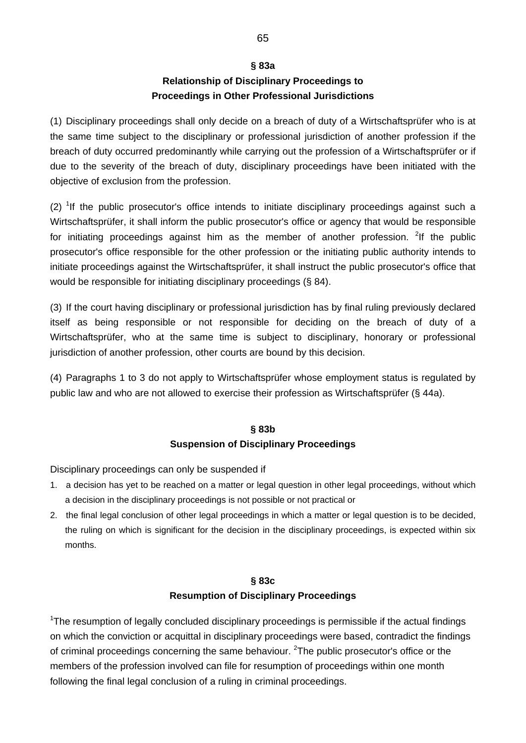## § 83a
## Relationship of Disciplinary Proceedings to Proceedings in Other Professional Jurisdictions

(1) Disciplinary proceedings shall only decide on a breach of duty of a Wirtschaftsprüfer who is at the same time subject to the disciplinary or professional jurisdiction of another profession if the breach of duty occurred predominantly while carrying out the profession of a Wirtschaftsprüfer or if due to the severity of the breach of duty, disciplinary proceedings have been initiated with the objective of exclusion from the profession.

(2) [1]If the public prosecutor's office intends to initiate disciplinary proceedings against such a Wirtschaftsprüfer, it shall inform the public prosecutor's office or agency that would be responsible for initiating proceedings against him as the member of another profession. [2]If the public prosecutor's office responsible for the other profession or the initiating public authority intends to initiate proceedings against the Wirtschaftsprüfer, it shall instruct the public prosecutor's office that would be responsible for initiating disciplinary proceedings (§ 84).

(3) If the court having disciplinary or professional jurisdiction has by final ruling previously declared itself as being responsible or not responsible for deciding on the breach of duty of a Wirtschaftsprüfer, who at the same time is subject to disciplinary, honorary or professional jurisdiction of another profession, other courts are bound by this decision.

(4) Paragraphs 1 to 3 do not apply to Wirtschaftsprüfer whose employment status is regulated by public law and who are not allowed to exercise their profession as Wirtschaftsprüfer (§ 44a).

## § 83b
## Suspension of Disciplinary Proceedings

Disciplinary proceedings can only be suspended if

1. a decision has yet to be reached on a matter or legal question in other legal proceedings, without which a decision in the disciplinary proceedings is not possible or not practical or
2. the final legal conclusion of other legal proceedings in which a matter or legal question is to be decided, the ruling on which is significant for the decision in the disciplinary proceedings, is expected within six months.

## § 83c
## Resumption of Disciplinary Proceedings

[1]The resumption of legally concluded disciplinary proceedings is permissible if the actual findings on which the conviction or acquittal in disciplinary proceedings were based, contradict the findings of criminal proceedings concerning the same behaviour. [2]The public prosecutor's office or the members of the profession involved can file for resumption of proceedings within one month following the final legal conclusion of a ruling in criminal proceedings.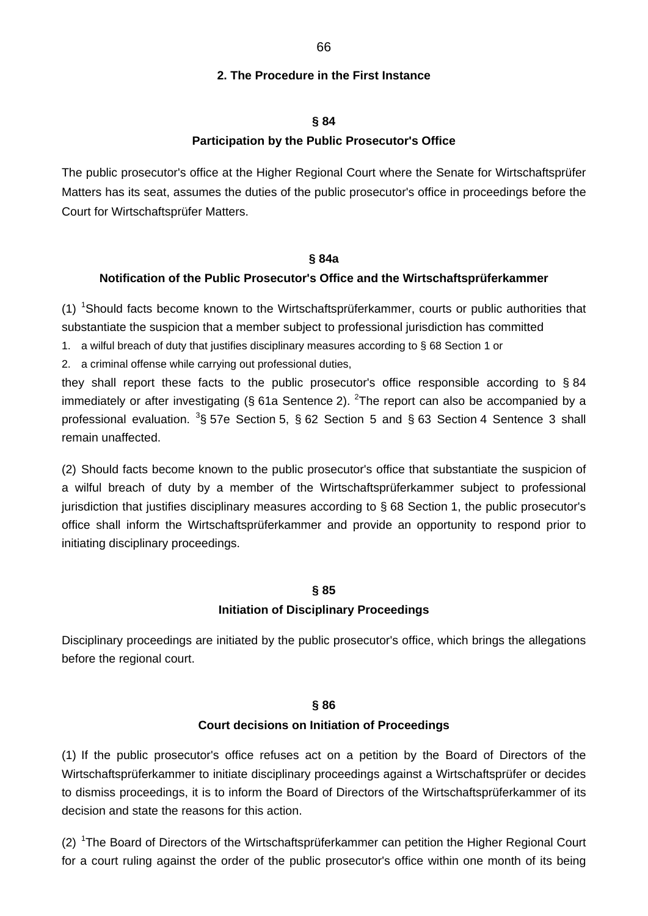## 2. The Procedure in the First Instance

### § 84
### Participation by the Public Prosecutor's Office

The public prosecutor's office at the Higher Regional Court where the Senate for Wirtschaftsprüfer Matters has its seat, assumes the duties of the public prosecutor's office in proceedings before the Court for Wirtschaftsprüfer Matters.

### § 84a
### Notification of the Public Prosecutor's Office and the Wirtschaftsprüferkammer

(1) [1]Should facts become known to the Wirtschaftsprüferkammer, courts or public authorities that substantiate the suspicion that a member subject to professional jurisdiction has committed

1. a wilful breach of duty that justifies disciplinary measures according to § 68 Section 1 or
2. a criminal offense while carrying out professional duties,

they shall report these facts to the public prosecutor's office responsible according to § 84 immediately or after investigating (§ 61a Sentence 2). [2]The report can also be accompanied by a professional evaluation. [3]§ 57e Section 5, § 62 Section 5 and § 63 Section 4 Sentence 3 shall remain unaffected.

(2) Should facts become known to the public prosecutor's office that substantiate the suspicion of a wilful breach of duty by a member of the Wirtschaftsprüferkammer subject to professional jurisdiction that justifies disciplinary measures according to § 68 Section 1, the public prosecutor's office shall inform the Wirtschaftsprüferkammer and provide an opportunity to respond prior to initiating disciplinary proceedings.

### § 85
### Initiation of Disciplinary Proceedings

Disciplinary proceedings are initiated by the public prosecutor's office, which brings the allegations before the regional court.

### § 86
### Court decisions on Initiation of Proceedings

(1) If the public prosecutor's office refuses act on a petition by the Board of Directors of the Wirtschaftsprüferkammer to initiate disciplinary proceedings against a Wirtschaftsprüfer or decides to dismiss proceedings, it is to inform the Board of Directors of the Wirtschaftsprüferkammer of its decision and state the reasons for this action.

(2) [1]The Board of Directors of the Wirtschaftsprüferkammer can petition the Higher Regional Court for a court ruling against the order of the public prosecutor's office within one month of its being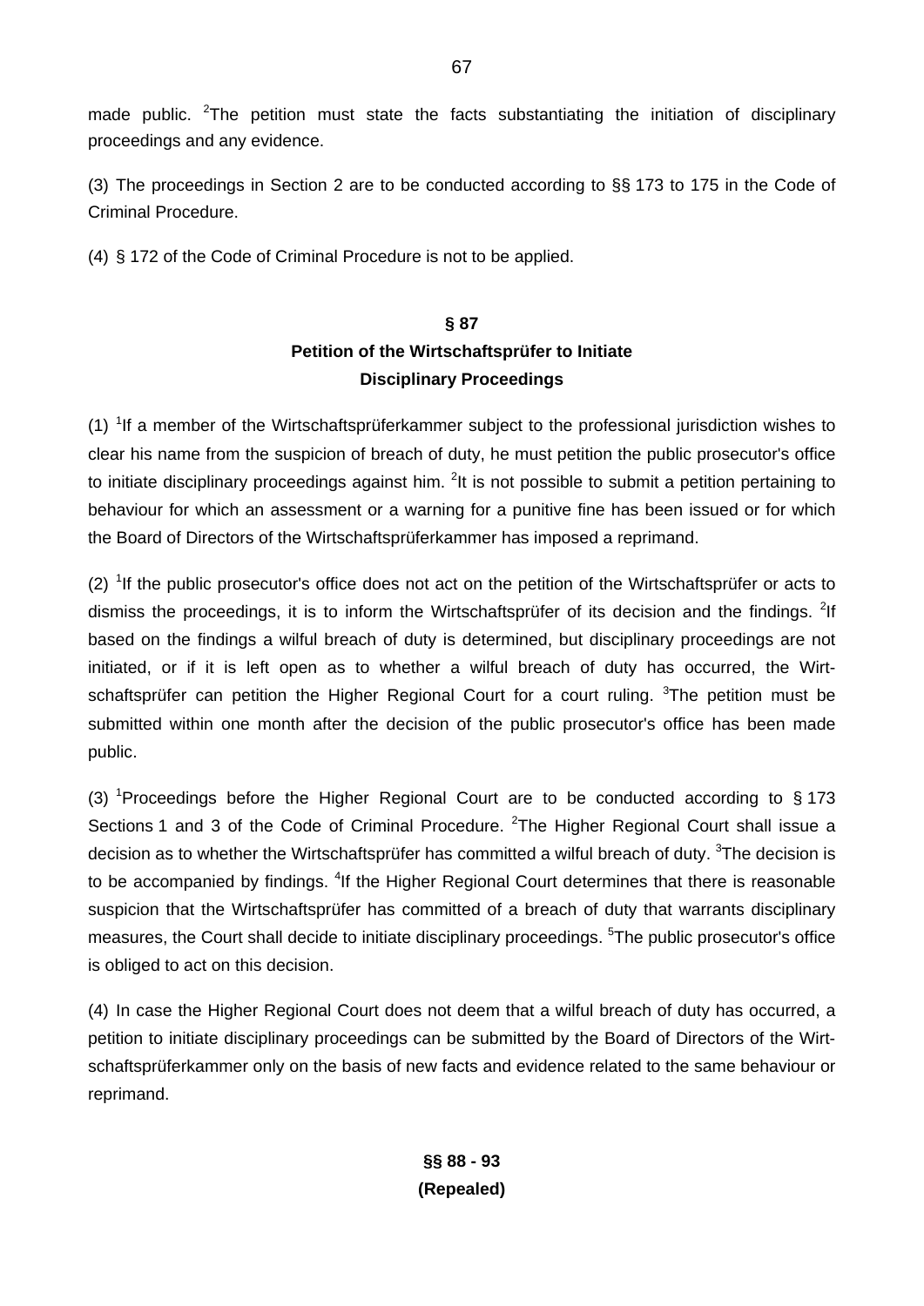made public. [2]The petition must state the facts substantiating the initiation of disciplinary proceedings and any evidence.

(3) The proceedings in Section 2 are to be conducted according to §§ 173 to 175 in the Code of Criminal Procedure.

(4) § 172 of the Code of Criminal Procedure is not to be applied.

### § 87
### Petition of the Wirtschaftsprüfer to Initiate Disciplinary Proceedings

(1) [1]If a member of the Wirtschaftsprüferkammer subject to the professional jurisdiction wishes to clear his name from the suspicion of breach of duty, he must petition the public prosecutor's office to initiate disciplinary proceedings against him. [2]It is not possible to submit a petition pertaining to behaviour for which an assessment or a warning for a punitive fine has been issued or for which the Board of Directors of the Wirtschaftsprüferkammer has imposed a reprimand.

(2) [1]If the public prosecutor's office does not act on the petition of the Wirtschaftsprüfer or acts to dismiss the proceedings, it is to inform the Wirtschaftsprüfer of its decision and the findings. [2]If based on the findings a wilful breach of duty is determined, but disciplinary proceedings are not initiated, or if it is left open as to whether a wilful breach of duty has occurred, the Wirtschaftsprüfer can petition the Higher Regional Court for a court ruling. [3]The petition must be submitted within one month after the decision of the public prosecutor's office has been made public.

(3) [1]Proceedings before the Higher Regional Court are to be conducted according to § 173 Sections 1 and 3 of the Code of Criminal Procedure. [2]The Higher Regional Court shall issue a decision as to whether the Wirtschaftsprüfer has committed a wilful breach of duty. [3]The decision is to be accompanied by findings. [4]If the Higher Regional Court determines that there is reasonable suspicion that the Wirtschaftsprüfer has committed of a breach of duty that warrants disciplinary measures, the Court shall decide to initiate disciplinary proceedings. [5]The public prosecutor's office is obliged to act on this decision.

(4) In case the Higher Regional Court does not deem that a wilful breach of duty has occurred, a petition to initiate disciplinary proceedings can be submitted by the Board of Directors of the Wirtschaftsprüferkammer only on the basis of new facts and evidence related to the same behaviour or reprimand.

### §§ 88 - 93
### (Repealed)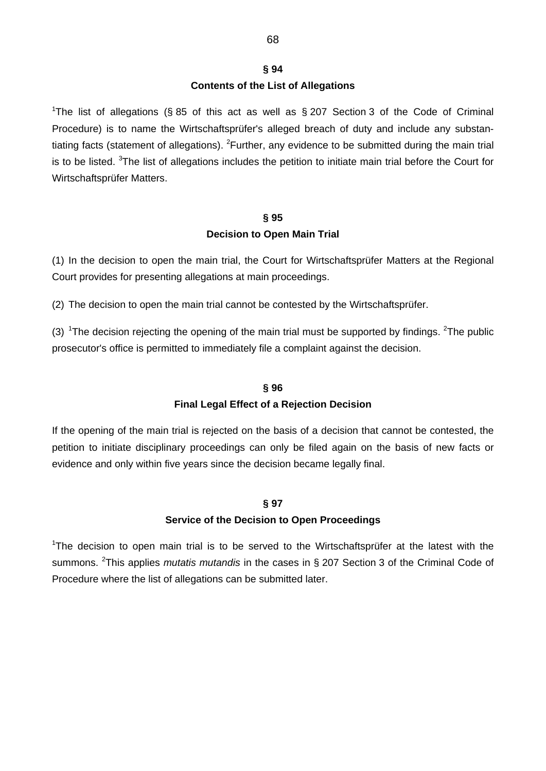## § 94
### Contents of the List of Allegations

[1]The list of allegations (§ 85 of this act as well as § 207 Section 3 of the Code of Criminal Procedure) is to name the Wirtschaftsprüfer's alleged breach of duty and include any substantiating facts (statement of allegations). [2]Further, any evidence to be submitted during the main trial is to be listed. [3]The list of allegations includes the petition to initiate main trial before the Court for Wirtschaftsprüfer Matters.

## § 95
### Decision to Open Main Trial

(1) In the decision to open the main trial, the Court for Wirtschaftsprüfer Matters at the Regional Court provides for presenting allegations at main proceedings.

(2) The decision to open the main trial cannot be contested by the Wirtschaftsprüfer.

(3) [1]The decision rejecting the opening of the main trial must be supported by findings. [2]The public prosecutor's office is permitted to immediately file a complaint against the decision.

## § 96
### Final Legal Effect of a Rejection Decision

If the opening of the main trial is rejected on the basis of a decision that cannot be contested, the petition to initiate disciplinary proceedings can only be filed again on the basis of new facts or evidence and only within five years since the decision became legally final.

## § 97
### Service of the Decision to Open Proceedings

[1]The decision to open main trial is to be served to the Wirtschaftsprüfer at the latest with the summons. [2]This applies *mutatis mutandis* in the cases in § 207 Section 3 of the Criminal Code of Procedure where the list of allegations can be submitted later.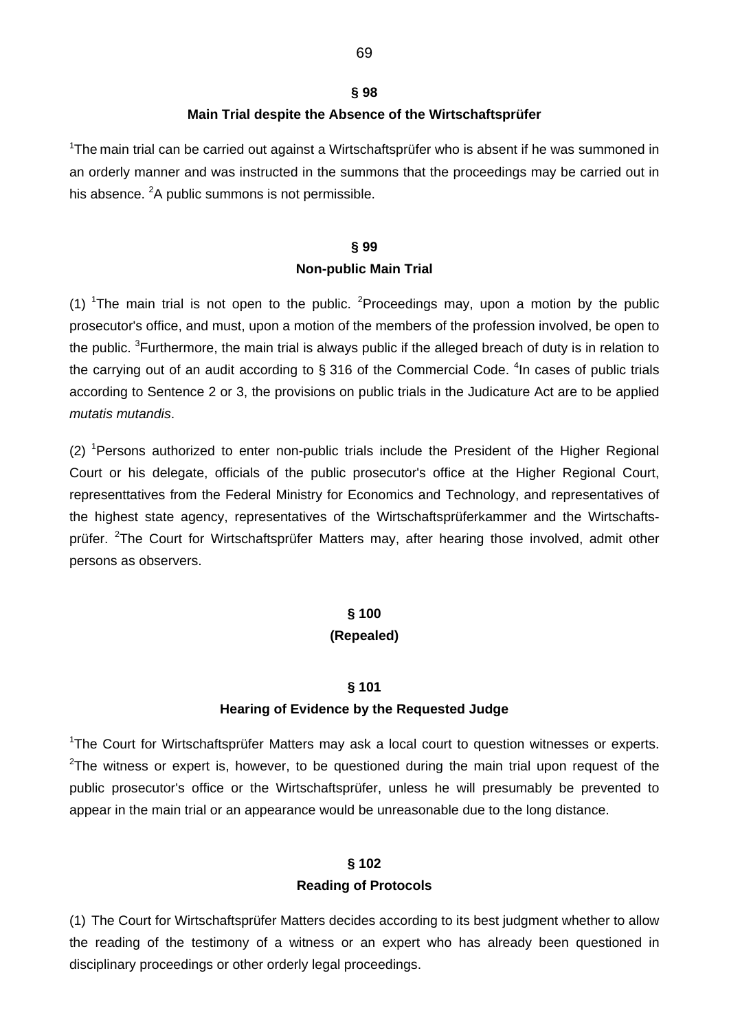### § 98

### Main Trial despite the Absence of the Wirtschaftsprüfer

[1]The main trial can be carried out against a Wirtschaftsprüfer who is absent if he was summoned in an orderly manner and was instructed in the summons that the proceedings may be carried out in his absence. [2]A public summons is not permissible.

### § 99

### Non-public Main Trial

(1) [1]The main trial is not open to the public. [2]Proceedings may, upon a motion by the public prosecutor's office, and must, upon a motion of the members of the profession involved, be open to the public. [3]Furthermore, the main trial is always public if the alleged breach of duty is in relation to the carrying out of an audit according to § 316 of the Commercial Code. [4]In cases of public trials according to Sentence 2 or 3, the provisions on public trials in the Judicature Act are to be applied *mutatis mutandis*.

(2) [1]Persons authorized to enter non-public trials include the President of the Higher Regional Court or his delegate, officials of the public prosecutor's office at the Higher Regional Court, representtatives from the Federal Ministry for Economics and Technology, and representatives of the highest state agency, representatives of the Wirtschaftsprüferkammer and the Wirtschaftsprüfer. [2]The Court for Wirtschaftsprüfer Matters may, after hearing those involved, admit other persons as observers.

### § 100

### (Repealed)

### § 101

### Hearing of Evidence by the Requested Judge

[1]The Court for Wirtschaftsprüfer Matters may ask a local court to question witnesses or experts. [2]The witness or expert is, however, to be questioned during the main trial upon request of the public prosecutor's office or the Wirtschaftsprüfer, unless he will presumably be prevented to appear in the main trial or an appearance would be unreasonable due to the long distance.

### § 102

### Reading of Protocols

(1) The Court for Wirtschaftsprüfer Matters decides according to its best judgment whether to allow the reading of the testimony of a witness or an expert who has already been questioned in disciplinary proceedings or other orderly legal proceedings.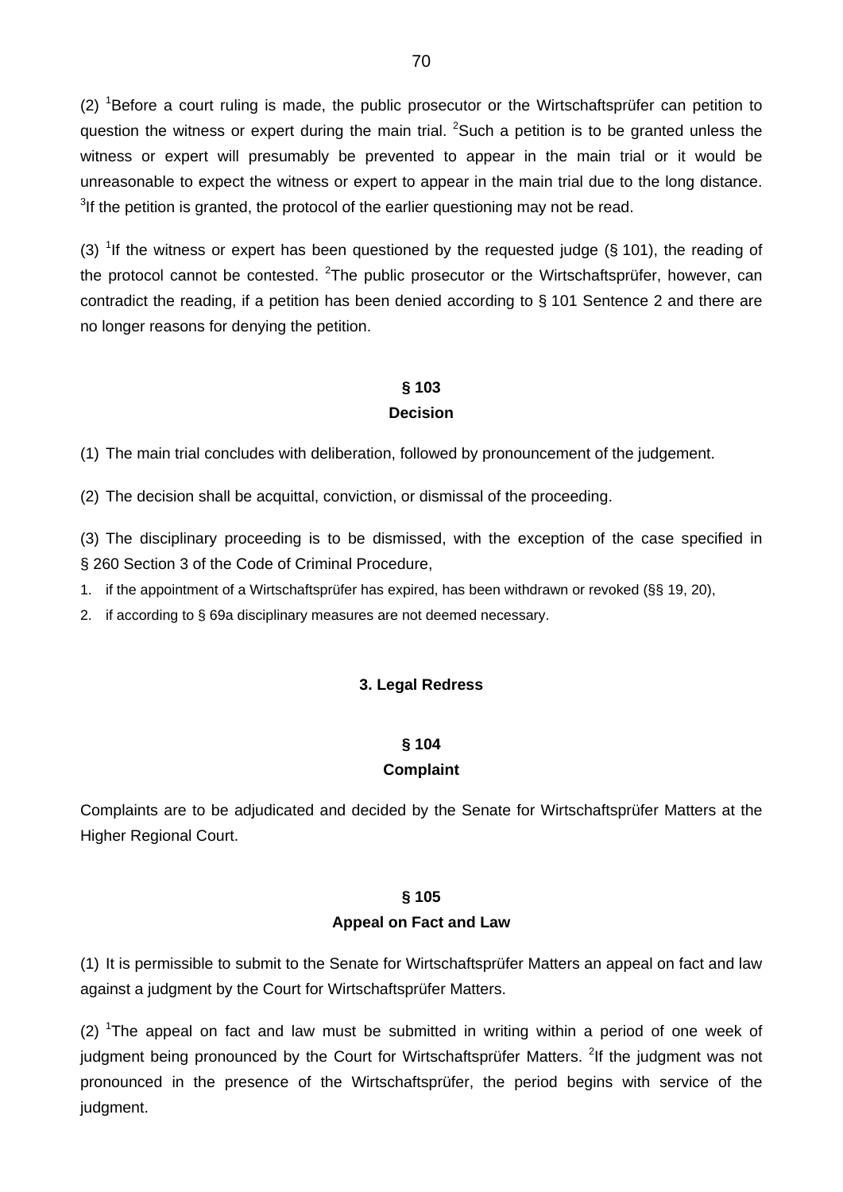(2) [1]Before a court ruling is made, the public prosecutor or the Wirtschaftsprüfer can petition to question the witness or expert during the main trial. [2]Such a petition is to be granted unless the witness or expert will presumably be prevented to appear in the main trial or it would be unreasonable to expect the witness or expert to appear in the main trial due to the long distance. [3]If the petition is granted, the protocol of the earlier questioning may not be read.

(3) [1]If the witness or expert has been questioned by the requested judge (§ 101), the reading of the protocol cannot be contested. [2]The public prosecutor or the Wirtschaftsprüfer, however, can contradict the reading, if a petition has been denied according to § 101 Sentence 2 and there are no longer reasons for denying the petition.

**§ 103**
**Decision**

(1) The main trial concludes with deliberation, followed by pronouncement of the judgement.

(2) The decision shall be acquittal, conviction, or dismissal of the proceeding.

(3) The disciplinary proceeding is to be dismissed, with the exception of the case specified in § 260 Section 3 of the Code of Criminal Procedure,

1. if the appointment of a Wirtschaftsprüfer has expired, has been withdrawn or revoked (§§ 19, 20),
2. if according to § 69a disciplinary measures are not deemed necessary.

### 3. Legal Redress

**§ 104**
**Complaint**

Complaints are to be adjudicated and decided by the Senate for Wirtschaftsprüfer Matters at the Higher Regional Court.

**§ 105**
**Appeal on Fact and Law**

(1) It is permissible to submit to the Senate for Wirtschaftsprüfer Matters an appeal on fact and law against a judgment by the Court for Wirtschaftsprüfer Matters.

(2) [1]The appeal on fact and law must be submitted in writing within a period of one week of judgment being pronounced by the Court for Wirtschaftsprüfer Matters. [2]If the judgment was not pronounced in the presence of the Wirtschaftsprüfer, the period begins with service of the judgment.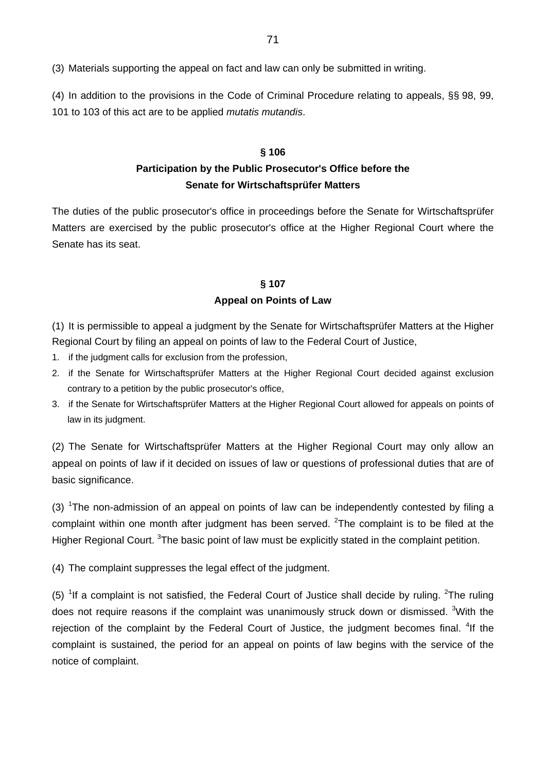(3) Materials supporting the appeal on fact and law can only be submitted in writing.

(4) In addition to the provisions in the Code of Criminal Procedure relating to appeals, §§ 98, 99, 101 to 103 of this act are to be applied *mutatis mutandis*.

## § 106
## Participation by the Public Prosecutor's Office before the Senate for Wirtschaftsprüfer Matters

The duties of the public prosecutor's office in proceedings before the Senate for Wirtschaftsprüfer Matters are exercised by the public prosecutor's office at the Higher Regional Court where the Senate has its seat.

## § 107
## Appeal on Points of Law

(1) It is permissible to appeal a judgment by the Senate for Wirtschaftsprüfer Matters at the Higher Regional Court by filing an appeal on points of law to the Federal Court of Justice,

1. if the judgment calls for exclusion from the profession,
2. if the Senate for Wirtschaftsprüfer Matters at the Higher Regional Court decided against exclusion contrary to a petition by the public prosecutor's office,
3. if the Senate for Wirtschaftsprüfer Matters at the Higher Regional Court allowed for appeals on points of law in its judgment.

(2) The Senate for Wirtschaftsprüfer Matters at the Higher Regional Court may only allow an appeal on points of law if it decided on issues of law or questions of professional duties that are of basic significance.

(3) [1]The non-admission of an appeal on points of law can be independently contested by filing a complaint within one month after judgment has been served. [2]The complaint is to be filed at the Higher Regional Court. [3]The basic point of law must be explicitly stated in the complaint petition.

(4) The complaint suppresses the legal effect of the judgment.

(5) [1]If a complaint is not satisfied, the Federal Court of Justice shall decide by ruling. [2]The ruling does not require reasons if the complaint was unanimously struck down or dismissed. [3]With the rejection of the complaint by the Federal Court of Justice, the judgment becomes final. [4]If the complaint is sustained, the period for an appeal on points of law begins with the service of the notice of complaint.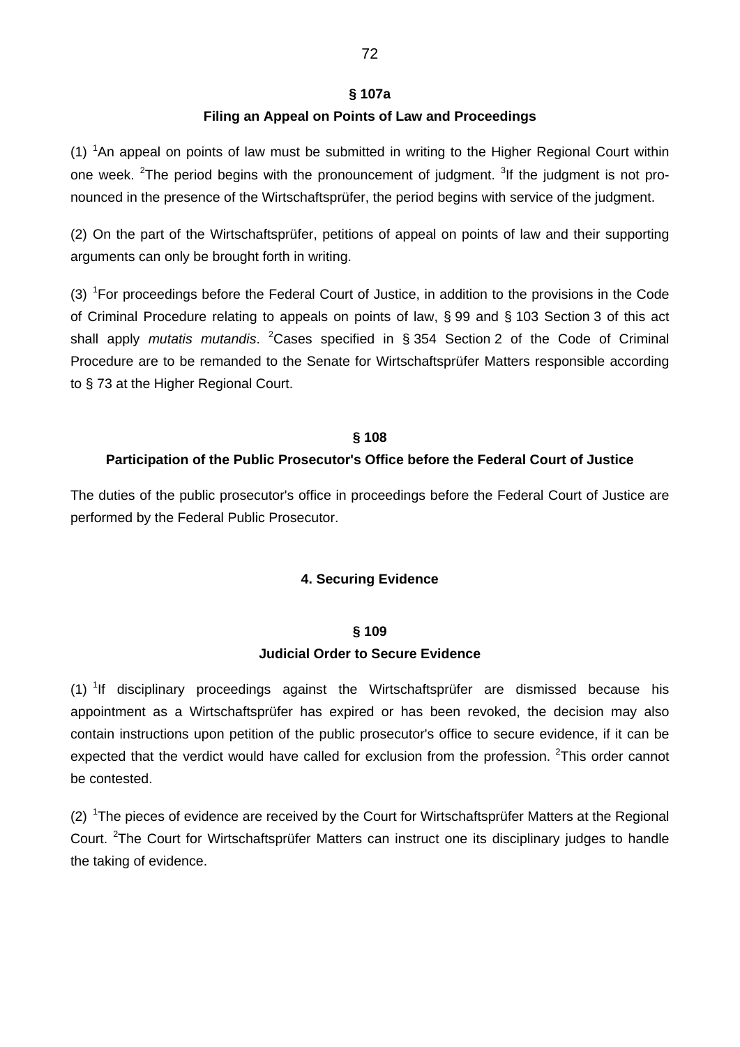## § 107a
### Filing an Appeal on Points of Law and Proceedings

(1) [1]An appeal on points of law must be submitted in writing to the Higher Regional Court within one week. [2]The period begins with the pronouncement of judgment. [3]If the judgment is not pronounced in the presence of the Wirtschaftsprüfer, the period begins with service of the judgment.

(2) On the part of the Wirtschaftsprüfer, petitions of appeal on points of law and their supporting arguments can only be brought forth in writing.

(3) [1]For proceedings before the Federal Court of Justice, in addition to the provisions in the Code of Criminal Procedure relating to appeals on points of law, § 99 and § 103 Section 3 of this act shall apply *mutatis mutandis*. [2]Cases specified in § 354 Section 2 of the Code of Criminal Procedure are to be remanded to the Senate for Wirtschaftsprüfer Matters responsible according to § 73 at the Higher Regional Court.

## § 108
### Participation of the Public Prosecutor's Office before the Federal Court of Justice

The duties of the public prosecutor's office in proceedings before the Federal Court of Justice are performed by the Federal Public Prosecutor.

## 4. Securing Evidence

## § 109
### Judicial Order to Secure Evidence

(1) [1]If disciplinary proceedings against the Wirtschaftsprüfer are dismissed because his appointment as a Wirtschaftsprüfer has expired or has been revoked, the decision may also contain instructions upon petition of the public prosecutor's office to secure evidence, if it can be expected that the verdict would have called for exclusion from the profession. [2]This order cannot be contested.

(2) [1]The pieces of evidence are received by the Court for Wirtschaftsprüfer Matters at the Regional Court. [2]The Court for Wirtschaftsprüfer Matters can instruct one its disciplinary judges to handle the taking of evidence.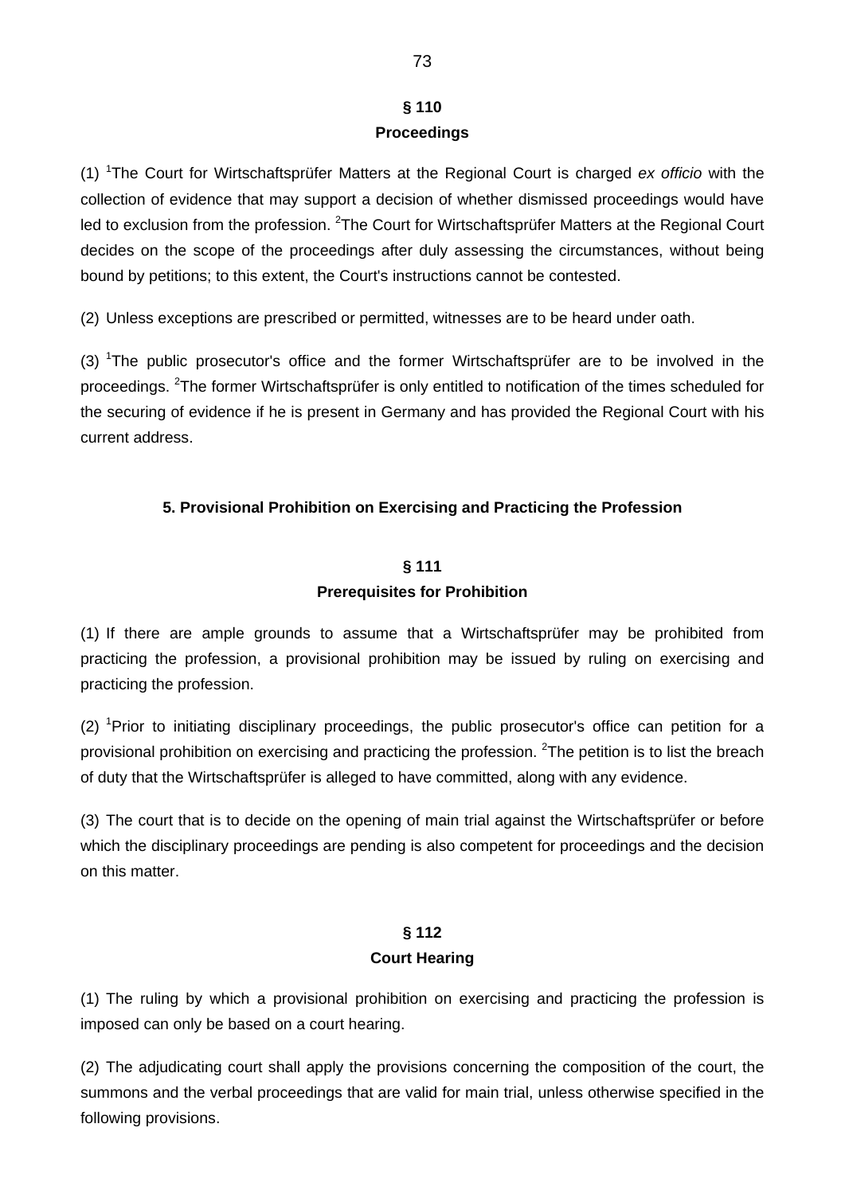### § 110
### Proceedings

(1) [1]The Court for Wirtschaftsprüfer Matters at the Regional Court is charged *ex officio* with the collection of evidence that may support a decision of whether dismissed proceedings would have led to exclusion from the profession. [2]The Court for Wirtschaftsprüfer Matters at the Regional Court decides on the scope of the proceedings after duly assessing the circumstances, without being bound by petitions; to this extent, the Court's instructions cannot be contested.

(2) Unless exceptions are prescribed or permitted, witnesses are to be heard under oath.

(3) [1]The public prosecutor's office and the former Wirtschaftsprüfer are to be involved in the proceedings. [2]The former Wirtschaftsprüfer is only entitled to notification of the times scheduled for the securing of evidence if he is present in Germany and has provided the Regional Court with his current address.

## 5. Provisional Prohibition on Exercising and Practicing the Profession

### § 111
### Prerequisites for Prohibition

(1) If there are ample grounds to assume that a Wirtschaftsprüfer may be prohibited from practicing the profession, a provisional prohibition may be issued by ruling on exercising and practicing the profession.

(2) [1]Prior to initiating disciplinary proceedings, the public prosecutor's office can petition for a provisional prohibition on exercising and practicing the profession. [2]The petition is to list the breach of duty that the Wirtschaftsprüfer is alleged to have committed, along with any evidence.

(3) The court that is to decide on the opening of main trial against the Wirtschaftsprüfer or before which the disciplinary proceedings are pending is also competent for proceedings and the decision on this matter.

### § 112
### Court Hearing

(1) The ruling by which a provisional prohibition on exercising and practicing the profession is imposed can only be based on a court hearing.

(2) The adjudicating court shall apply the provisions concerning the composition of the court, the summons and the verbal proceedings that are valid for main trial, unless otherwise specified in the following provisions.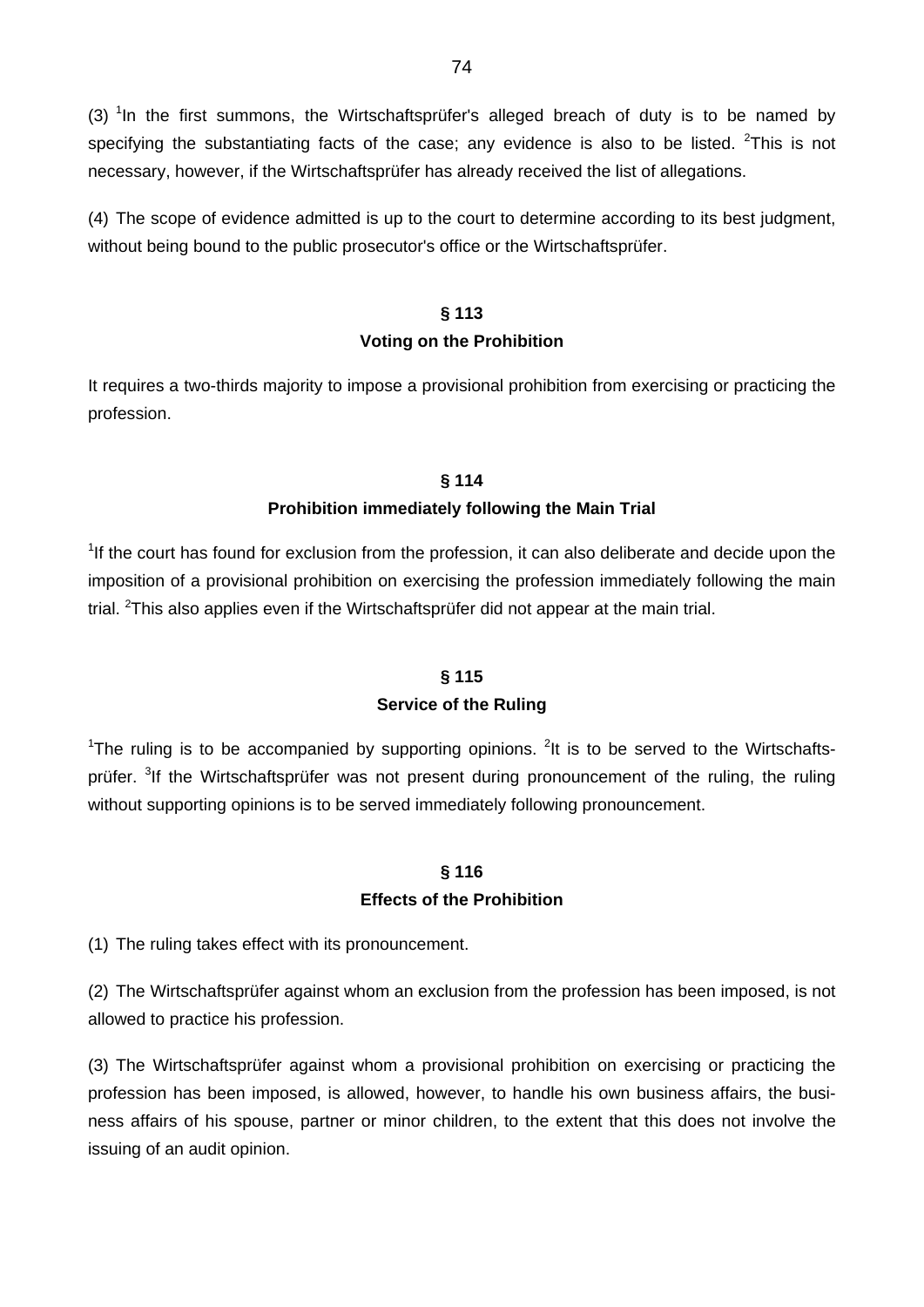(3) [1]In the first summons, the Wirtschaftsprüfer's alleged breach of duty is to be named by specifying the substantiating facts of the case; any evidence is also to be listed. [2]This is not necessary, however, if the Wirtschaftsprüfer has already received the list of allegations.

(4) The scope of evidence admitted is up to the court to determine according to its best judgment, without being bound to the public prosecutor's office or the Wirtschaftsprüfer.

## § 113
## Voting on the Prohibition

It requires a two-thirds majority to impose a provisional prohibition from exercising or practicing the profession.

## § 114
## Prohibition immediately following the Main Trial

[1]If the court has found for exclusion from the profession, it can also deliberate and decide upon the imposition of a provisional prohibition on exercising the profession immediately following the main trial. [2]This also applies even if the Wirtschaftsprüfer did not appear at the main trial.

## § 115
## Service of the Ruling

[1]The ruling is to be accompanied by supporting opinions. [2]It is to be served to the Wirtschaftsprüfer. [3]If the Wirtschaftsprüfer was not present during pronouncement of the ruling, the ruling without supporting opinions is to be served immediately following pronouncement.

## § 116
## Effects of the Prohibition

(1) The ruling takes effect with its pronouncement.

(2) The Wirtschaftsprüfer against whom an exclusion from the profession has been imposed, is not allowed to practice his profession.

(3) The Wirtschaftsprüfer against whom a provisional prohibition on exercising or practicing the profession has been imposed, is allowed, however, to handle his own business affairs, the business affairs of his spouse, partner or minor children, to the extent that this does not involve the issuing of an audit opinion.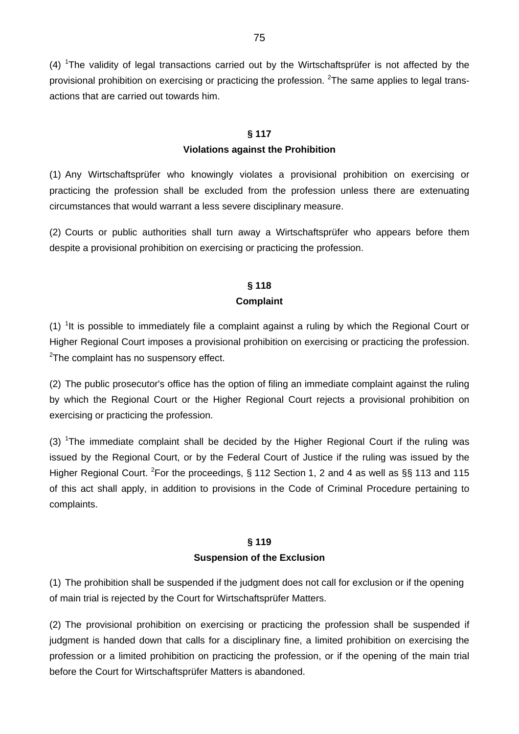(4) [1]The validity of legal transactions carried out by the Wirtschaftsprüfer is not affected by the provisional prohibition on exercising or practicing the profession. [2]The same applies to legal transactions that are carried out towards him.

## § 117
## Violations against the Prohibition

(1) Any Wirtschaftsprüfer who knowingly violates a provisional prohibition on exercising or practicing the profession shall be excluded from the profession unless there are extenuating circumstances that would warrant a less severe disciplinary measure.

(2) Courts or public authorities shall turn away a Wirtschaftsprüfer who appears before them despite a provisional prohibition on exercising or practicing the profession.

## § 118
## Complaint

(1) [1]It is possible to immediately file a complaint against a ruling by which the Regional Court or Higher Regional Court imposes a provisional prohibition on exercising or practicing the profession. [2]The complaint has no suspensory effect.

(2) The public prosecutor's office has the option of filing an immediate complaint against the ruling by which the Regional Court or the Higher Regional Court rejects a provisional prohibition on exercising or practicing the profession.

(3) [1]The immediate complaint shall be decided by the Higher Regional Court if the ruling was issued by the Regional Court, or by the Federal Court of Justice if the ruling was issued by the Higher Regional Court. [2]For the proceedings, § 112 Section 1, 2 and 4 as well as §§ 113 and 115 of this act shall apply, in addition to provisions in the Code of Criminal Procedure pertaining to complaints.

## § 119
## Suspension of the Exclusion

(1) The prohibition shall be suspended if the judgment does not call for exclusion or if the opening of main trial is rejected by the Court for Wirtschaftsprüfer Matters.

(2) The provisional prohibition on exercising or practicing the profession shall be suspended if judgment is handed down that calls for a disciplinary fine, a limited prohibition on exercising the profession or a limited prohibition on practicing the profession, or if the opening of the main trial before the Court for Wirtschaftsprüfer Matters is abandoned.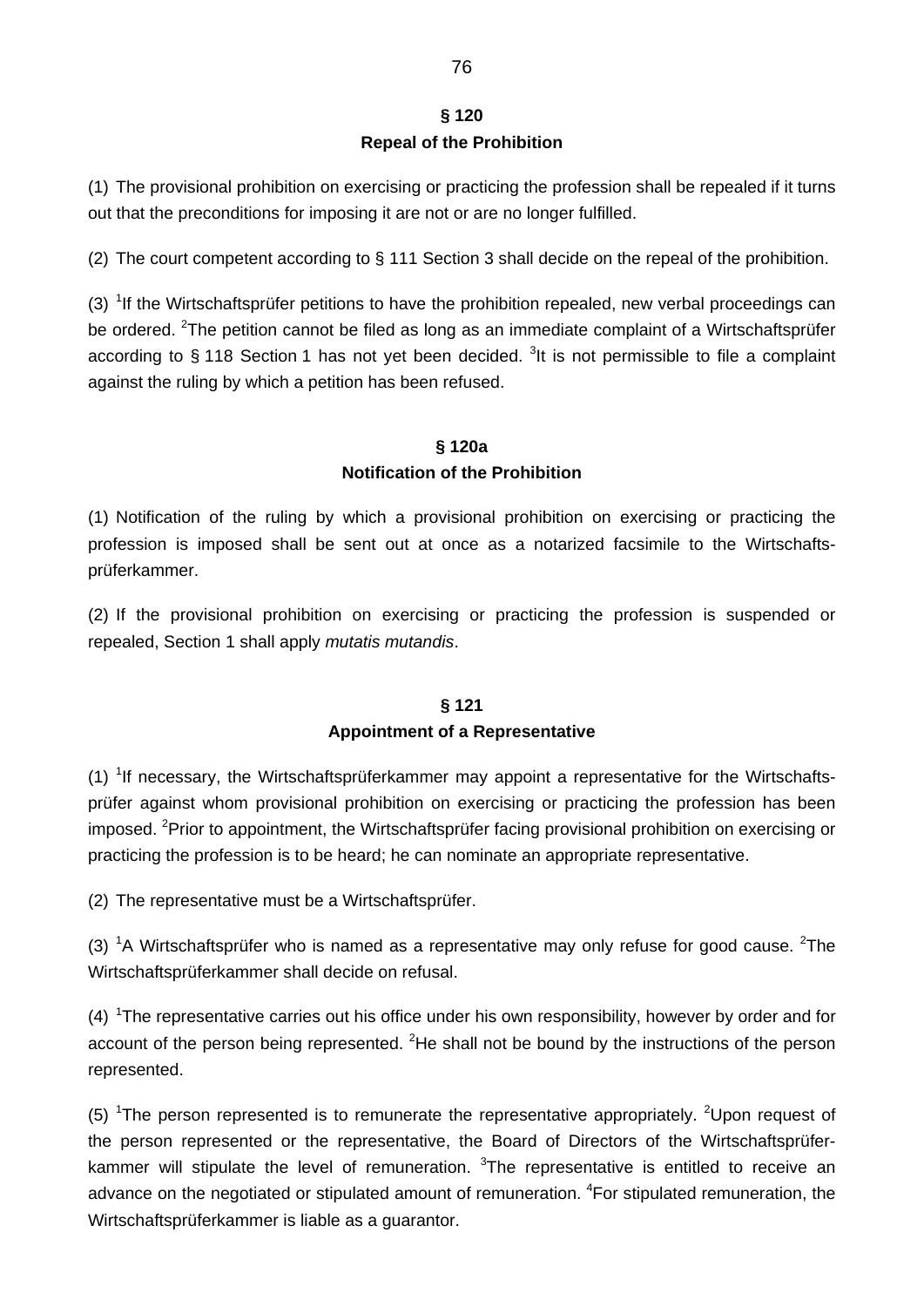## § 120
## Repeal of the Prohibition

(1) The provisional prohibition on exercising or practicing the profession shall be repealed if it turns out that the preconditions for imposing it are not or are no longer fulfilled.

(2) The court competent according to § 111 Section 3 shall decide on the repeal of the prohibition.

(3) [1]If the Wirtschaftsprüfer petitions to have the prohibition repealed, new verbal proceedings can be ordered. [2]The petition cannot be filed as long as an immediate complaint of a Wirtschaftsprüfer according to § 118 Section 1 has not yet been decided. [3]It is not permissible to file a complaint against the ruling by which a petition has been refused.

## § 120a
## Notification of the Prohibition

(1) Notification of the ruling by which a provisional prohibition on exercising or practicing the profession is imposed shall be sent out at once as a notarized facsimile to the Wirtschaftsprüferkammer.

(2) If the provisional prohibition on exercising or practicing the profession is suspended or repealed, Section 1 shall apply *mutatis mutandis*.

## § 121
## Appointment of a Representative

(1) [1]If necessary, the Wirtschaftsprüferkammer may appoint a representative for the Wirtschaftsprüfer against whom provisional prohibition on exercising or practicing the profession has been imposed. [2]Prior to appointment, the Wirtschaftsprüfer facing provisional prohibition on exercising or practicing the profession is to be heard; he can nominate an appropriate representative.

(2) The representative must be a Wirtschaftsprüfer.

(3) [1]A Wirtschaftsprüfer who is named as a representative may only refuse for good cause. [2]The Wirtschaftsprüferkammer shall decide on refusal.

(4) [1]The representative carries out his office under his own responsibility, however by order and for account of the person being represented. [2]He shall not be bound by the instructions of the person represented.

(5) [1]The person represented is to remunerate the representative appropriately. [2]Upon request of the person represented or the representative, the Board of Directors of the Wirtschaftsprüferkammer will stipulate the level of remuneration. [3]The representative is entitled to receive an advance on the negotiated or stipulated amount of remuneration. [4]For stipulated remuneration, the Wirtschaftsprüferkammer is liable as a guarantor.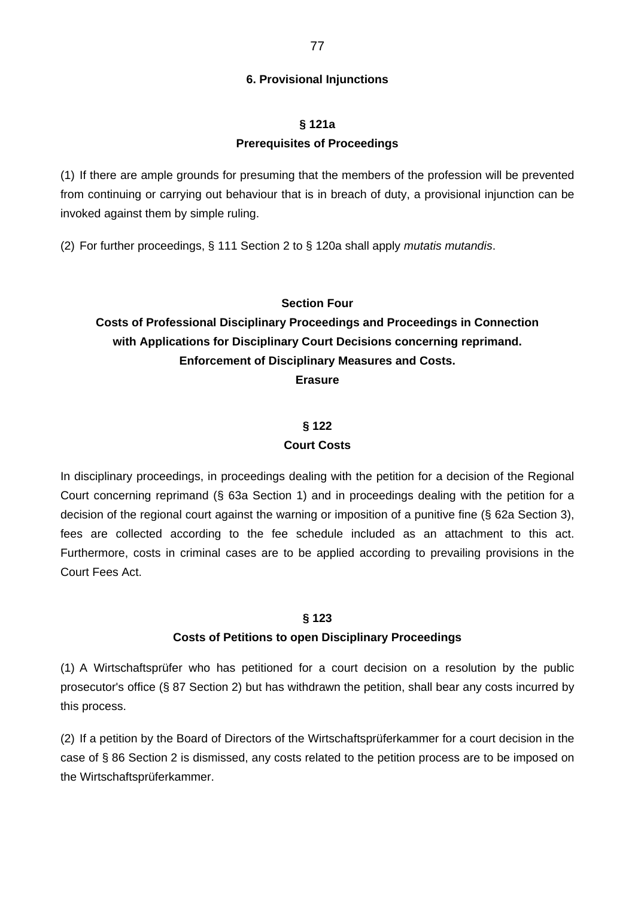### 6. Provisional Injunctions

#### § 121a
#### Prerequisites of Proceedings

(1) If there are ample grounds for presuming that the members of the profession will be prevented from continuing or carrying out behaviour that is in breach of duty, a provisional injunction can be invoked against them by simple ruling.

(2) For further proceedings, § 111 Section 2 to § 120a shall apply *mutatis mutandis*.

## Section Four
## Costs of Professional Disciplinary Proceedings and Proceedings in Connection with Applications for Disciplinary Court Decisions concerning reprimand. Enforcement of Disciplinary Measures and Costs. Erasure

#### § 122
#### Court Costs

In disciplinary proceedings, in proceedings dealing with the petition for a decision of the Regional Court concerning reprimand (§ 63a Section 1) and in proceedings dealing with the petition for a decision of the regional court against the warning or imposition of a punitive fine (§ 62a Section 3), fees are collected according to the fee schedule included as an attachment to this act. Furthermore, costs in criminal cases are to be applied according to prevailing provisions in the Court Fees Act.

#### § 123
#### Costs of Petitions to open Disciplinary Proceedings

(1) A Wirtschaftsprüfer who has petitioned for a court decision on a resolution by the public prosecutor's office (§ 87 Section 2) but has withdrawn the petition, shall bear any costs incurred by this process.

(2) If a petition by the Board of Directors of the Wirtschaftsprüferkammer for a court decision in the case of § 86 Section 2 is dismissed, any costs related to the petition process are to be imposed on the Wirtschaftsprüferkammer.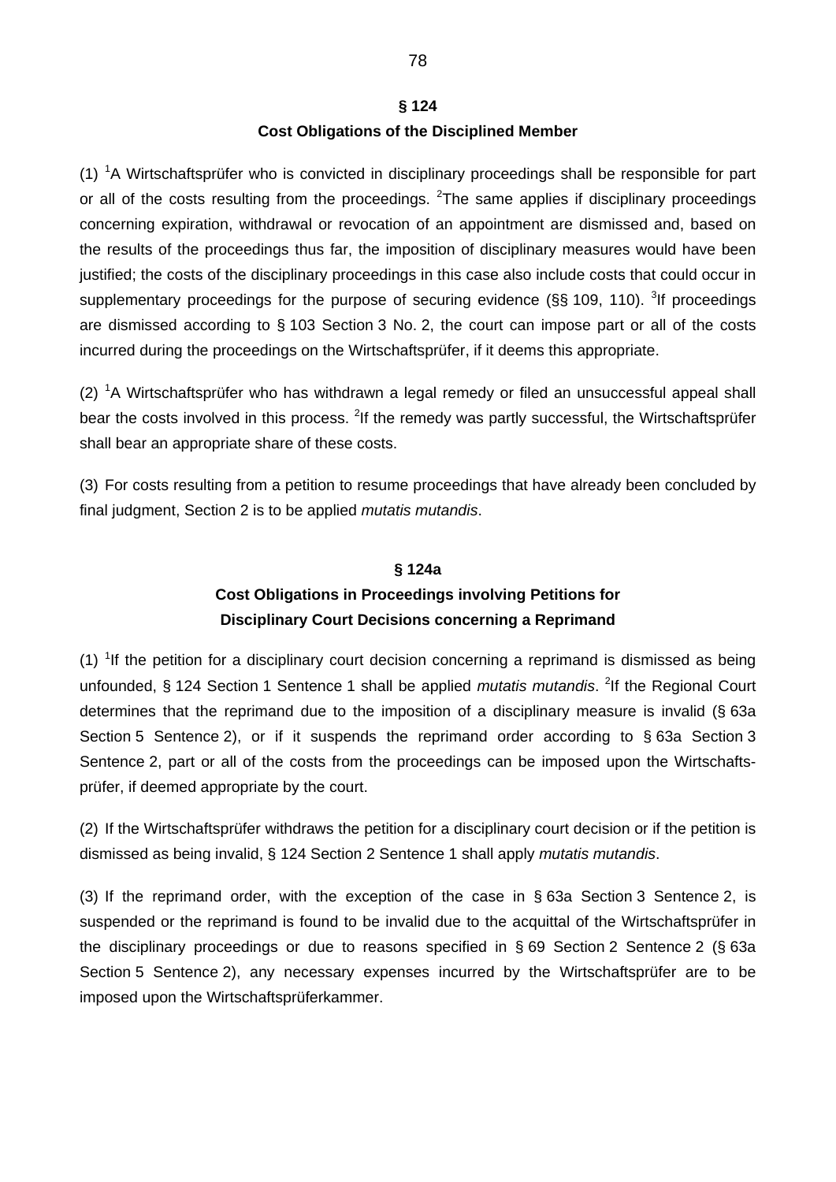## § 124
## Cost Obligations of the Disciplined Member

(1) [1]A Wirtschaftsprüfer who is convicted in disciplinary proceedings shall be responsible for part or all of the costs resulting from the proceedings. [2]The same applies if disciplinary proceedings concerning expiration, withdrawal or revocation of an appointment are dismissed and, based on the results of the proceedings thus far, the imposition of disciplinary measures would have been justified; the costs of the disciplinary proceedings in this case also include costs that could occur in supplementary proceedings for the purpose of securing evidence (§§ 109, 110). [3]If proceedings are dismissed according to § 103 Section 3 No. 2, the court can impose part or all of the costs incurred during the proceedings on the Wirtschaftsprüfer, if it deems this appropriate.

(2) [1]A Wirtschaftsprüfer who has withdrawn a legal remedy or filed an unsuccessful appeal shall bear the costs involved in this process. [2]If the remedy was partly successful, the Wirtschaftsprüfer shall bear an appropriate share of these costs.

(3) For costs resulting from a petition to resume proceedings that have already been concluded by final judgment, Section 2 is to be applied *mutatis mutandis*.

## § 124a
## Cost Obligations in Proceedings involving Petitions for Disciplinary Court Decisions concerning a Reprimand

(1) [1]If the petition for a disciplinary court decision concerning a reprimand is dismissed as being unfounded, § 124 Section 1 Sentence 1 shall be applied *mutatis mutandis*. [2]If the Regional Court determines that the reprimand due to the imposition of a disciplinary measure is invalid (§ 63a Section 5 Sentence 2), or if it suspends the reprimand order according to § 63a Section 3 Sentence 2, part or all of the costs from the proceedings can be imposed upon the Wirtschaftsprüfer, if deemed appropriate by the court.

(2) If the Wirtschaftsprüfer withdraws the petition for a disciplinary court decision or if the petition is dismissed as being invalid, § 124 Section 2 Sentence 1 shall apply *mutatis mutandis*.

(3) If the reprimand order, with the exception of the case in § 63a Section 3 Sentence 2, is suspended or the reprimand is found to be invalid due to the acquittal of the Wirtschaftsprüfer in the disciplinary proceedings or due to reasons specified in § 69 Section 2 Sentence 2 (§ 63a Section 5 Sentence 2), any necessary expenses incurred by the Wirtschaftsprüfer are to be imposed upon the Wirtschaftsprüferkammer.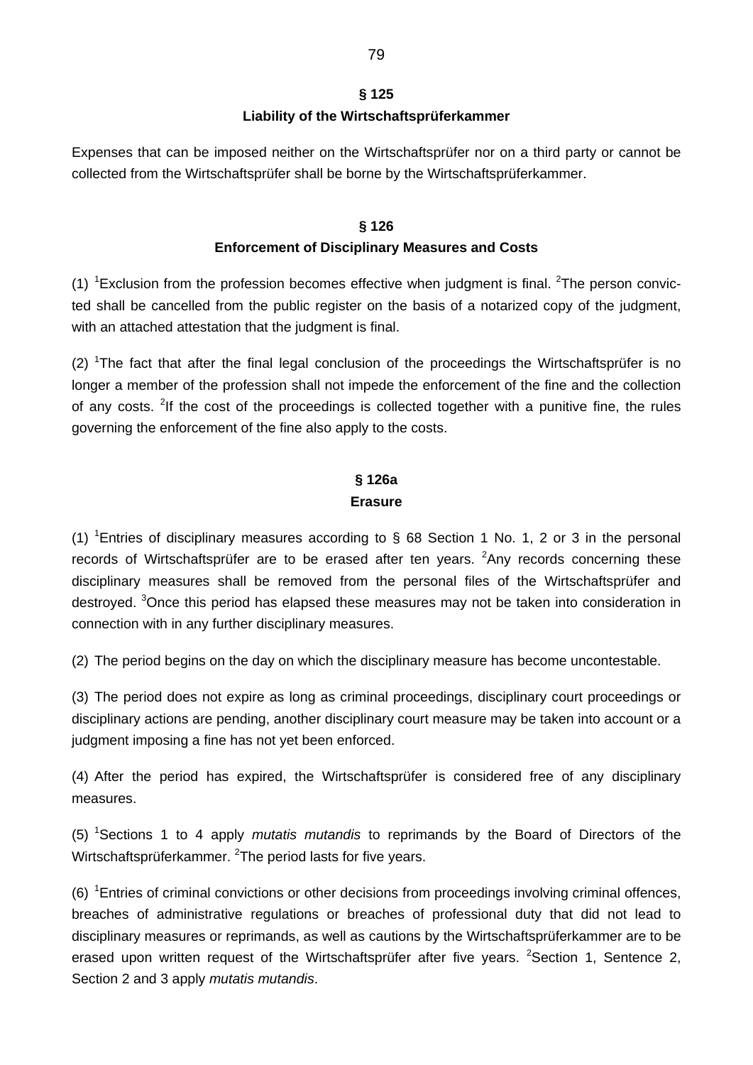### § 125

### Liability of the Wirtschaftsprüferkammer

Expenses that can be imposed neither on the Wirtschaftsprüfer nor on a third party or cannot be collected from the Wirtschaftsprüfer shall be borne by the Wirtschaftsprüferkammer.

### § 126

### Enforcement of Disciplinary Measures and Costs

(1) [1]Exclusion from the profession becomes effective when judgment is final. [2]The person convicted shall be cancelled from the public register on the basis of a notarized copy of the judgment, with an attached attestation that the judgment is final.

(2) [1]The fact that after the final legal conclusion of the proceedings the Wirtschaftsprüfer is no longer a member of the profession shall not impede the enforcement of the fine and the collection of any costs. [2]If the cost of the proceedings is collected together with a punitive fine, the rules governing the enforcement of the fine also apply to the costs.

### § 126a

### Erasure

(1) [1]Entries of disciplinary measures according to § 68 Section 1 No. 1, 2 or 3 in the personal records of Wirtschaftsprüfer are to be erased after ten years. [2]Any records concerning these disciplinary measures shall be removed from the personal files of the Wirtschaftsprüfer and destroyed. [3]Once this period has elapsed these measures may not be taken into consideration in connection with in any further disciplinary measures.

(2) The period begins on the day on which the disciplinary measure has become uncontestable.

(3) The period does not expire as long as criminal proceedings, disciplinary court proceedings or disciplinary actions are pending, another disciplinary court measure may be taken into account or a judgment imposing a fine has not yet been enforced.

(4) After the period has expired, the Wirtschaftsprüfer is considered free of any disciplinary measures.

(5) [1]Sections 1 to 4 apply *mutatis mutandis* to reprimands by the Board of Directors of the Wirtschaftsprüferkammer. [2]The period lasts for five years.

(6) [1]Entries of criminal convictions or other decisions from proceedings involving criminal offences, breaches of administrative regulations or breaches of professional duty that did not lead to disciplinary measures or reprimands, as well as cautions by the Wirtschaftsprüferkammer are to be erased upon written request of the Wirtschaftsprüfer after five years. [2]Section 1, Sentence 2, Section 2 and 3 apply *mutatis mutandis*.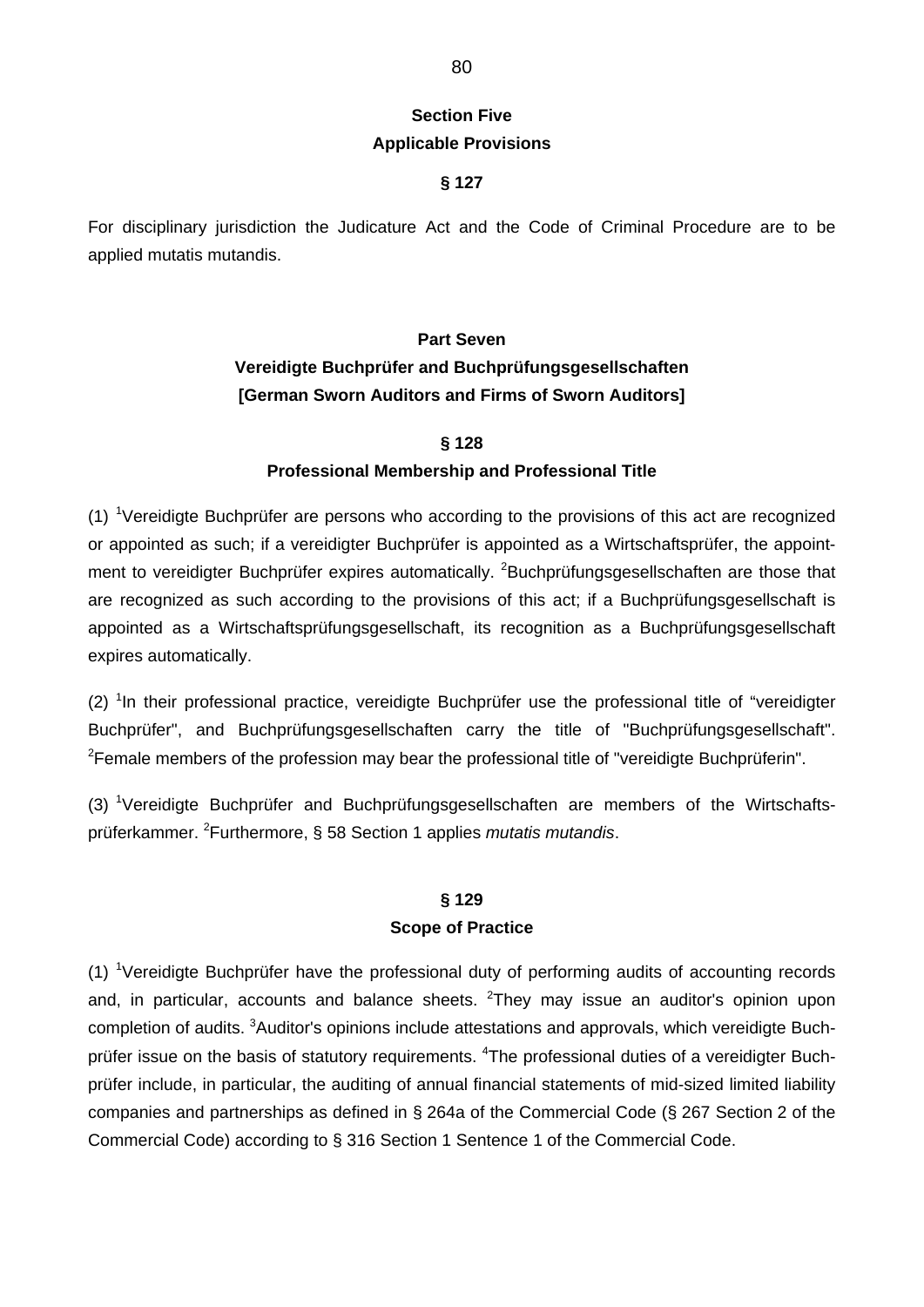## Section Five
## Applicable Provisions

### § 127

For disciplinary jurisdiction the Judicature Act and the Code of Criminal Procedure are to be applied mutatis mutandis.

# Part Seven
# Vereidigte Buchprüfer and Buchprüfungsgesellschaften [German Sworn Auditors and Firms of Sworn Auditors]

### § 128
### Professional Membership and Professional Title

(1) [1]Vereidigte Buchprüfer are persons who according to the provisions of this act are recognized or appointed as such; if a vereidigter Buchprüfer is appointed as a Wirtschaftsprüfer, the appointment to vereidigter Buchprüfer expires automatically. [2]Buchprüfungsgesellschaften are those that are recognized as such according to the provisions of this act; if a Buchprüfungsgesellschaft is appointed as a Wirtschaftsprüfungsgesellschaft, its recognition as a Buchprüfungsgesellschaft expires automatically.

(2) [1]In their professional practice, vereidigte Buchprüfer use the professional title of "vereidigter Buchprüfer", and Buchprüfungsgesellschaften carry the title of "Buchprüfungsgesellschaft". [2]Female members of the profession may bear the professional title of "vereidigte Buchprüferin".

(3) [1]Vereidigte Buchprüfer and Buchprüfungsgesellschaften are members of the Wirtschaftsprüferkammer. [2]Furthermore, § 58 Section 1 applies *mutatis mutandis*.

### § 129
### Scope of Practice

(1) [1]Vereidigte Buchprüfer have the professional duty of performing audits of accounting records and, in particular, accounts and balance sheets. [2]They may issue an auditor's opinion upon completion of audits. [3]Auditor's opinions include attestations and approvals, which vereidigte Buchprüfer issue on the basis of statutory requirements. [4]The professional duties of a vereidigter Buchprüfer include, in particular, the auditing of annual financial statements of mid-sized limited liability companies and partnerships as defined in § 264a of the Commercial Code (§ 267 Section 2 of the Commercial Code) according to § 316 Section 1 Sentence 1 of the Commercial Code.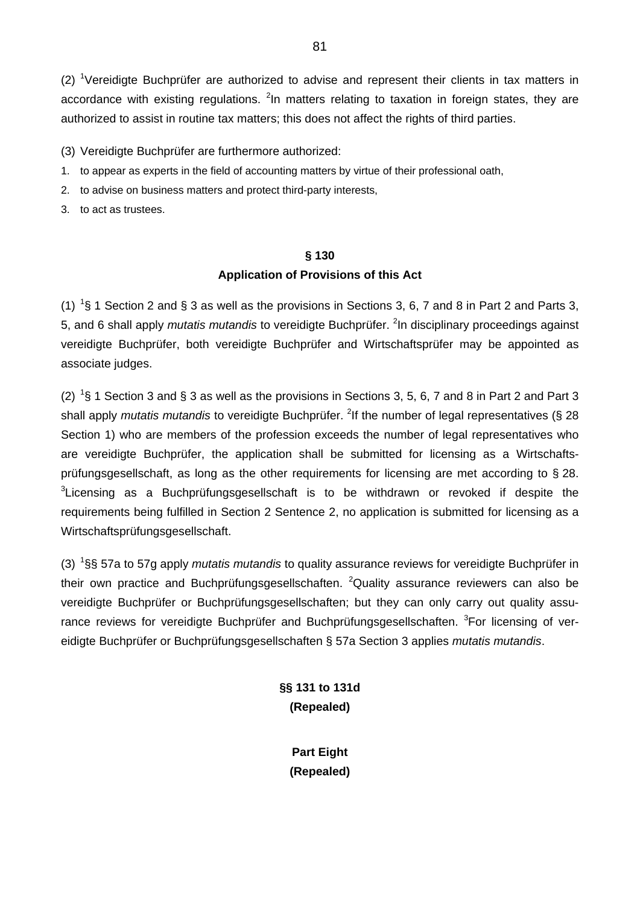(2) [1]Vereidigte Buchprüfer are authorized to advise and represent their clients in tax matters in accordance with existing regulations. [2]In matters relating to taxation in foreign states, they are authorized to assist in routine tax matters; this does not affect the rights of third parties.

(3) Vereidigte Buchprüfer are furthermore authorized:

1. to appear as experts in the field of accounting matters by virtue of their professional oath,
2. to advise on business matters and protect third-party interests,
3. to act as trustees.

**§ 130**
**Application of Provisions of this Act**

(1) [1]§ 1 Section 2 and § 3 as well as the provisions in Sections 3, 6, 7 and 8 in Part 2 and Parts 3, 5, and 6 shall apply *mutatis mutandis* to vereidigte Buchprüfer. [2]In disciplinary proceedings against vereidigte Buchprüfer, both vereidigte Buchprüfer and Wirtschaftsprüfer may be appointed as associate judges.

(2) [1]§ 1 Section 3 and § 3 as well as the provisions in Sections 3, 5, 6, 7 and 8 in Part 2 and Part 3 shall apply *mutatis mutandis* to vereidigte Buchprüfer. [2]If the number of legal representatives (§ 28 Section 1) who are members of the profession exceeds the number of legal representatives who are vereidigte Buchprüfer, the application shall be submitted for licensing as a Wirtschaftsprüfungsgesellschaft, as long as the other requirements for licensing are met according to § 28. [3]Licensing as a Buchprüfungsgesellschaft is to be withdrawn or revoked if despite the requirements being fulfilled in Section 2 Sentence 2, no application is submitted for licensing as a Wirtschaftsprüfungsgesellschaft.

(3) [1]§§ 57a to 57g apply *mutatis mutandis* to quality assurance reviews for vereidigte Buchprüfer in their own practice and Buchprüfungsgesellschaften. [2]Quality assurance reviewers can also be vereidigte Buchprüfer or Buchprüfungsgesellschaften; but they can only carry out quality assurance reviews for vereidigte Buchprüfer and Buchprüfungsgesellschaften. [3]For licensing of vereidigte Buchprüfer or Buchprüfungsgesellschaften § 57a Section 3 applies *mutatis mutandis*.

**§§ 131 to 131d**
**(Repealed)**

**Part Eight**
**(Repealed)**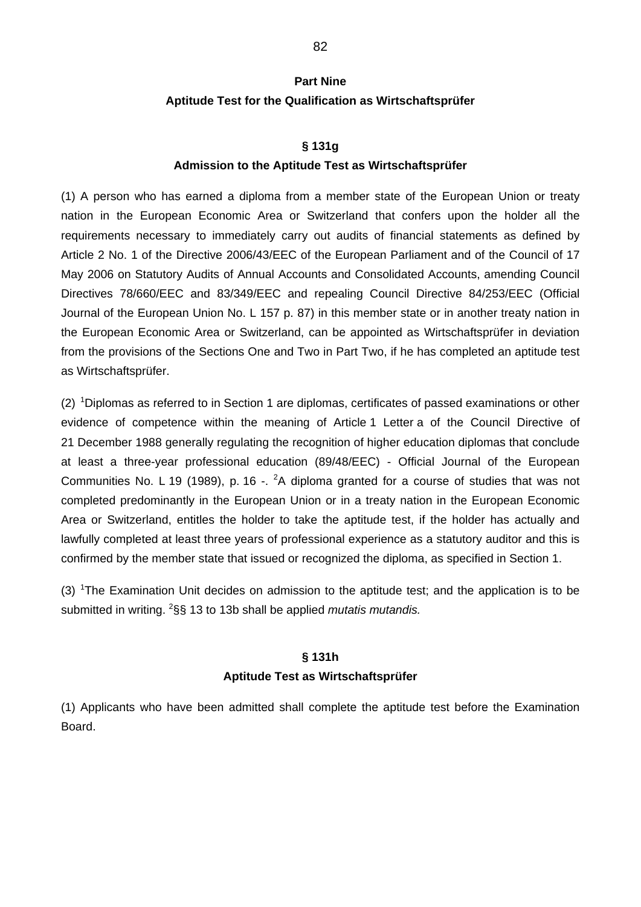## Part Nine

## Aptitude Test for the Qualification as Wirtschaftsprüfer

### § 131g

### Admission to the Aptitude Test as Wirtschaftsprüfer

(1) A person who has earned a diploma from a member state of the European Union or treaty nation in the European Economic Area or Switzerland that confers upon the holder all the requirements necessary to immediately carry out audits of financial statements as defined by Article 2 No. 1 of the Directive 2006/43/EEC of the European Parliament and of the Council of 17 May 2006 on Statutory Audits of Annual Accounts and Consolidated Accounts, amending Council Directives 78/660/EEC and 83/349/EEC and repealing Council Directive 84/253/EEC (Official Journal of the European Union No. L 157 p. 87) in this member state or in another treaty nation in the European Economic Area or Switzerland, can be appointed as Wirtschaftsprüfer in deviation from the provisions of the Sections One and Two in Part Two, if he has completed an aptitude test as Wirtschaftsprüfer.

(2) [1]Diplomas as referred to in Section 1 are diplomas, certificates of passed examinations or other evidence of competence within the meaning of Article 1 Letter a of the Council Directive of 21 December 1988 generally regulating the recognition of higher education diplomas that conclude at least a three-year professional education (89/48/EEC) - Official Journal of the European Communities No. L 19 (1989), p. 16 -. [2]A diploma granted for a course of studies that was not completed predominantly in the European Union or in a treaty nation in the European Economic Area or Switzerland, entitles the holder to take the aptitude test, if the holder has actually and lawfully completed at least three years of professional experience as a statutory auditor and this is confirmed by the member state that issued or recognized the diploma, as specified in Section 1.

(3) [1]The Examination Unit decides on admission to the aptitude test; and the application is to be submitted in writing. [2]§§ 13 to 13b shall be applied *mutatis mutandis.*

### § 131h

### Aptitude Test as Wirtschaftsprüfer

(1) Applicants who have been admitted shall complete the aptitude test before the Examination Board.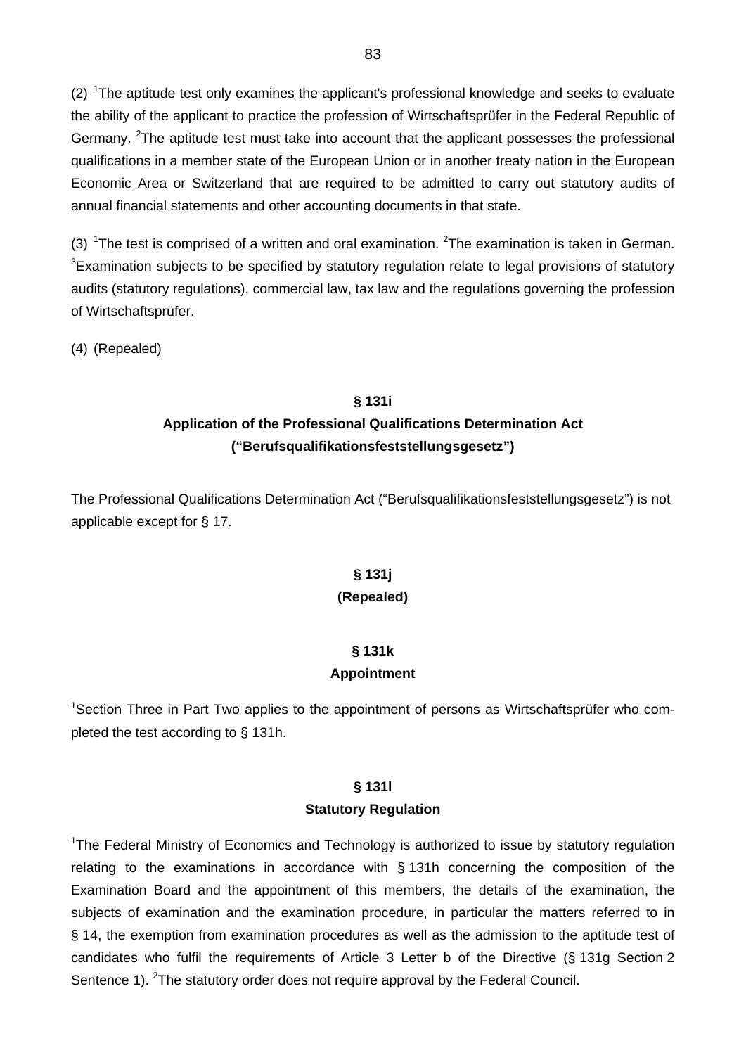(2) [1]The aptitude test only examines the applicant's professional knowledge and seeks to evaluate the ability of the applicant to practice the profession of Wirtschaftsprüfer in the Federal Republic of Germany. [2]The aptitude test must take into account that the applicant possesses the professional qualifications in a member state of the European Union or in another treaty nation in the European Economic Area or Switzerland that are required to be admitted to carry out statutory audits of annual financial statements and other accounting documents in that state.

(3) [1]The test is comprised of a written and oral examination. [2]The examination is taken in German. [3]Examination subjects to be specified by statutory regulation relate to legal provisions of statutory audits (statutory regulations), commercial law, tax law and the regulations governing the profession of Wirtschaftsprüfer.

(4) (Repealed)

## § 131i
## Application of the Professional Qualifications Determination Act ("Berufsqualifikationsfeststellungsgesetz")

The Professional Qualifications Determination Act ("Berufsqualifikationsfeststellungsgesetz") is not applicable except for § 17.

## § 131j
## (Repealed)

## § 131k
## Appointment

[1]Section Three in Part Two applies to the appointment of persons as Wirtschaftsprüfer who completed the test according to § 131h.

## § 131l
## Statutory Regulation

[1]The Federal Ministry of Economics and Technology is authorized to issue by statutory regulation relating to the examinations in accordance with § 131h concerning the composition of the Examination Board and the appointment of this members, the details of the examination, the subjects of examination and the examination procedure, in particular the matters referred to in § 14, the exemption from examination procedures as well as the admission to the aptitude test of candidates who fulfil the requirements of Article 3 Letter b of the Directive (§ 131g Section 2 Sentence 1). [2]The statutory order does not require approval by the Federal Council.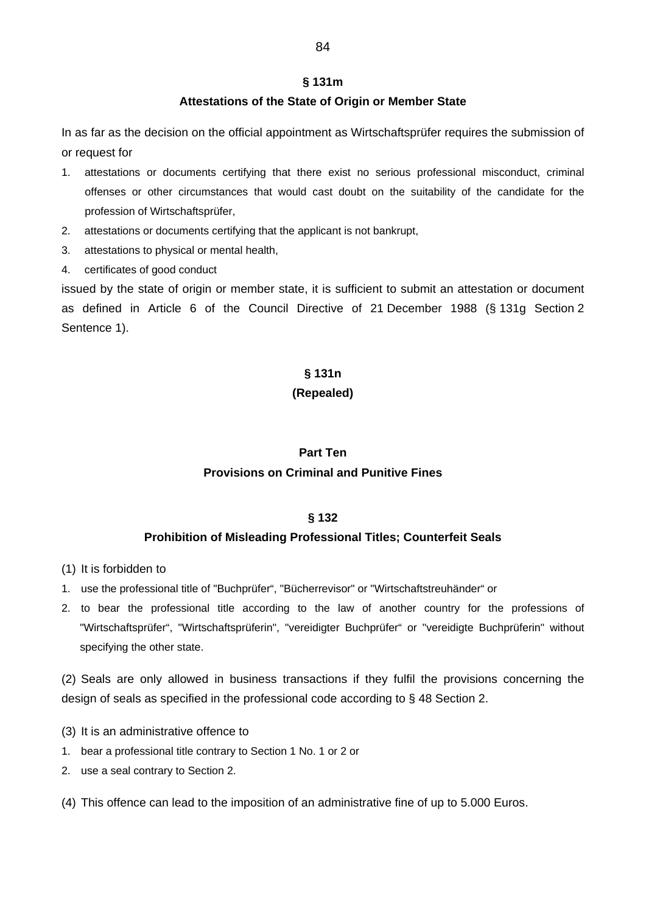### § 131m

### Attestations of the State of Origin or Member State

In as far as the decision on the official appointment as Wirtschaftsprüfer requires the submission of or request for

1. attestations or documents certifying that there exist no serious professional misconduct, criminal offenses or other circumstances that would cast doubt on the suitability of the candidate for the profession of Wirtschaftsprüfer,
2. attestations or documents certifying that the applicant is not bankrupt,
3. attestations to physical or mental health,
4. certificates of good conduct

issued by the state of origin or member state, it is sufficient to submit an attestation or document as defined in Article 6 of the Council Directive of 21 December 1988 (§ 131g Section 2 Sentence 1).

### § 131n

### (Repealed)

## Part Ten

## Provisions on Criminal and Punitive Fines

### § 132

### Prohibition of Misleading Professional Titles; Counterfeit Seals

(1) It is forbidden to

1. use the professional title of "Buchprüfer“, "Bücherrevisor" or "Wirtschaftstreuhänder“ or
2. to bear the professional title according to the law of another country for the professions of "Wirtschaftsprüfer“, "Wirtschaftsprüferin", "vereidigter Buchprüfer“ or "vereidigte Buchprüferin" without specifying the other state.

(2) Seals are only allowed in business transactions if they fulfil the provisions concerning the design of seals as specified in the professional code according to § 48 Section 2.

(3) It is an administrative offence to

1. bear a professional title contrary to Section 1 No. 1 or 2 or
2. use a seal contrary to Section 2.

(4) This offence can lead to the imposition of an administrative fine of up to 5.000 Euros.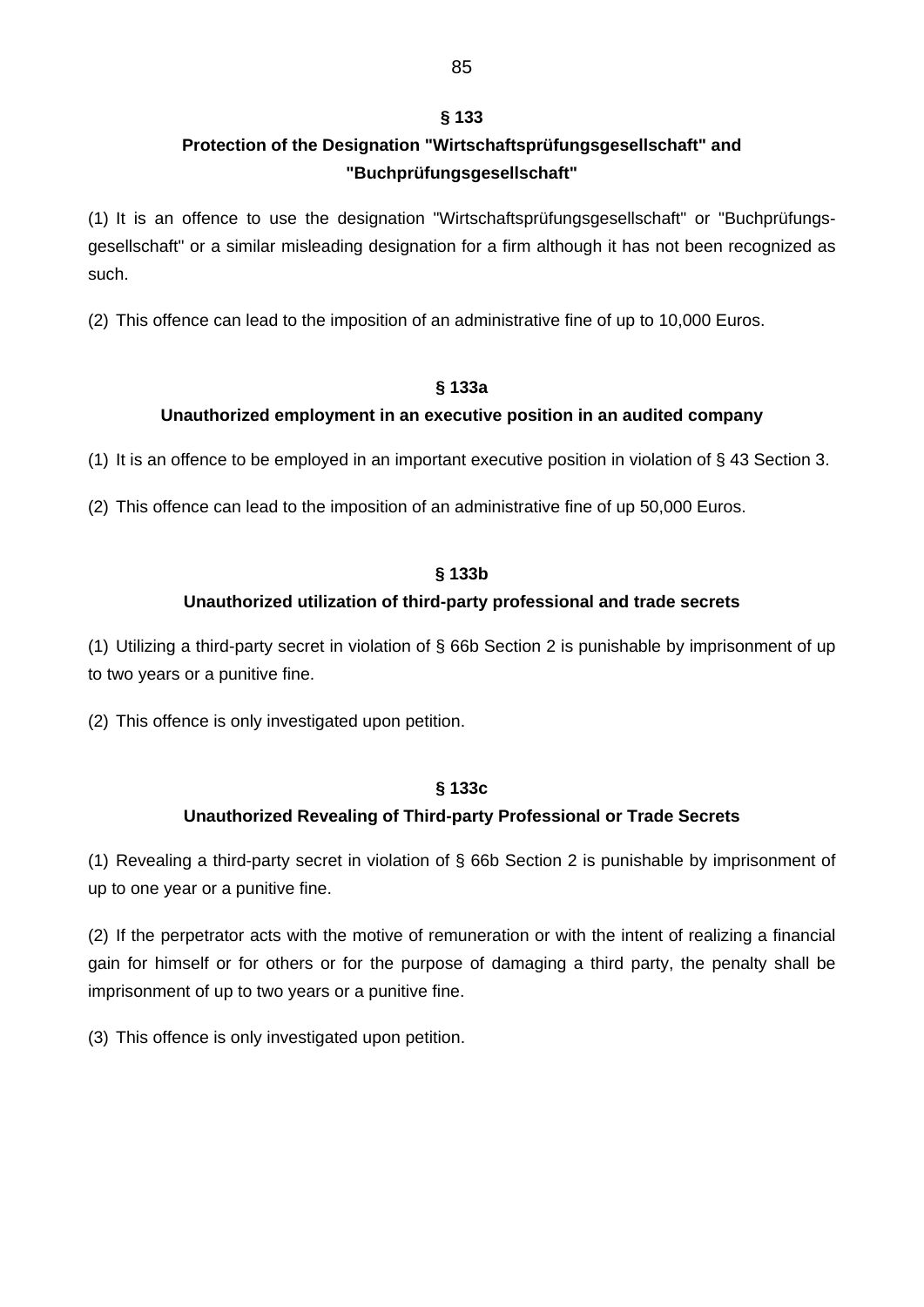## § 133

## Protection of the Designation "Wirtschaftsprüfungsgesellschaft" and "Buchprüfungsgesellschaft"

(1) It is an offence to use the designation "Wirtschaftsprüfungsgesellschaft" or "Buchprüfungs-gesellschaft" or a similar misleading designation for a firm although it has not been recognized as such.

(2) This offence can lead to the imposition of an administrative fine of up to 10,000 Euros.

## § 133a

## Unauthorized employment in an executive position in an audited company

(1) It is an offence to be employed in an important executive position in violation of § 43 Section 3.

(2) This offence can lead to the imposition of an administrative fine of up 50,000 Euros.

## § 133b

## Unauthorized utilization of third-party professional and trade secrets

(1) Utilizing a third-party secret in violation of § 66b Section 2 is punishable by imprisonment of up to two years or a punitive fine.

(2) This offence is only investigated upon petition.

## § 133c

## Unauthorized Revealing of Third-party Professional or Trade Secrets

(1) Revealing a third-party secret in violation of § 66b Section 2 is punishable by imprisonment of up to one year or a punitive fine.

(2) If the perpetrator acts with the motive of remuneration or with the intent of realizing a financial gain for himself or for others or for the purpose of damaging a third party, the penalty shall be imprisonment of up to two years or a punitive fine.

(3) This offence is only investigated upon petition.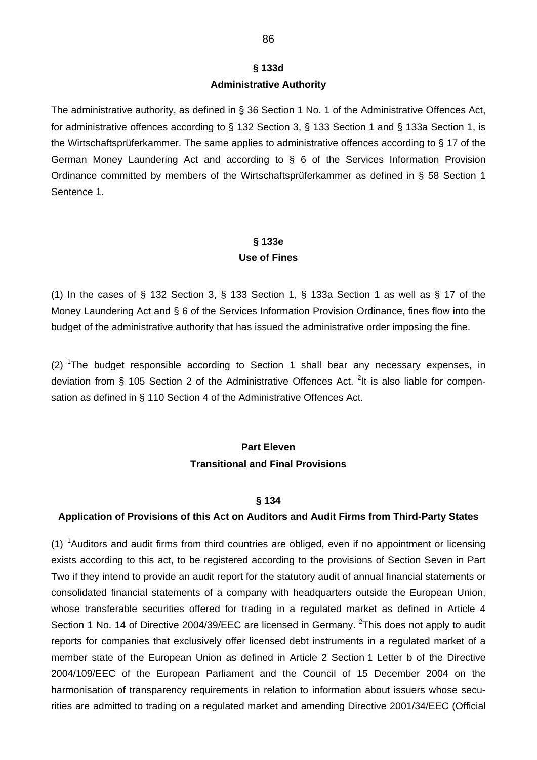## § 133d
## Administrative Authority

The administrative authority, as defined in § 36 Section 1 No. 1 of the Administrative Offences Act, for administrative offences according to § 132 Section 3, § 133 Section 1 and § 133a Section 1, is the Wirtschaftsprüferkammer. The same applies to administrative offences according to § 17 of the German Money Laundering Act and according to § 6 of the Services Information Provision Ordinance committed by members of the Wirtschaftsprüferkammer as defined in § 58 Section 1 Sentence 1.

## § 133e
## Use of Fines

(1) In the cases of § 132 Section 3, § 133 Section 1, § 133a Section 1 as well as § 17 of the Money Laundering Act and § 6 of the Services Information Provision Ordinance, fines flow into the budget of the administrative authority that has issued the administrative order imposing the fine.

(2) [1]The budget responsible according to Section 1 shall bear any necessary expenses, in deviation from § 105 Section 2 of the Administrative Offences Act. [2]It is also liable for compensation as defined in § 110 Section 4 of the Administrative Offences Act.

# Part Eleven
# Transitional and Final Provisions

## § 134
## Application of Provisions of this Act on Auditors and Audit Firms from Third-Party States

(1) [1]Auditors and audit firms from third countries are obliged, even if no appointment or licensing exists according to this act, to be registered according to the provisions of Section Seven in Part Two if they intend to provide an audit report for the statutory audit of annual financial statements or consolidated financial statements of a company with headquarters outside the European Union, whose transferable securities offered for trading in a regulated market as defined in Article 4 Section 1 No. 14 of Directive 2004/39/EEC are licensed in Germany. [2]This does not apply to audit reports for companies that exclusively offer licensed debt instruments in a regulated market of a member state of the European Union as defined in Article 2 Section 1 Letter b of the Directive 2004/109/EEC of the European Parliament and the Council of 15 December 2004 on the harmonisation of transparency requirements in relation to information about issuers whose securities are admitted to trading on a regulated market and amending Directive 2001/34/EEC (Official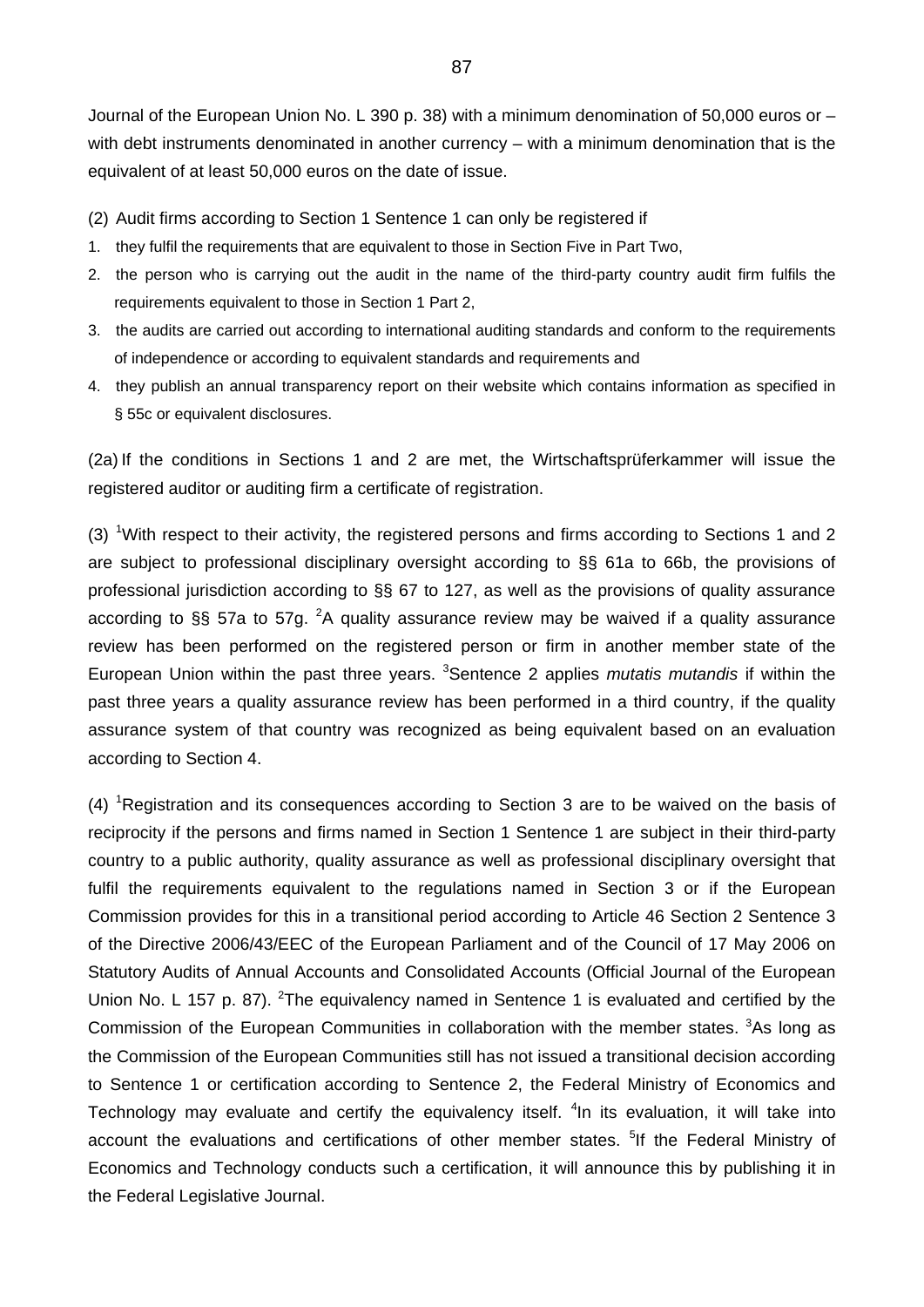Journal of the European Union No. L 390 p. 38) with a minimum denomination of 50,000 euros or – with debt instruments denominated in another currency – with a minimum denomination that is the equivalent of at least 50,000 euros on the date of issue.

(2) Audit firms according to Section 1 Sentence 1 can only be registered if

1. they fulfil the requirements that are equivalent to those in Section Five in Part Two,
2. the person who is carrying out the audit in the name of the third-party country audit firm fulfils the requirements equivalent to those in Section 1 Part 2,
3. the audits are carried out according to international auditing standards and conform to the requirements of independence or according to equivalent standards and requirements and
4. they publish an annual transparency report on their website which contains information as specified in § 55c or equivalent disclosures.

(2a) If the conditions in Sections 1 and 2 are met, the Wirtschaftsprüferkammer will issue the registered auditor or auditing firm a certificate of registration.

(3) [1]With respect to their activity, the registered persons and firms according to Sections 1 and 2 are subject to professional disciplinary oversight according to §§ 61a to 66b, the provisions of professional jurisdiction according to §§ 67 to 127, as well as the provisions of quality assurance according to §§ 57a to 57g. [2]A quality assurance review may be waived if a quality assurance review has been performed on the registered person or firm in another member state of the European Union within the past three years. [3]Sentence 2 applies *mutatis mutandis* if within the past three years a quality assurance review has been performed in a third country, if the quality assurance system of that country was recognized as being equivalent based on an evaluation according to Section 4.

(4) [1]Registration and its consequences according to Section 3 are to be waived on the basis of reciprocity if the persons and firms named in Section 1 Sentence 1 are subject in their third-party country to a public authority, quality assurance as well as professional disciplinary oversight that fulfil the requirements equivalent to the regulations named in Section 3 or if the European Commission provides for this in a transitional period according to Article 46 Section 2 Sentence 3 of the Directive 2006/43/EEC of the European Parliament and of the Council of 17 May 2006 on Statutory Audits of Annual Accounts and Consolidated Accounts (Official Journal of the European Union No. L 157 p. 87). [2]The equivalency named in Sentence 1 is evaluated and certified by the Commission of the European Communities in collaboration with the member states. [3]As long as the Commission of the European Communities still has not issued a transitional decision according to Sentence 1 or certification according to Sentence 2, the Federal Ministry of Economics and Technology may evaluate and certify the equivalency itself. [4]In its evaluation, it will take into account the evaluations and certifications of other member states. [5]If the Federal Ministry of Economics and Technology conducts such a certification, it will announce this by publishing it in the Federal Legislative Journal.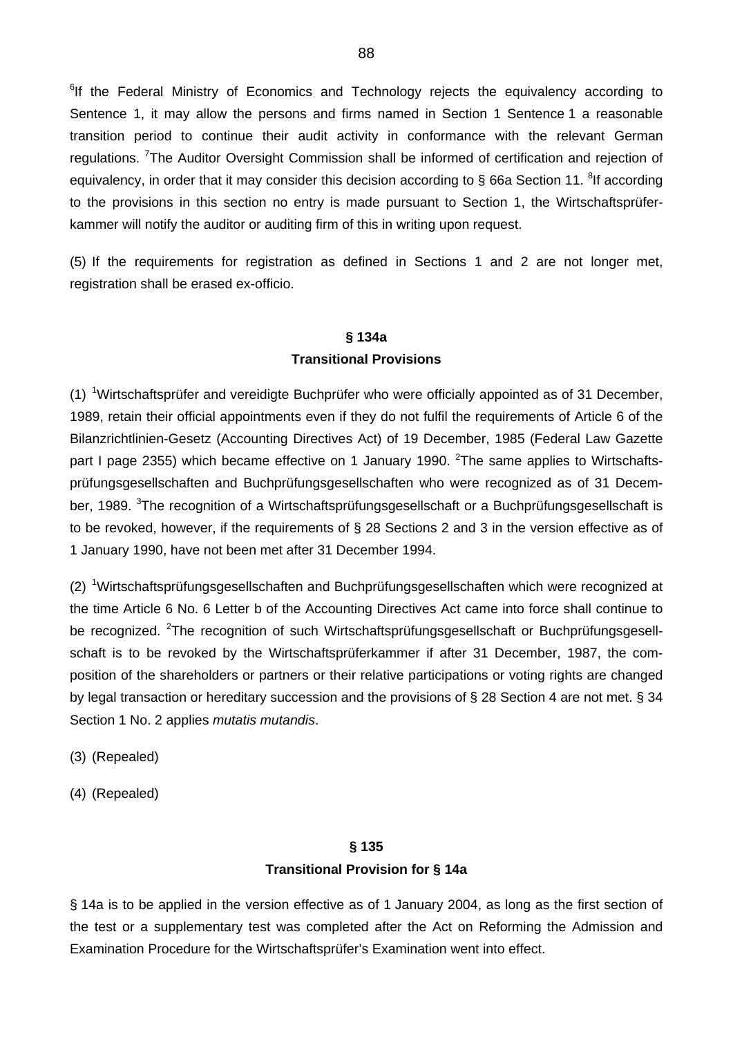[6]If the Federal Ministry of Economics and Technology rejects the equivalency according to Sentence 1, it may allow the persons and firms named in Section 1 Sentence 1 a reasonable transition period to continue their audit activity in conformance with the relevant German regulations. [7]The Auditor Oversight Commission shall be informed of certification and rejection of equivalency, in order that it may consider this decision according to § 66a Section 11. [8]If according to the provisions in this section no entry is made pursuant to Section 1, the Wirtschaftsprüferkammer will notify the auditor or auditing firm of this in writing upon request.

(5) If the requirements for registration as defined in Sections 1 and 2 are not longer met, registration shall be erased ex-officio.

## § 134a
## Transitional Provisions

(1) [1]Wirtschaftsprüfer and vereidigte Buchprüfer who were officially appointed as of 31 December, 1989, retain their official appointments even if they do not fulfil the requirements of Article 6 of the Bilanzrichtlinien-Gesetz (Accounting Directives Act) of 19 December, 1985 (Federal Law Gazette part I page 2355) which became effective on 1 January 1990. [2]The same applies to Wirtschaftsprüfungsgesellschaften and Buchprüfungsgesellschaften who were recognized as of 31 December, 1989. [3]The recognition of a Wirtschaftsprüfungsgesellschaft or a Buchprüfungsgesellschaft is to be revoked, however, if the requirements of § 28 Sections 2 and 3 in the version effective as of 1 January 1990, have not been met after 31 December 1994.

(2) [1]Wirtschaftsprüfungsgesellschaften and Buchprüfungsgesellschaften which were recognized at the time Article 6 No. 6 Letter b of the Accounting Directives Act came into force shall continue to be recognized. [2]The recognition of such Wirtschaftsprüfungsgesellschaft or Buchprüfungsgesellschaft is to be revoked by the Wirtschaftsprüferkammer if after 31 December, 1987, the composition of the shareholders or partners or their relative participations or voting rights are changed by legal transaction or hereditary succession and the provisions of § 28 Section 4 are not met. § 34 Section 1 No. 2 applies *mutatis mutandis*.

(3) (Repealed)

(4) (Repealed)

## § 135
## Transitional Provision for § 14a

§ 14a is to be applied in the version effective as of 1 January 2004, as long as the first section of the test or a supplementary test was completed after the Act on Reforming the Admission and Examination Procedure for the Wirtschaftsprüfer's Examination went into effect.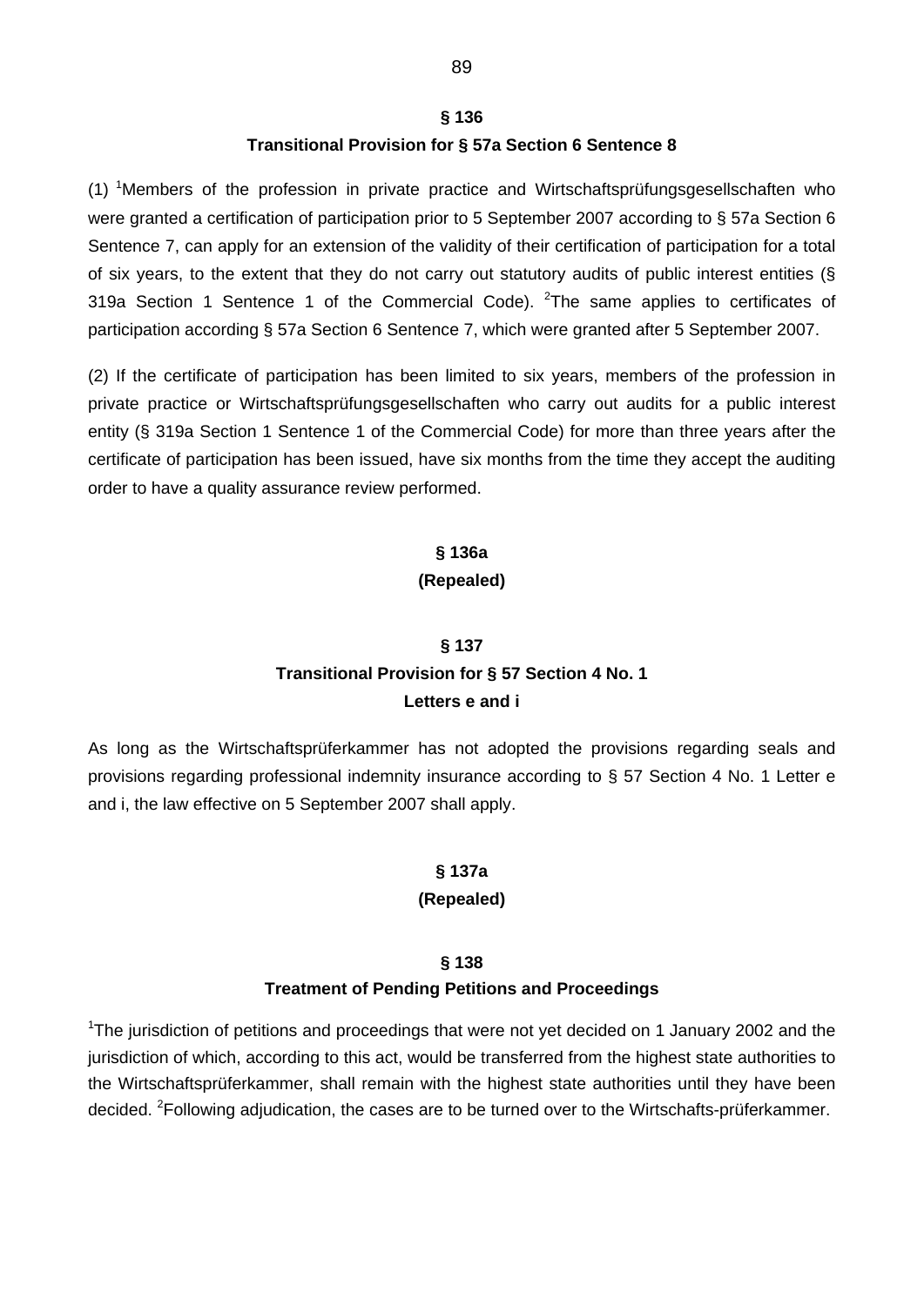## § 136

### Transitional Provision for § 57a Section 6 Sentence 8

(1) [1]Members of the profession in private practice and Wirtschaftsprüfungsgesellschaften who were granted a certification of participation prior to 5 September 2007 according to § 57a Section 6 Sentence 7, can apply for an extension of the validity of their certification of participation for a total of six years, to the extent that they do not carry out statutory audits of public interest entities (§ 319a Section 1 Sentence 1 of the Commercial Code). [2]The same applies to certificates of participation according § 57a Section 6 Sentence 7, which were granted after 5 September 2007.

(2) If the certificate of participation has been limited to six years, members of the profession in private practice or Wirtschaftsprüfungsgesellschaften who carry out audits for a public interest entity (§ 319a Section 1 Sentence 1 of the Commercial Code) for more than three years after the certificate of participation has been issued, have six months from the time they accept the auditing order to have a quality assurance review performed.

## § 136a

### (Repealed)

## § 137

### Transitional Provision for § 57 Section 4 No. 1 Letters e and i

As long as the Wirtschaftsprüferkammer has not adopted the provisions regarding seals and provisions regarding professional indemnity insurance according to § 57 Section 4 No. 1 Letter e and i, the law effective on 5 September 2007 shall apply.

## § 137a

### (Repealed)

## § 138

### Treatment of Pending Petitions and Proceedings

[1]The jurisdiction of petitions and proceedings that were not yet decided on 1 January 2002 and the jurisdiction of which, according to this act, would be transferred from the highest state authorities to the Wirtschaftsprüferkammer, shall remain with the highest state authorities until they have been decided. [2]Following adjudication, the cases are to be turned over to the Wirtschafts-prüferkammer.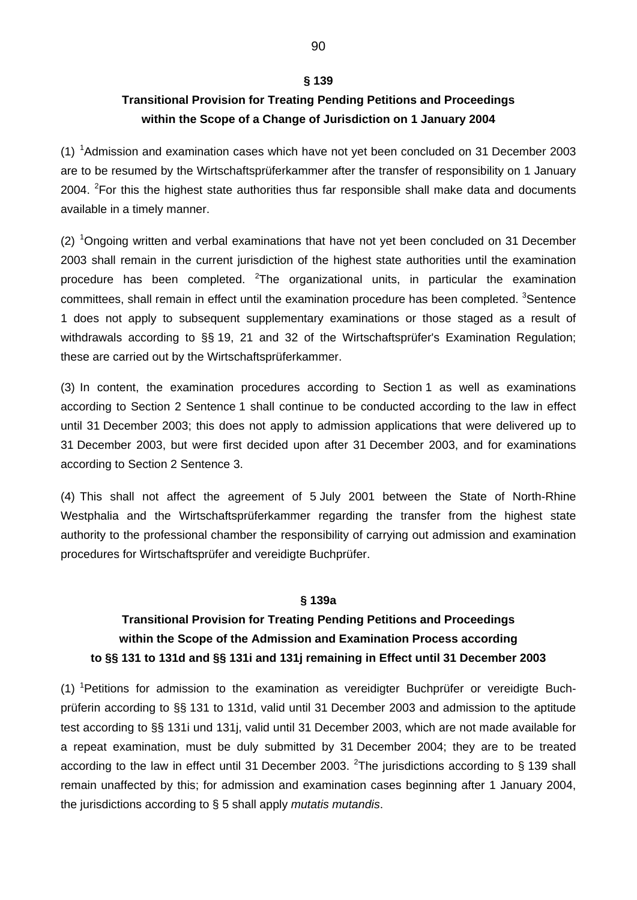## § 139

### Transitional Provision for Treating Pending Petitions and Proceedings within the Scope of a Change of Jurisdiction on 1 January 2004

(1) [1]Admission and examination cases which have not yet been concluded on 31 December 2003 are to be resumed by the Wirtschaftsprüferkammer after the transfer of responsibility on 1 January 2004. [2]For this the highest state authorities thus far responsible shall make data and documents available in a timely manner.

(2) [1]Ongoing written and verbal examinations that have not yet been concluded on 31 December 2003 shall remain in the current jurisdiction of the highest state authorities until the examination procedure has been completed. [2]The organizational units, in particular the examination committees, shall remain in effect until the examination procedure has been completed. [3]Sentence 1 does not apply to subsequent supplementary examinations or those staged as a result of withdrawals according to §§ 19, 21 and 32 of the Wirtschaftsprüfer's Examination Regulation; these are carried out by the Wirtschaftsprüferkammer.

(3) In content, the examination procedures according to Section 1 as well as examinations according to Section 2 Sentence 1 shall continue to be conducted according to the law in effect until 31 December 2003; this does not apply to admission applications that were delivered up to 31 December 2003, but were first decided upon after 31 December 2003, and for examinations according to Section 2 Sentence 3.

(4) This shall not affect the agreement of 5 July 2001 between the State of North-Rhine Westphalia and the Wirtschaftsprüferkammer regarding the transfer from the highest state authority to the professional chamber the responsibility of carrying out admission and examination procedures for Wirtschaftsprüfer and vereidigte Buchprüfer.

## § 139a

### Transitional Provision for Treating Pending Petitions and Proceedings within the Scope of the Admission and Examination Process according to §§ 131 to 131d and §§ 131i and 131j remaining in Effect until 31 December 2003

(1) [1]Petitions for admission to the examination as vereidigter Buchprüfer or vereidigte Buchprüferin according to §§ 131 to 131d, valid until 31 December 2003 and admission to the aptitude test according to §§ 131i und 131j, valid until 31 December 2003, which are not made available for a repeat examination, must be duly submitted by 31 December 2004; they are to be treated according to the law in effect until 31 December 2003. [2]The jurisdictions according to § 139 shall remain unaffected by this; for admission and examination cases beginning after 1 January 2004, the jurisdictions according to § 5 shall apply *mutatis mutandis*.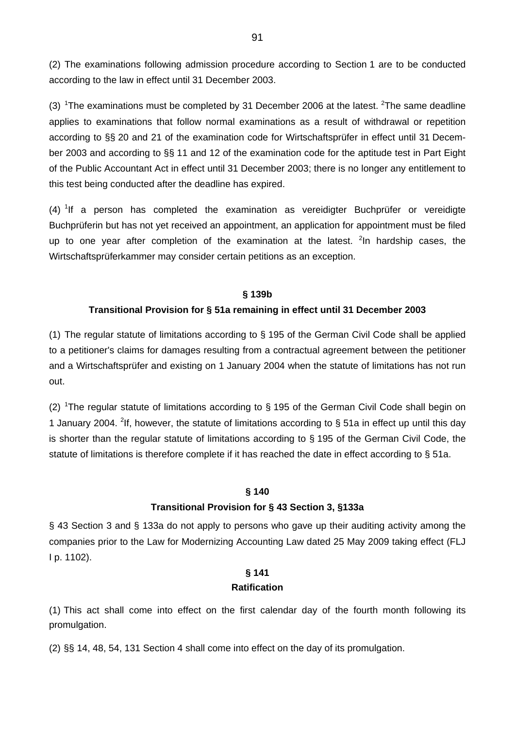(2) The examinations following admission procedure according to Section 1 are to be conducted according to the law in effect until 31 December 2003.

(3) [1]The examinations must be completed by 31 December 2006 at the latest. [2]The same deadline applies to examinations that follow normal examinations as a result of withdrawal or repetition according to §§ 20 and 21 of the examination code for Wirtschaftsprüfer in effect until 31 December 2003 and according to §§ 11 and 12 of the examination code for the aptitude test in Part Eight of the Public Accountant Act in effect until 31 December 2003; there is no longer any entitlement to this test being conducted after the deadline has expired.

(4) [1]If a person has completed the examination as vereidigter Buchprüfer or vereidigte Buchprüferin but has not yet received an appointment, an application for appointment must be filed up to one year after completion of the examination at the latest. [2]In hardship cases, the Wirtschaftsprüferkammer may consider certain petitions as an exception.

### § 139b

### Transitional Provision for § 51a remaining in effect until 31 December 2003

(1) The regular statute of limitations according to § 195 of the German Civil Code shall be applied to a petitioner's claims for damages resulting from a contractual agreement between the petitioner and a Wirtschaftsprüfer and existing on 1 January 2004 when the statute of limitations has not run out.

(2) [1]The regular statute of limitations according to § 195 of the German Civil Code shall begin on 1 January 2004. [2]If, however, the statute of limitations according to § 51a in effect up until this day is shorter than the regular statute of limitations according to § 195 of the German Civil Code, the statute of limitations is therefore complete if it has reached the date in effect according to § 51a.

### § 140

### Transitional Provision for § 43 Section 3, §133a

§ 43 Section 3 and § 133a do not apply to persons who gave up their auditing activity among the companies prior to the Law for Modernizing Accounting Law dated 25 May 2009 taking effect (FLJ I p. 1102).

### § 141

### Ratification

(1) This act shall come into effect on the first calendar day of the fourth month following its promulgation.

(2) §§ 14, 48, 54, 131 Section 4 shall come into effect on the day of its promulgation.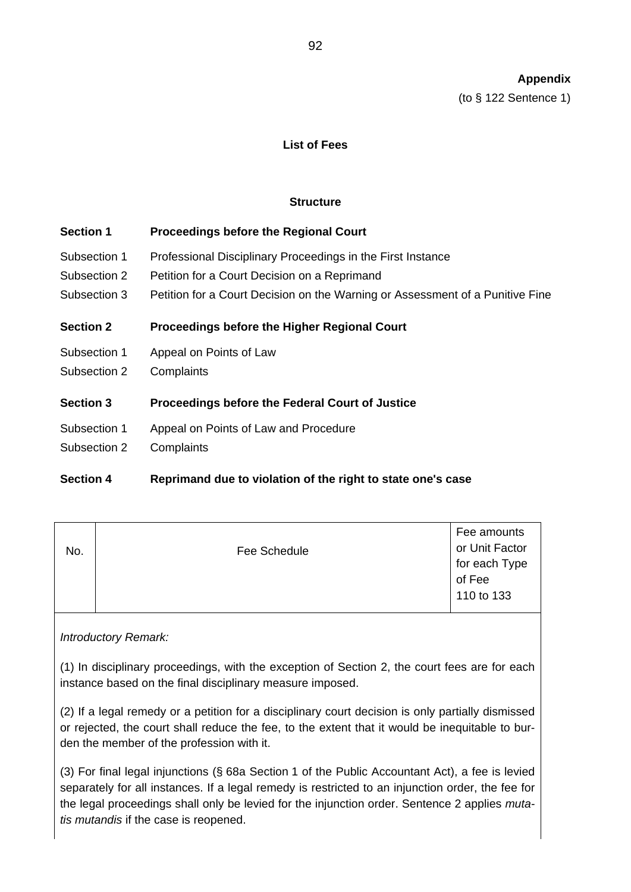**Appendix**

(to § 122 Sentence 1)

## List of Fees

### Structure

| | |
|---|---|
| **Section 1** | **Proceedings before the Regional Court** |
| Subsection 1 | Professional Disciplinary Proceedings in the First Instance |
| Subsection 2 | Petition for a Court Decision on a Reprimand |
| Subsection 3 | Petition for a Court Decision on the Warning or Assessment of a Punitive Fine |
| **Section 2** | **Proceedings before the Higher Regional Court** |
| Subsection 1 | Appeal on Points of Law |
| Subsection 2 | Complaints |
| **Section 3** | **Proceedings before the Federal Court of Justice** |
| Subsection 1 | Appeal on Points of Law and Procedure |
| Subsection 2 | Complaints |
| **Section 4** | **Reprimand due to violation of the right to state one's case** |

| No. | Fee Schedule | Fee amounts or Unit Factor for each Type of Fee 110 to 133 |
|---|---|---|

*Introductory Remark:*

(1) In disciplinary proceedings, with the exception of Section 2, the court fees are for each instance based on the final disciplinary measure imposed.

(2) If a legal remedy or a petition for a disciplinary court decision is only partially dismissed or rejected, the court shall reduce the fee, to the extent that it would be inequitable to burden the member of the profession with it.

(3) For final legal injunctions (§ 68a Section 1 of the Public Accountant Act), a fee is levied separately for all instances. If a legal remedy is restricted to an injunction order, the fee for the legal proceedings shall only be levied for the injunction order. Sentence 2 applies *mutatis mutandis* if the case is reopened.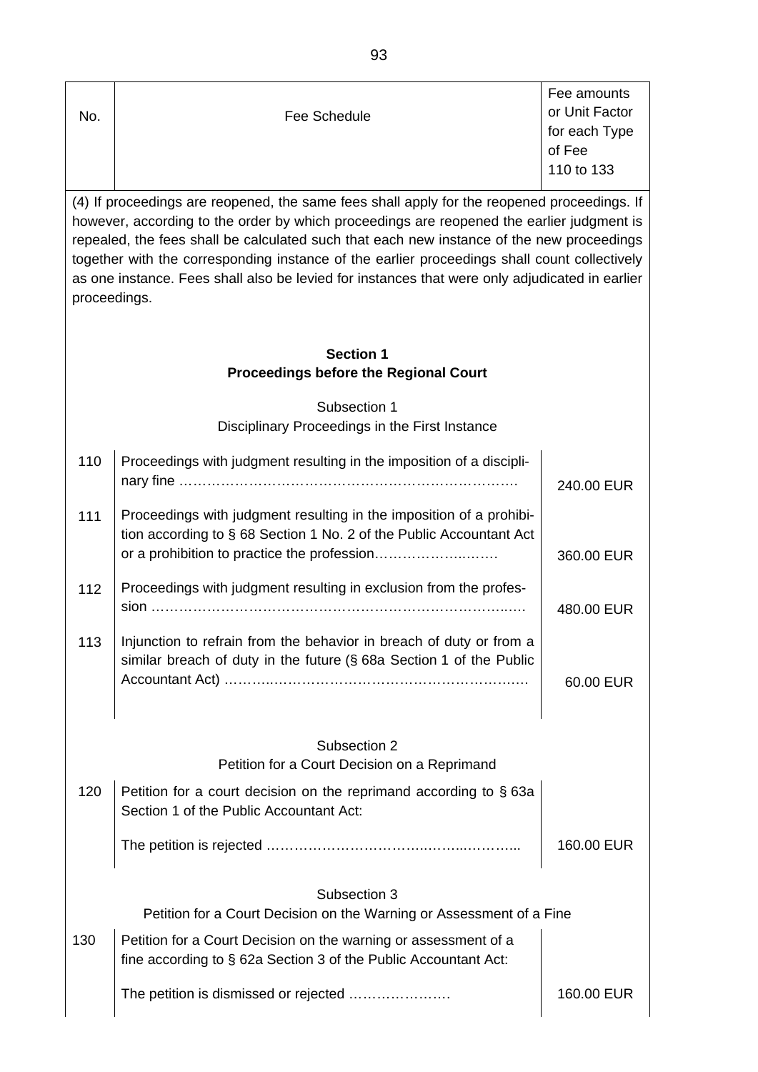| No. | Fee Schedule | Fee amounts or Unit Factor for each Type of Fee 110 to 133 |
|---|---|---|

(4) If proceedings are reopened, the same fees shall apply for the reopened proceedings. If however, according to the order by which proceedings are reopened the earlier judgment is repealed, the fees shall be calculated such that each new instance of the new proceedings together with the corresponding instance of the earlier proceedings shall count collectively as one instance. Fees shall also be levied for instances that were only adjudicated in earlier proceedings.

**Section 1**
**Proceedings before the Regional Court**

Subsection 1
Disciplinary Proceedings in the First Instance

| No. | Fee Schedule | Fee amounts |
|---|---|---|
| 110 | Proceedings with judgment resulting in the imposition of a disciplinary fine ………………………………………………………………. | 240.00 EUR |
| 111 | Proceedings with judgment resulting in the imposition of a prohibition according to § 68 Section 1 No. 2 of the Public Accountant Act or a prohibition to practice the profession……………….……. | 360.00 EUR |
| 112 | Proceedings with judgment resulting in exclusion from the profession ……………………………………………………………….…. | 480.00 EUR |
| 113 | Injunction to refrain from the behavior in breach of duty or from a similar breach of duty in the future (§ 68a Section 1 of the Public Accountant Act) ………..……………………………………………. | 60.00 EUR |

Subsection 2
Petition for a Court Decision on a Reprimand

| No. | Fee Schedule | Fee amounts |
|---|---|---|
| 120 | Petition for a court decision on the reprimand according to § 63a Section 1 of the Public Accountant Act: | |
| | The petition is rejected ……………………………..……..……….. | 160.00 EUR |

Subsection 3
Petition for a Court Decision on the Warning or Assessment of a Fine

| No. | Fee Schedule | Fee amounts |
|---|---|---|
| 130 | Petition for a Court Decision on the warning or assessment of a fine according to § 62a Section 3 of the Public Accountant Act: | |
| | The petition is dismissed or rejected …………………. | 160.00 EUR |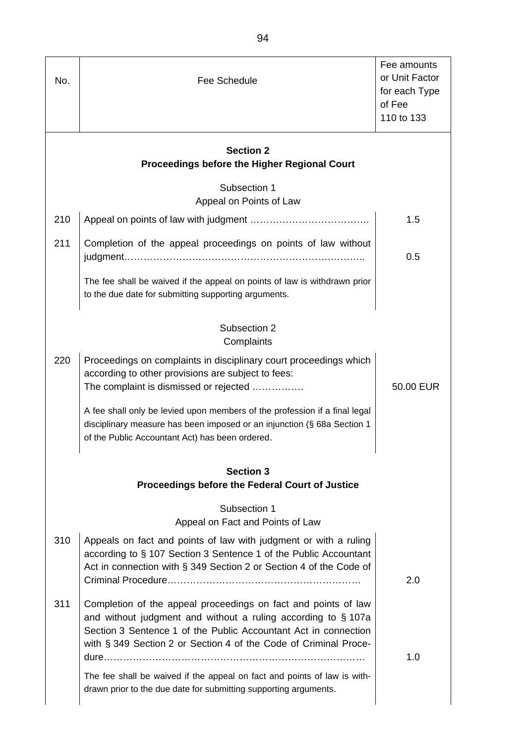| No. | Fee Schedule | Fee amounts or Unit Factor for each Type of Fee 110 to 133 |
|---|---|---|
| | **Section 2**<br>**Proceedings before the Higher Regional Court** | |
| | Subsection 1<br>Appeal on Points of Law | |
| 210 | Appeal on points of law with judgment ………………………………. | 1.5 |
| 211 | Completion of the appeal proceedings on points of law without judgment……………………………………………………………….. | 0.5 |
| | The fee shall be waived if the appeal on points of law is withdrawn prior to the due date for submitting supporting arguments. | |
| | Subsection 2<br>Complaints | |
| 220 | Proceedings on complaints in disciplinary court proceedings which according to other provisions are subject to fees:<br>The complaint is dismissed or rejected ……………. | 50.00 EUR |
| | A fee shall only be levied upon members of the profession if a final legal disciplinary measure has been imposed or an injunction (§ 68a Section 1 of the Public Accountant Act) has been ordered. | |
| | **Section 3**<br>**Proceedings before the Federal Court of Justice** | |
| | Subsection 1<br>Appeal on Fact and Points of Law | |
| 310 | Appeals on fact and points of law with judgment or with a ruling according to § 107 Section 3 Sentence 1 of the Public Accountant Act in connection with § 349 Section 2 or Section 4 of the Code of Criminal Procedure…………………………………………………… | 2.0 |
| 311 | Completion of the appeal proceedings on fact and points of law and without judgment and without a ruling according to § 107a Section 3 Sentence 1 of the Public Accountant Act in connection with § 349 Section 2 or Section 4 of the Code of Criminal Procedure……………………………………………………………………… | 1.0 |
| | The fee shall be waived if the appeal on fact and points of law is withdrawn prior to the due date for submitting supporting arguments. | |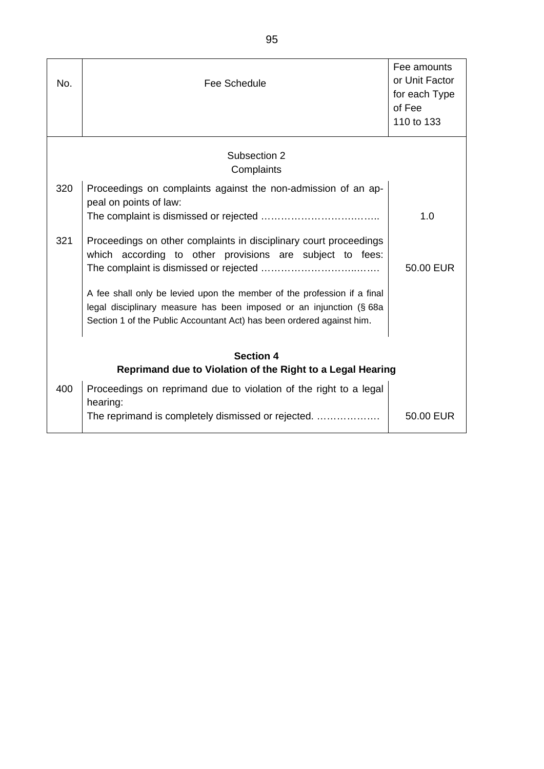| No. | Fee Schedule | Fee amounts or Unit Factor for each Type of Fee 110 to 133 |
|---|---|---|
| | **Subsection 2**<br>**Complaints** | |
| 320 | Proceedings on complaints against the non-admission of an appeal on points of law:<br>The complaint is dismissed or rejected …………………………..….. | 1.0 |
| 321 | Proceedings on other complaints in disciplinary court proceedings which according to other provisions are subject to fees:<br>The complaint is dismissed or rejected …………………………..……<br><br>A fee shall only be levied upon the member of the profession if a final legal disciplinary measure has been imposed or an injunction (§ 68a Section 1 of the Public Accountant Act) has been ordered against him. | 50.00 EUR |
| | **Section 4**<br>**Reprimand due to Violation of the Right to a Legal Hearing** | |
| 400 | Proceedings on reprimand due to violation of the right to a legal hearing:<br>The reprimand is completely dismissed or rejected. ………………. | 50.00 EUR |